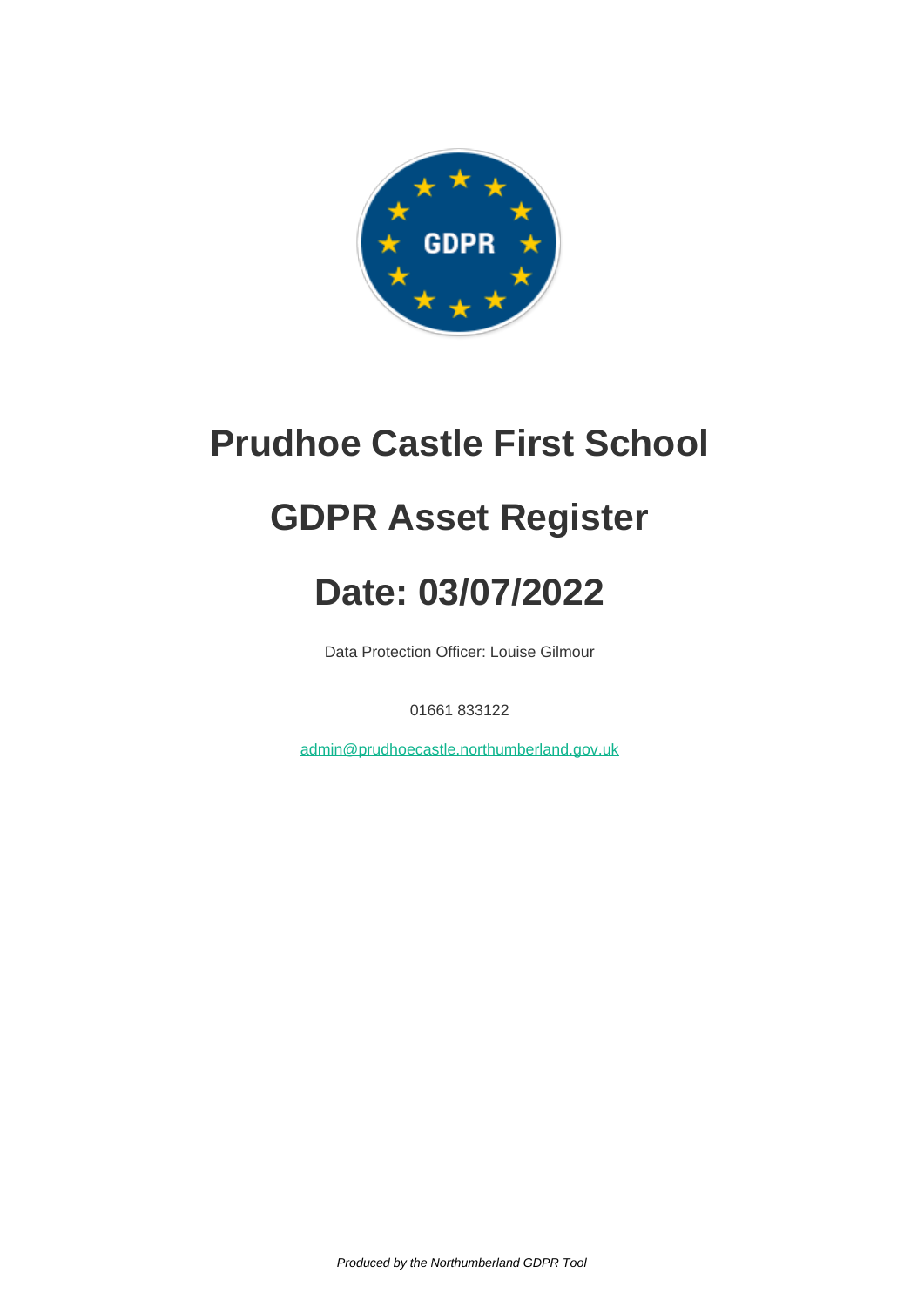# Prudhoe Castle First School

# GDPR Asset Register

# Date: 03/07/2022

Data Protection Officer: Louise Gilmour

01661 833122

admin@prudhoecastle.northumberland.gov.uk

*Produced by the Northumberland GDPR Tool*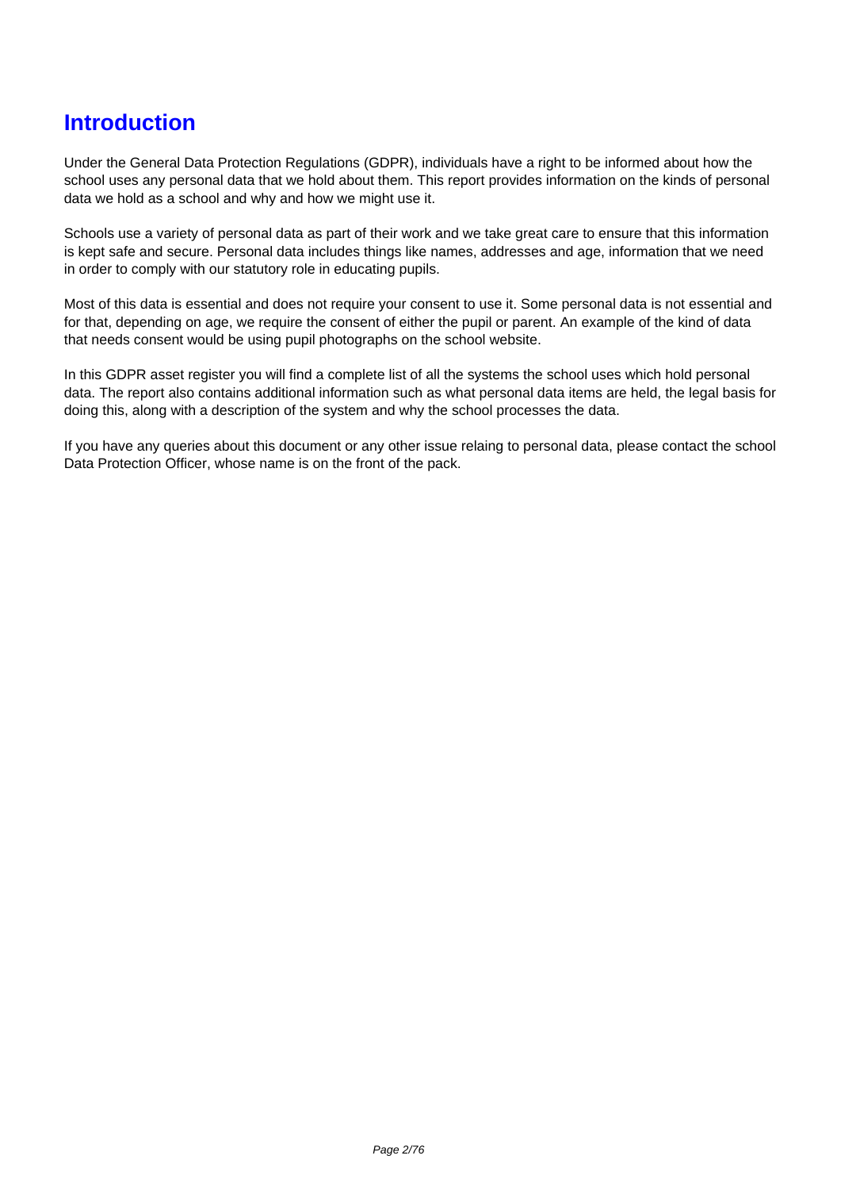# Introduction

Under the General Data Protection Regulations (GDPR), individuals have a right to be informed about how the school uses any personal data that we hold about them. This report provides information on the kinds of personal data we hold as a school and why and how we might use it.

Schools use a variety of personal data as part of their work and we take great care to ensure that this information is kept safe and secure. Personal data includes things like names, addresses and age, information that we need in order to comply with our statutory role in educating pupils.

Most of this data is essential and does not require your consent to use it. Some personal data is not essential and for that, depending on age, we require the consent of either the pupil or parent. An example of the kind of data that needs consent would be using pupil photographs on the school website.

In this GDPR asset register you will find a complete list of all the systems the school uses which hold personal data. The report also contains additional information such as what personal data items are held, the legal basis for doing this, along with a description of the system and why the school processes the data.

If you have any queries about this document or any other issue relaing to personal data, please contact the school Data Protection Officer, whose name is on the front of the pack.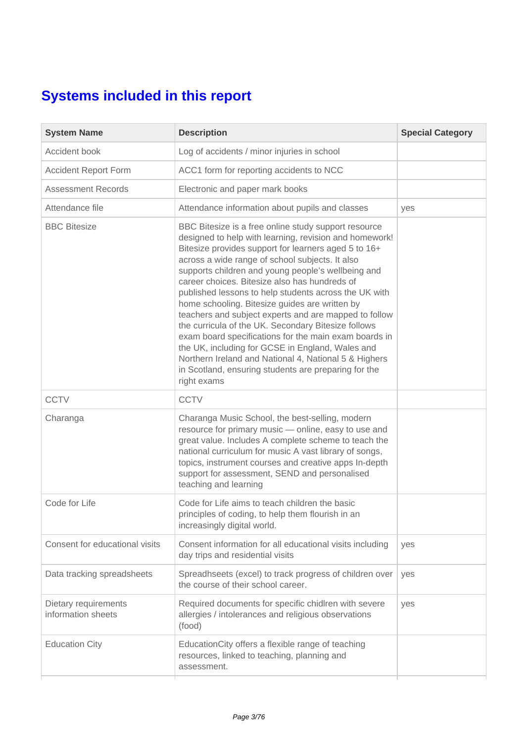# Systems included in this report

| System Name | Description | Special Category |
|---|---|---|
| Accident book | Log of accidents / minor injuries in school | |
| Accident Report Form | ACC1 form for reporting accidents to NCC | |
| Assessment Records | Electronic and paper mark books | |
| Attendance file | Attendance information about pupils and classes | yes |
| BBC Bitesize | BBC Bitesize is a free online study support resource designed to help with learning, revision and homework! Bitesize provides support for learners aged 5 to 16+ across a wide range of school subjects. It also supports children and young people's wellbeing and career choices. Bitesize also has hundreds of published lessons to help students across the UK with home schooling. Bitesize guides are written by teachers and subject experts and are mapped to follow the curricula of the UK. Secondary Bitesize follows exam board specifications for the main exam boards in the UK, including for GCSE in England, Wales and Northern Ireland and National 4, National 5 & Highers in Scotland, ensuring students are preparing for the right exams | |
| CCTV | CCTV | |
| Charanga | Charanga Music School, the best-selling, modern resource for primary music — online, easy to use and great value. Includes A complete scheme to teach the national curriculum for music A vast library of songs, topics, instrument courses and creative apps In-depth support for assessment, SEND and personalised teaching and learning | |
| Code for Life | Code for Life aims to teach children the basic principles of coding, to help them flourish in an increasingly digital world. | |
| Consent for educational visits | Consent information for all educational visits including day trips and residential visits | yes |
| Data tracking spreadsheets | Spreadhseets (excel) to track progress of children over the course of their school career. | yes |
| Dietary requirements information sheets | Required documents for specific chidlren with severe allergies / intolerances and religious observations (food) | yes |
| Education City | EducationCity offers a flexible range of teaching resources, linked to teaching, planning and assessment. | |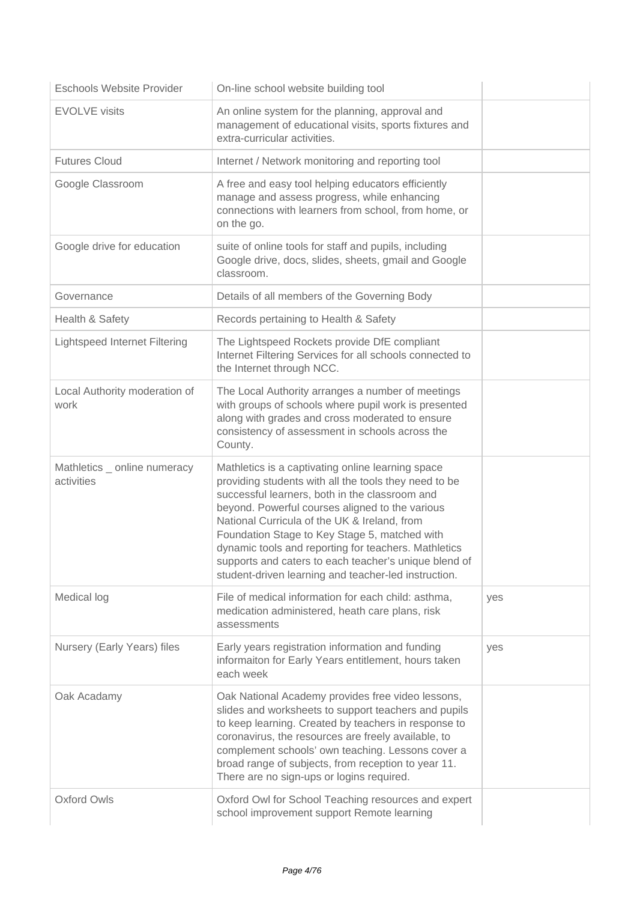| | | |
|---|---|---|
| Eschools Website Provider | On-line school website building tool | |
| EVOLVE visits | An online system for the planning, approval and management of educational visits, sports fixtures and extra-curricular activities. | |
| Futures Cloud | Internet / Network monitoring and reporting tool | |
| Google Classroom | A free and easy tool helping educators efficiently manage and assess progress, while enhancing connections with learners from school, from home, or on the go. | |
| Google drive for education | suite of online tools for staff and pupils, including Google drive, docs, slides, sheets, gmail and Google classroom. | |
| Governance | Details of all members of the Governing Body | |
| Health & Safety | Records pertaining to Health & Safety | |
| Lightspeed Internet Filtering | The Lightspeed Rockets provide DfE compliant Internet Filtering Services for all schools connected to the Internet through NCC. | |
| Local Authority moderation of work | The Local Authority arranges a number of meetings with groups of schools where pupil work is presented along with grades and cross moderated to ensure consistency of assessment in schools across the County. | |
| Mathletics _ online numeracy activities | Mathletics is a captivating online learning space providing students with all the tools they need to be successful learners, both in the classroom and beyond. Powerful courses aligned to the various National Curricula of the UK & Ireland, from Foundation Stage to Key Stage 5, matched with dynamic tools and reporting for teachers. Mathletics supports and caters to each teacher's unique blend of student-driven learning and teacher-led instruction. | |
| Medical log | File of medical information for each child: asthma, medication administered, heath care plans, risk assessments | yes |
| Nursery (Early Years) files | Early years registration information and funding informaiton for Early Years entitlement, hours taken each week | yes |
| Oak Acadamy | Oak National Academy provides free video lessons, slides and worksheets to support teachers and pupils to keep learning. Created by teachers in response to coronavirus, the resources are freely available, to complement schools' own teaching. Lessons cover a broad range of subjects, from reception to year 11. There are no sign-ups or logins required. | |
| Oxford Owls | Oxford Owl for School Teaching resources and expert school improvement support Remote learning | |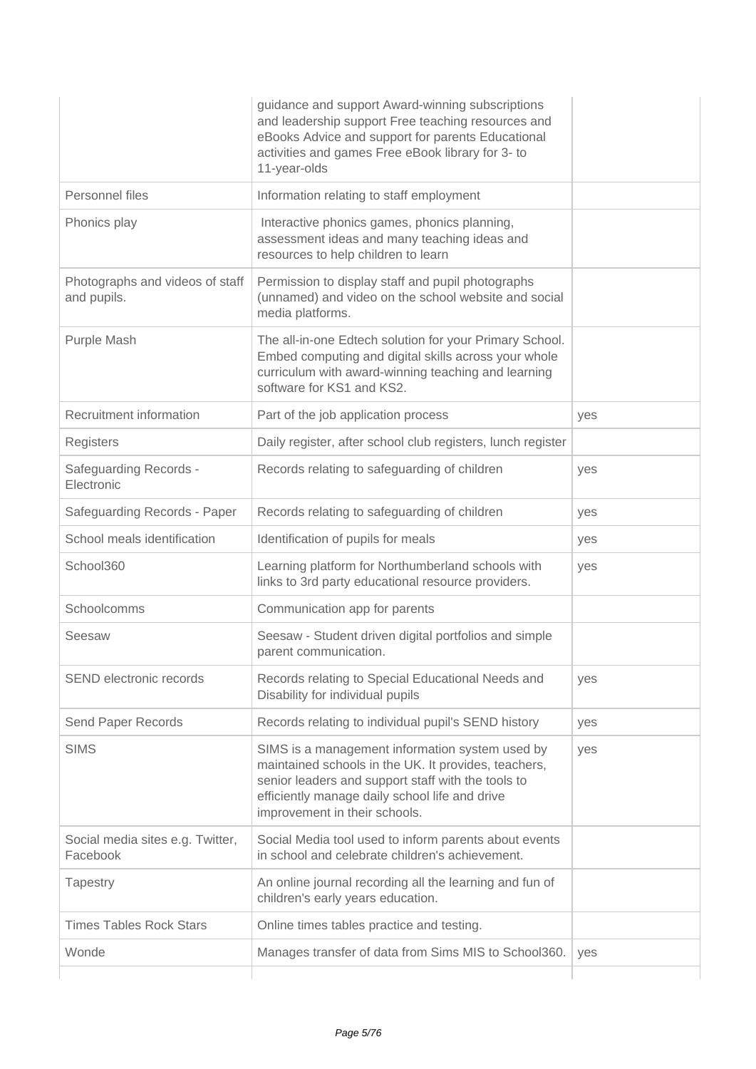| | | |
|---|---|---|
| | guidance and support Award-winning subscriptions and leadership support Free teaching resources and eBooks Advice and support for parents Educational activities and games Free eBook library for 3- to 11-year-olds | |
| Personnel files | Information relating to staff employment | |
| Phonics play | Interactive phonics games, phonics planning, assessment ideas and many teaching ideas and resources to help children to learn | |
| Photographs and videos of staff and pupils. | Permission to display staff and pupil photographs (unnamed) and video on the school website and social media platforms. | |
| Purple Mash | The all-in-one Edtech solution for your Primary School. Embed computing and digital skills across your whole curriculum with award-winning teaching and learning software for KS1 and KS2. | |
| Recruitment information | Part of the job application process | yes |
| Registers | Daily register, after school club registers, lunch register | |
| Safeguarding Records - Electronic | Records relating to safeguarding of children | yes |
| Safeguarding Records - Paper | Records relating to safeguarding of children | yes |
| School meals identification | Identification of pupils for meals | yes |
| School360 | Learning platform for Northumberland schools with links to 3rd party educational resource providers. | yes |
| Schoolcomms | Communication app for parents | |
| Seesaw | Seesaw - Student driven digital portfolios and simple parent communication. | |
| SEND electronic records | Records relating to Special Educational Needs and Disability for individual pupils | yes |
| Send Paper Records | Records relating to individual pupil's SEND history | yes |
| SIMS | SIMS is a management information system used by maintained schools in the UK. It provides, teachers, senior leaders and support staff with the tools to efficiently manage daily school life and drive improvement in their schools. | yes |
| Social media sites e.g. Twitter, Facebook | Social Media tool used to inform parents about events in school and celebrate children's achievement. | |
| Tapestry | An online journal recording all the learning and fun of children's early years education. | |
| Times Tables Rock Stars | Online times tables practice and testing. | |
| Wonde | Manages transfer of data from Sims MIS to School360. | yes |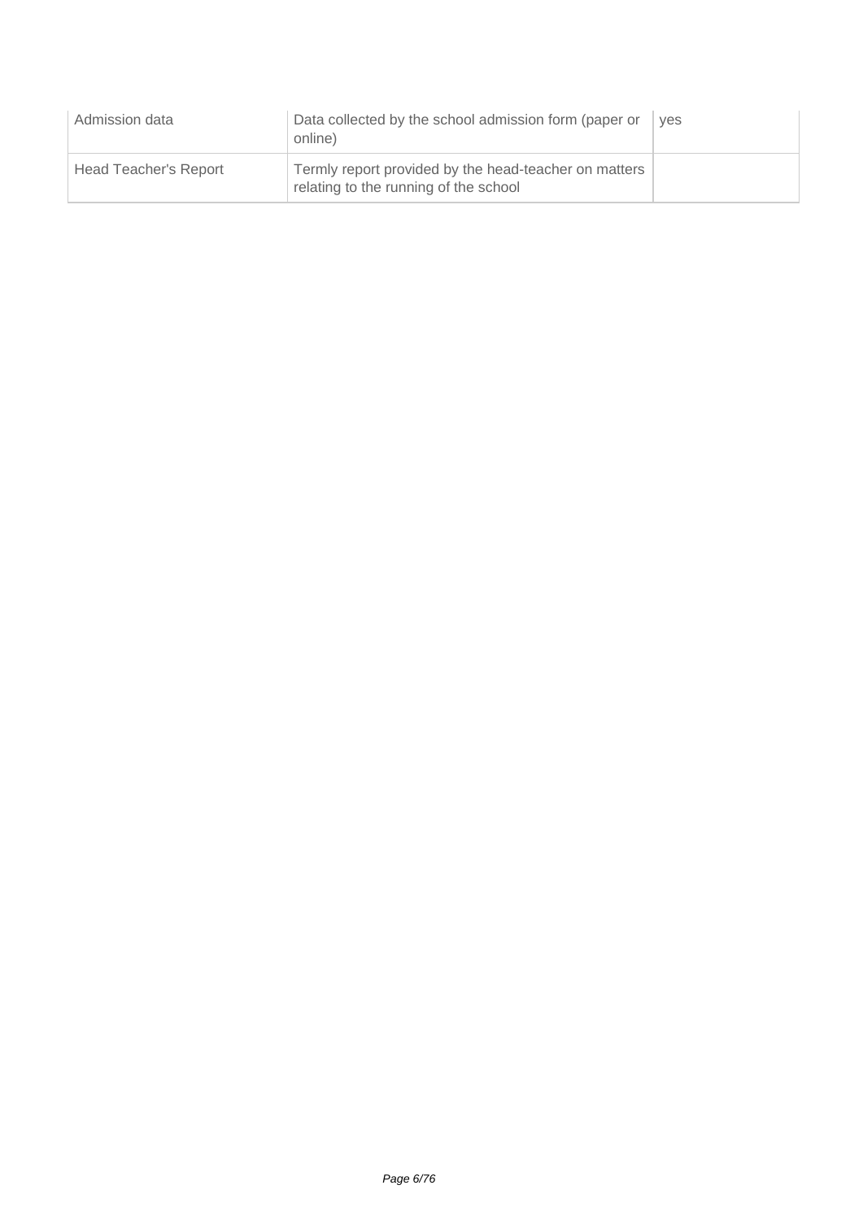| | | |
|---|---|---|
| Admission data | Data collected by the school admission form (paper or online) | yes |
| Head Teacher's Report | Termly report provided by the head-teacher on matters relating to the running of the school | |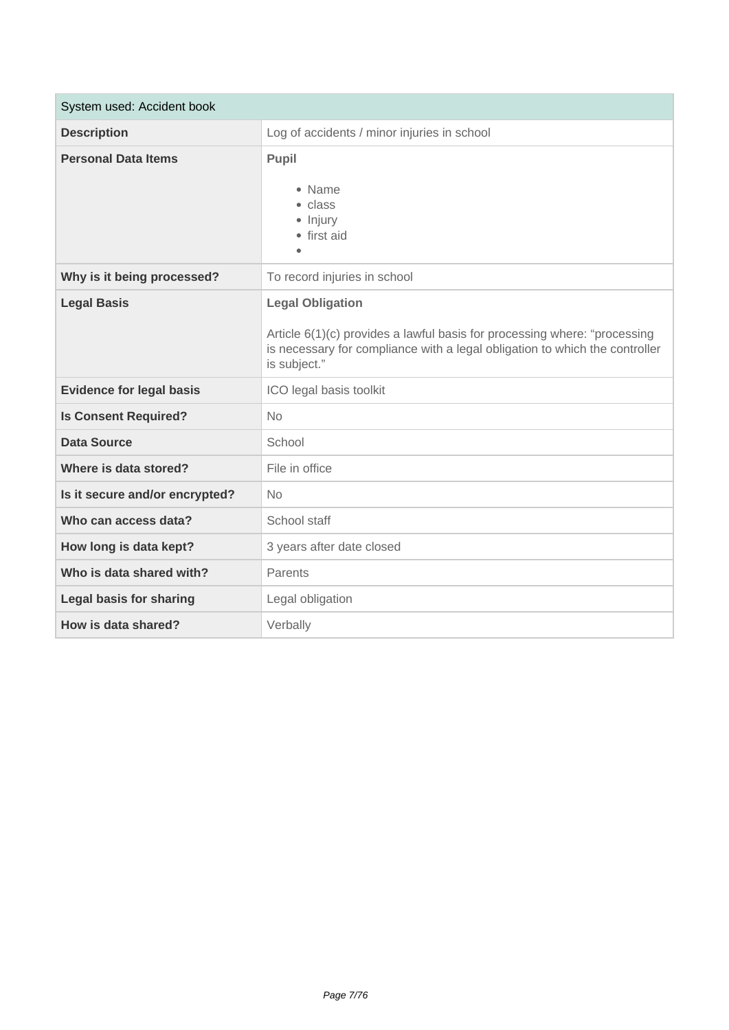| System used: Accident book | |
|---|---|
| **Description** | Log of accidents / minor injuries in school |
| **Personal Data Items** | **Pupil**<br><br>• Name<br>• class<br>• Injury<br>• first aid<br>• |
| **Why is it being processed?** | To record injuries in school |
| **Legal Basis** | **Legal Obligation**<br><br>Article 6(1)(c) provides a lawful basis for processing where: "processing is necessary for compliance with a legal obligation to which the controller is subject." |
| **Evidence for legal basis** | ICO legal basis toolkit |
| **Is Consent Required?** | No |
| **Data Source** | School |
| **Where is data stored?** | File in office |
| **Is it secure and/or encrypted?** | No |
| **Who can access data?** | School staff |
| **How long is data kept?** | 3 years after date closed |
| **Who is data shared with?** | Parents |
| **Legal basis for sharing** | Legal obligation |
| **How is data shared?** | Verbally |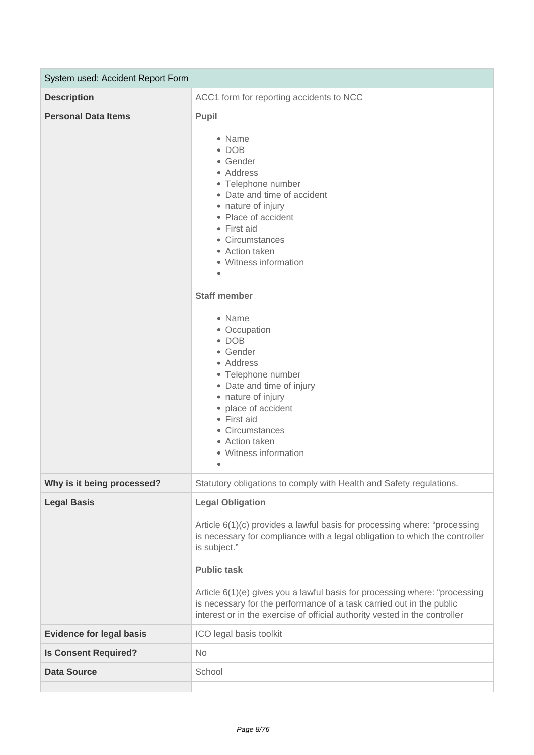| System used: Accident Report Form | |
|---|---|
| **Description** | ACC1 form for reporting accidents to NCC |
| **Personal Data Items** | **Pupil**<br><br>• Name<br>• DOB<br>• Gender<br>• Address<br>• Telephone number<br>• Date and time of accident<br>• nature of injury<br>• Place of accident<br>• First aid<br>• Circumstances<br>• Action taken<br>• Witness information<br>•<br><br>**Staff member**<br><br>• Name<br>• Occupation<br>• DOB<br>• Gender<br>• Address<br>• Telephone number<br>• Date and time of injury<br>• nature of injury<br>• place of accident<br>• First aid<br>• Circumstances<br>• Action taken<br>• Witness information<br>• |
| **Why is it being processed?** | Statutory obligations to comply with Health and Safety regulations. |
| **Legal Basis** | **Legal Obligation**<br><br>Article 6(1)(c) provides a lawful basis for processing where: "processing is necessary for compliance with a legal obligation to which the controller is subject."<br><br>**Public task**<br><br>Article 6(1)(e) gives you a lawful basis for processing where: "processing is necessary for the performance of a task carried out in the public interest or in the exercise of official authority vested in the controller |
| **Evidence for legal basis** | ICO legal basis toolkit |
| **Is Consent Required?** | No |
| **Data Source** | School |
| | |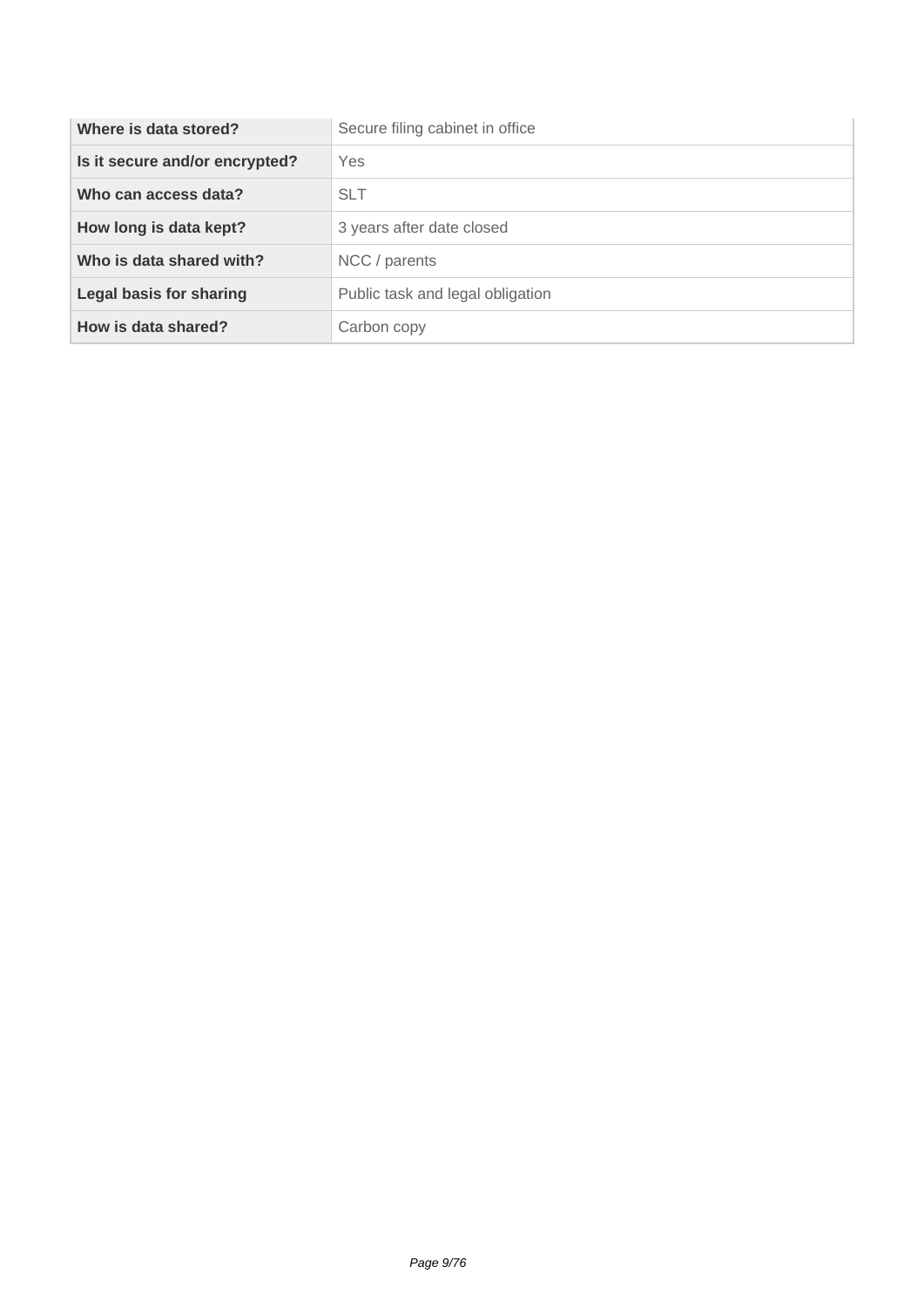| | |
|---|---|
| **Where is data stored?** | Secure filing cabinet in office |
| **Is it secure and/or encrypted?** | Yes |
| **Who can access data?** | SLT |
| **How long is data kept?** | 3 years after date closed |
| **Who is data shared with?** | NCC / parents |
| **Legal basis for sharing** | Public task and legal obligation |
| **How is data shared?** | Carbon copy |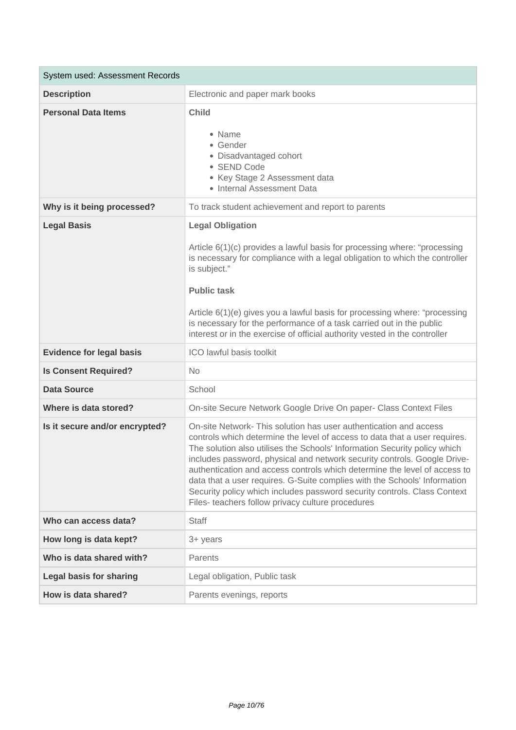| System used: Assessment Records | |
|---|---|
| **Description** | Electronic and paper mark books |
| **Personal Data Items** | **Child**<br><br>• Name<br>• Gender<br>• Disadvantaged cohort<br>• SEND Code<br>• Key Stage 2 Assessment data<br>• Internal Assessment Data |
| **Why is it being processed?** | To track student achievement and report to parents |
| **Legal Basis** | **Legal Obligation**<br><br>Article 6(1)(c) provides a lawful basis for processing where: "processing is necessary for compliance with a legal obligation to which the controller is subject."<br><br>**Public task**<br><br>Article 6(1)(e) gives you a lawful basis for processing where: "processing is necessary for the performance of a task carried out in the public interest or in the exercise of official authority vested in the controller |
| **Evidence for legal basis** | ICO lawful basis toolkit |
| **Is Consent Required?** | No |
| **Data Source** | School |
| **Where is data stored?** | On-site Secure Network Google Drive On paper- Class Context Files |
| **Is it secure and/or encrypted?** | On-site Network- This solution has user authentication and access controls which determine the level of access to data that a user requires. The solution also utilises the Schools' Information Security policy which includes password, physical and network security controls. Google Drive- authentication and access controls which determine the level of access to data that a user requires. G-Suite complies with the Schools' Information Security policy which includes password security controls. Class Context Files- teachers follow privacy culture procedures |
| **Who can access data?** | Staff |
| **How long is data kept?** | 3+ years |
| **Who is data shared with?** | Parents |
| **Legal basis for sharing** | Legal obligation, Public task |
| **How is data shared?** | Parents evenings, reports |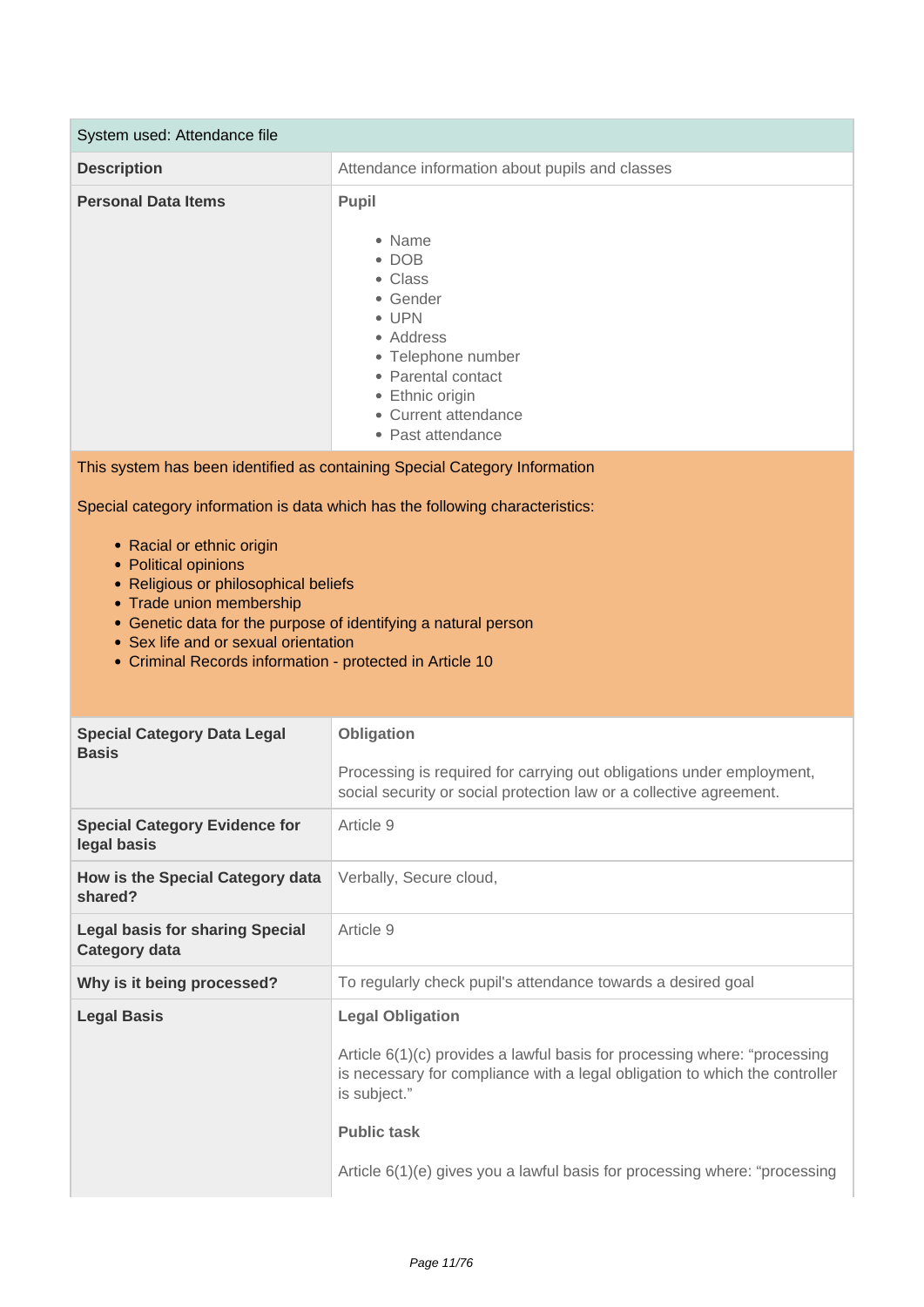| System used: Attendance file | |
|---|---|
| **Description** | Attendance information about pupils and classes |
| **Personal Data Items** | **Pupil**<br><br>• Name<br>• DOB<br>• Class<br>• Gender<br>• UPN<br>• Address<br>• Telephone number<br>• Parental contact<br>• Ethnic origin<br>• Current attendance<br>• Past attendance |

This system has been identified as containing Special Category Information

Special category information is data which has the following characteristics:

- Racial or ethnic origin
- Political opinions
- Religious or philosophical beliefs
- Trade union membership
- Genetic data for the purpose of identifying a natural person
- Sex life and or sexual orientation
- Criminal Records information - protected in Article 10

| | |
|---|---|
| **Special Category Data Legal Basis** | **Obligation**<br><br>Processing is required for carrying out obligations under employment, social security or social protection law or a collective agreement. |
| **Special Category Evidence for legal basis** | Article 9 |
| **How is the Special Category data shared?** | Verbally, Secure cloud, |
| **Legal basis for sharing Special Category data** | Article 9 |
| **Why is it being processed?** | To regularly check pupil's attendance towards a desired goal |
| **Legal Basis** | **Legal Obligation**<br><br>Article 6(1)(c) provides a lawful basis for processing where: “processing is necessary for compliance with a legal obligation to which the controller is subject.”<br><br>**Public task**<br><br>Article 6(1)(e) gives you a lawful basis for processing where: “processing |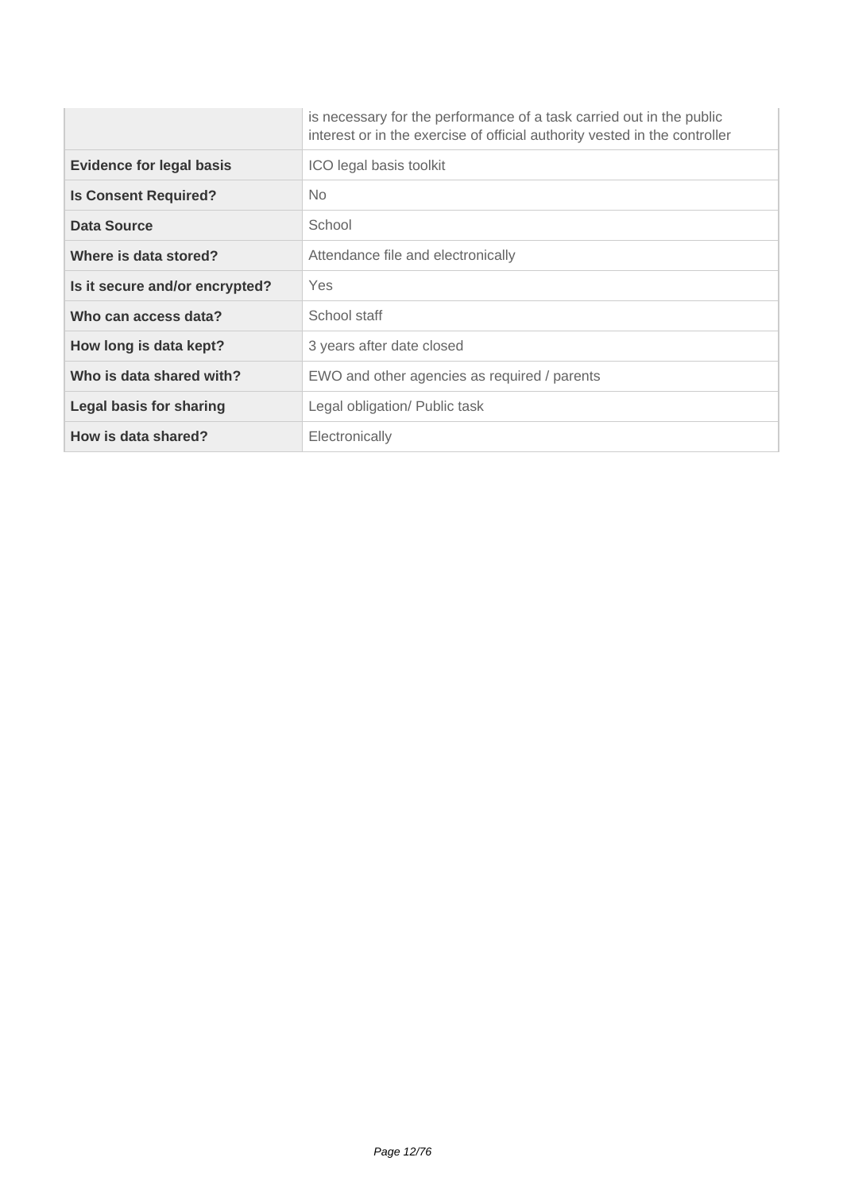| | |
|---|---|
| | is necessary for the performance of a task carried out in the public interest or in the exercise of official authority vested in the controller |
| **Evidence for legal basis** | ICO legal basis toolkit |
| **Is Consent Required?** | No |
| **Data Source** | School |
| **Where is data stored?** | Attendance file and electronically |
| **Is it secure and/or encrypted?** | Yes |
| **Who can access data?** | School staff |
| **How long is data kept?** | 3 years after date closed |
| **Who is data shared with?** | EWO and other agencies as required / parents |
| **Legal basis for sharing** | Legal obligation/ Public task |
| **How is data shared?** | Electronically |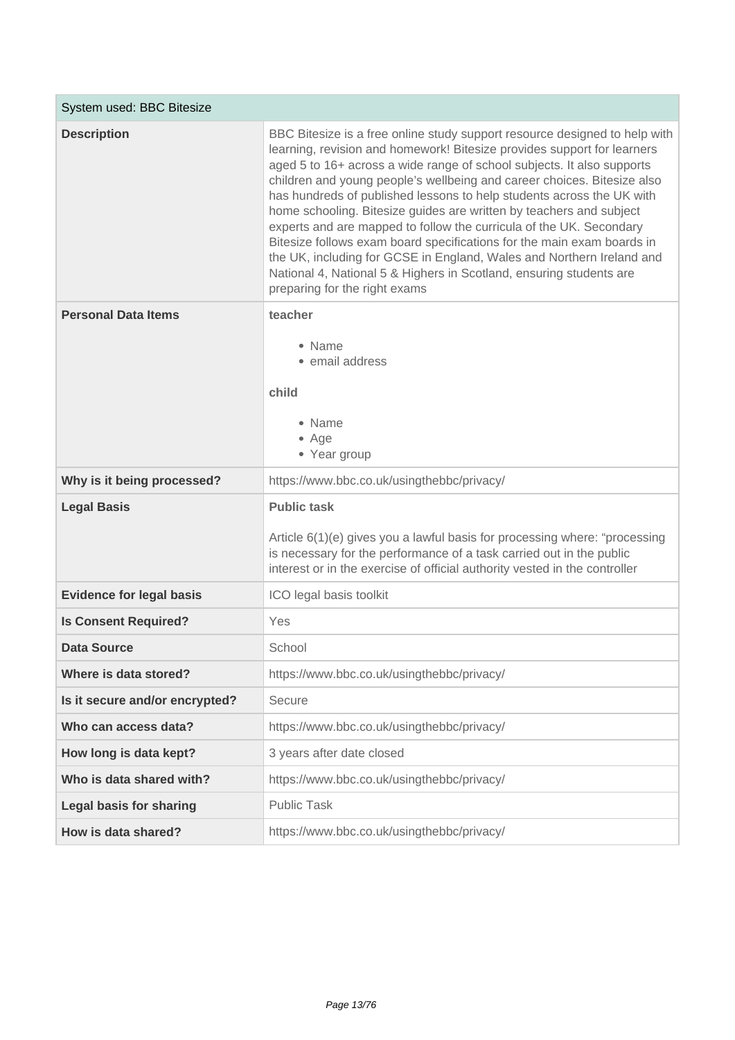| System used: BBC Bitesize | |
|---|---|
| **Description** | BBC Bitesize is a free online study support resource designed to help with learning, revision and homework! Bitesize provides support for learners aged 5 to 16+ across a wide range of school subjects. It also supports children and young people's wellbeing and career choices. Bitesize also has hundreds of published lessons to help students across the UK with home schooling. Bitesize guides are written by teachers and subject experts and are mapped to follow the curricula of the UK. Secondary Bitesize follows exam board specifications for the main exam boards in the UK, including for GCSE in England, Wales and Northern Ireland and National 4, National 5 & Highers in Scotland, ensuring students are preparing for the right exams |
| **Personal Data Items** | **teacher**<br><br>• Name<br>• email address<br><br>**child**<br><br>• Name<br>• Age<br>• Year group |
| **Why is it being processed?** | https://www.bbc.co.uk/usingthebbc/privacy/ |
| **Legal Basis** | **Public task**<br><br>Article 6(1)(e) gives you a lawful basis for processing where: "processing is necessary for the performance of a task carried out in the public interest or in the exercise of official authority vested in the controller |
| **Evidence for legal basis** | ICO legal basis toolkit |
| **Is Consent Required?** | Yes |
| **Data Source** | School |
| **Where is data stored?** | https://www.bbc.co.uk/usingthebbc/privacy/ |
| **Is it secure and/or encrypted?** | Secure |
| **Who can access data?** | https://www.bbc.co.uk/usingthebbc/privacy/ |
| **How long is data kept?** | 3 years after date closed |
| **Who is data shared with?** | https://www.bbc.co.uk/usingthebbc/privacy/ |
| **Legal basis for sharing** | Public Task |
| **How is data shared?** | https://www.bbc.co.uk/usingthebbc/privacy/ |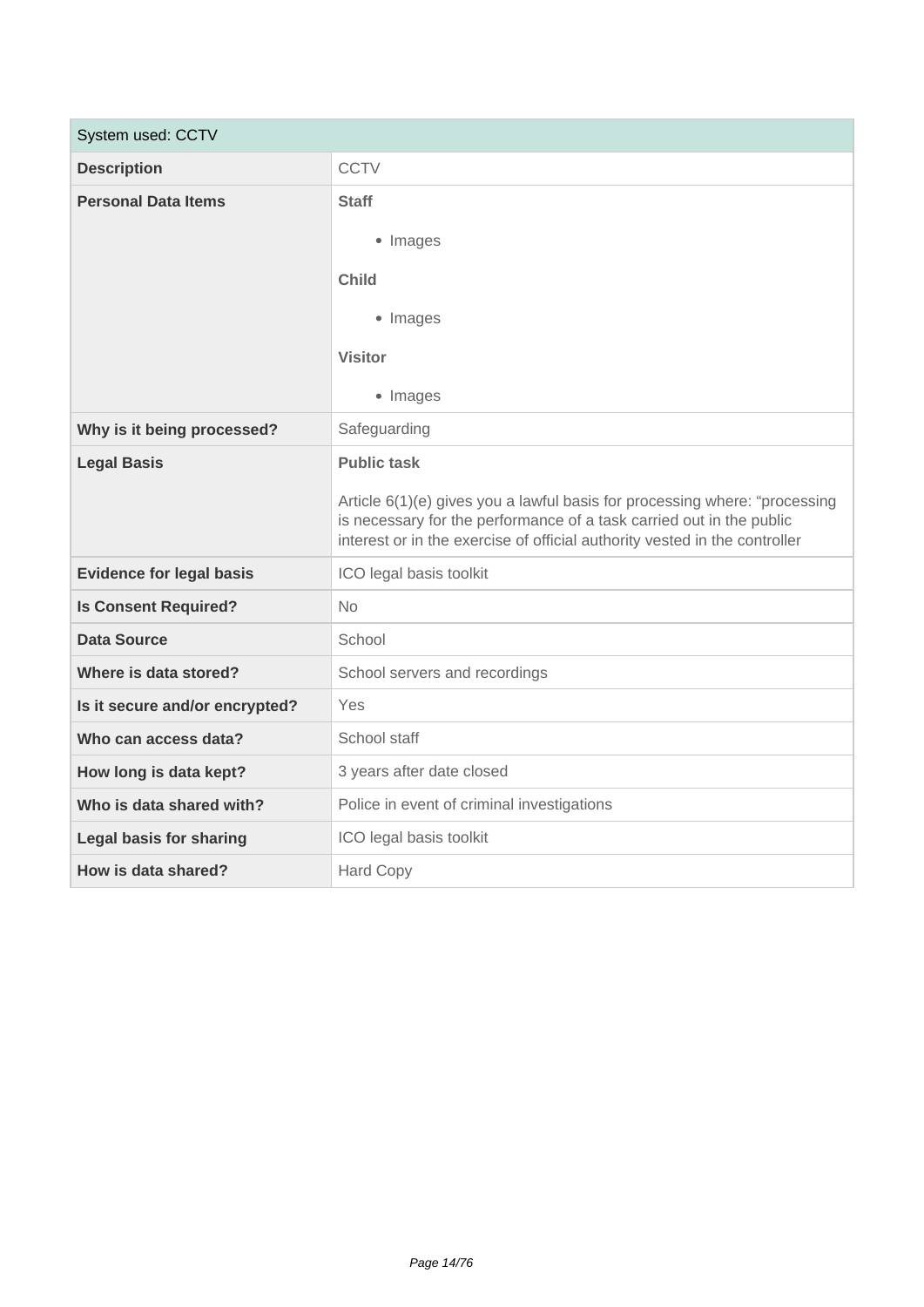| System used: CCTV | |
|---|---|
| **Description** | CCTV |
| **Personal Data Items** | **Staff**<br><br>• Images<br><br>**Child**<br><br>• Images<br><br>**Visitor**<br><br>• Images |
| **Why is it being processed?** | Safeguarding |
| **Legal Basis** | **Public task**<br><br>Article 6(1)(e) gives you a lawful basis for processing where: "processing is necessary for the performance of a task carried out in the public interest or in the exercise of official authority vested in the controller |
| **Evidence for legal basis** | ICO legal basis toolkit |
| **Is Consent Required?** | No |
| **Data Source** | School |
| **Where is data stored?** | School servers and recordings |
| **Is it secure and/or encrypted?** | Yes |
| **Who can access data?** | School staff |
| **How long is data kept?** | 3 years after date closed |
| **Who is data shared with?** | Police in event of criminal investigations |
| **Legal basis for sharing** | ICO legal basis toolkit |
| **How is data shared?** | Hard Copy |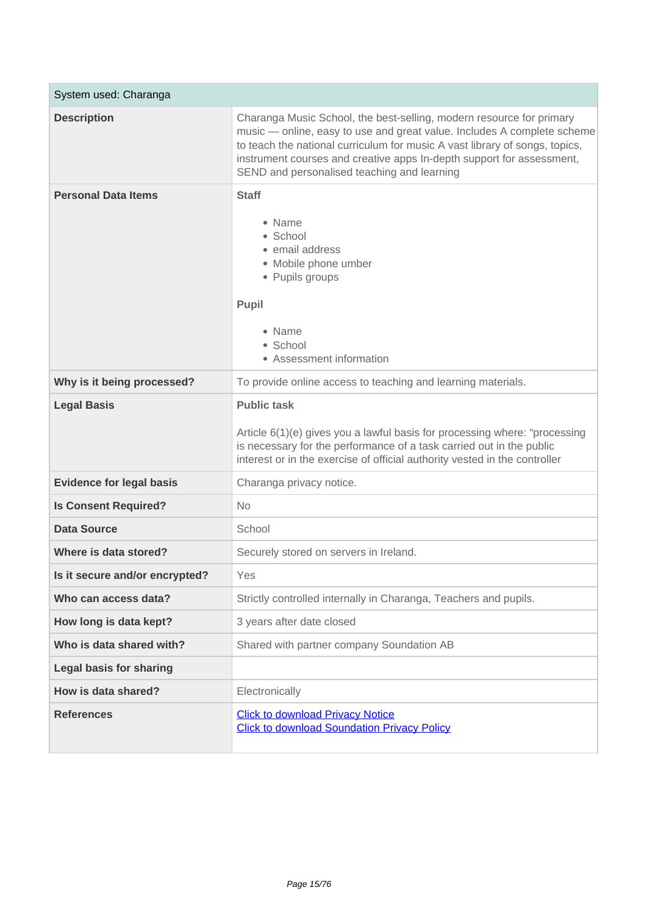| System used: Charanga | |
|---|---|
| **Description** | Charanga Music School, the best-selling, modern resource for primary music — online, easy to use and great value. Includes A complete scheme to teach the national curriculum for music A vast library of songs, topics, instrument courses and creative apps In-depth support for assessment, SEND and personalised teaching and learning |
| **Personal Data Items** | **Staff**<br><br>• Name<br>• School<br>• email address<br>• Mobile phone umber<br>• Pupils groups<br><br>**Pupil**<br><br>• Name<br>• School<br>• Assessment information |
| **Why is it being processed?** | To provide online access to teaching and learning materials. |
| **Legal Basis** | **Public task**<br><br>Article 6(1)(e) gives you a lawful basis for processing where: "processing is necessary for the performance of a task carried out in the public interest or in the exercise of official authority vested in the controller |
| **Evidence for legal basis** | Charanga privacy notice. |
| **Is Consent Required?** | No |
| **Data Source** | School |
| **Where is data stored?** | Securely stored on servers in Ireland. |
| **Is it secure and/or encrypted?** | Yes |
| **Who can access data?** | Strictly controlled internally in Charanga, Teachers and pupils. |
| **How long is data kept?** | 3 years after date closed |
| **Who is data shared with?** | Shared with partner company Soundation AB |
| **Legal basis for sharing** | |
| **How is data shared?** | Electronically |
| **References** | Click to download Privacy Notice<br>Click to download Soundation Privacy Policy |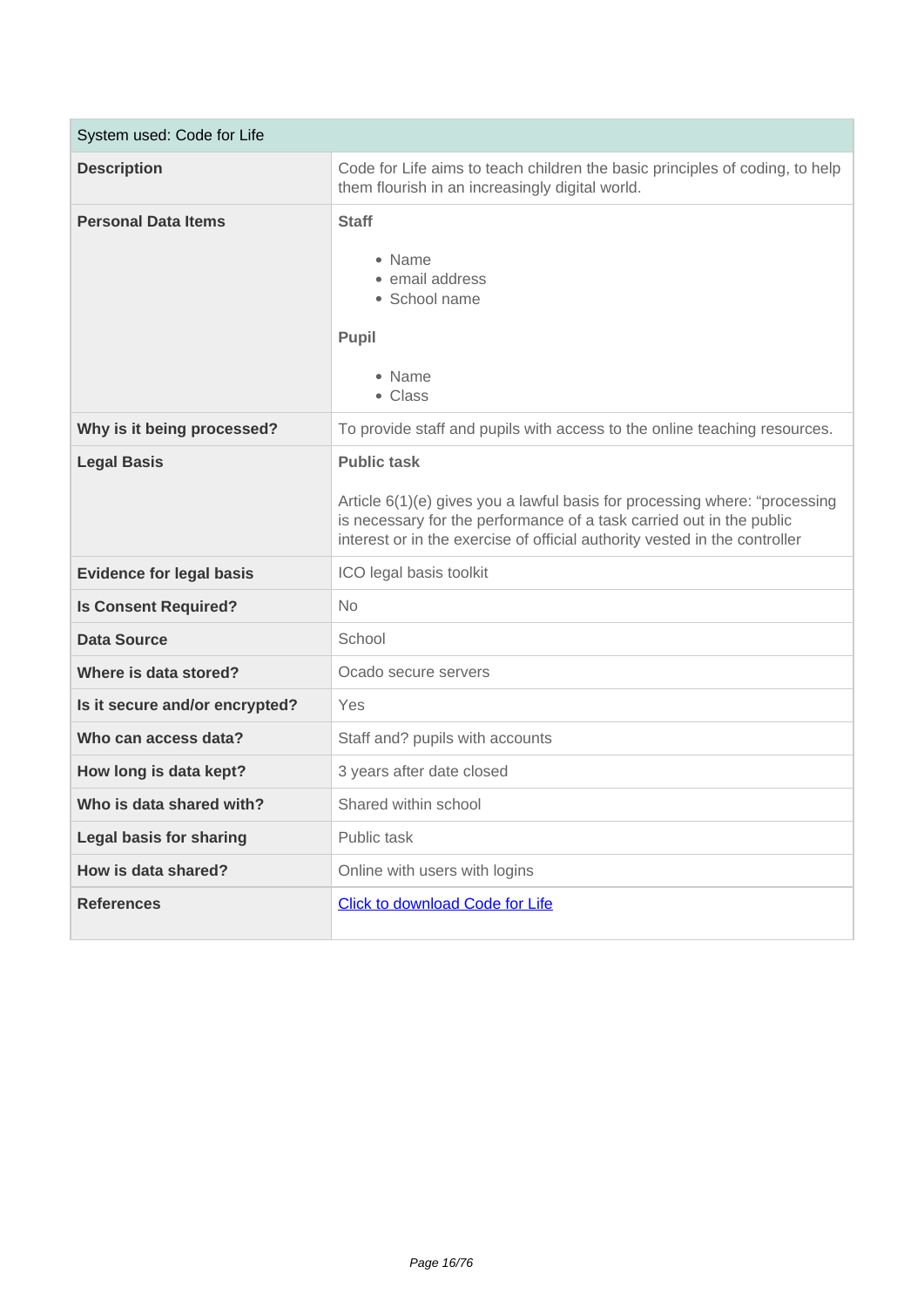| System used: Code for Life | |
|---|---|
| **Description** | Code for Life aims to teach children the basic principles of coding, to help them flourish in an increasingly digital world. |
| **Personal Data Items** | **Staff**<br><br>• Name<br>• email address<br>• School name<br><br>**Pupil**<br><br>• Name<br>• Class |
| **Why is it being processed?** | To provide staff and pupils with access to the online teaching resources. |
| **Legal Basis** | **Public task**<br><br>Article 6(1)(e) gives you a lawful basis for processing where: "processing is necessary for the performance of a task carried out in the public interest or in the exercise of official authority vested in the controller |
| **Evidence for legal basis** | ICO legal basis toolkit |
| **Is Consent Required?** | No |
| **Data Source** | School |
| **Where is data stored?** | Ocado secure servers |
| **Is it secure and/or encrypted?** | Yes |
| **Who can access data?** | Staff and? pupils with accounts |
| **How long is data kept?** | 3 years after date closed |
| **Who is data shared with?** | Shared within school |
| **Legal basis for sharing** | Public task |
| **How is data shared?** | Online with users with logins |
| **References** | Click to download Code for Life |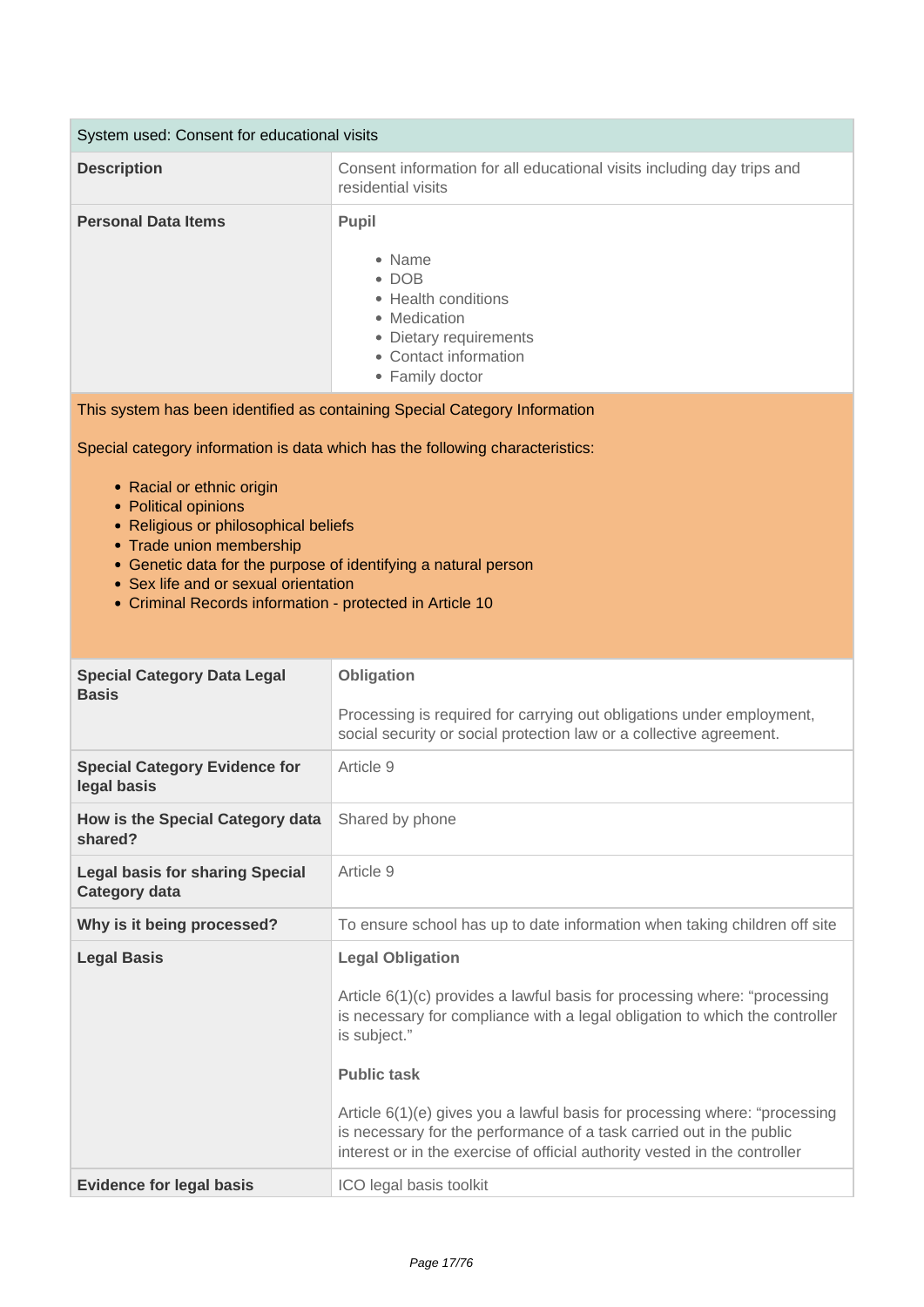| System used: Consent for educational visits | |
|---|---|
| **Description** | Consent information for all educational visits including day trips and residential visits |
| **Personal Data Items** | **Pupil**<br><br>• Name<br>• DOB<br>• Health conditions<br>• Medication<br>• Dietary requirements<br>• Contact information<br>• Family doctor |

This system has been identified as containing Special Category Information

Special category information is data which has the following characteristics:

- Racial or ethnic origin
- Political opinions
- Religious or philosophical beliefs
- Trade union membership
- Genetic data for the purpose of identifying a natural person
- Sex life and or sexual orientation
- Criminal Records information - protected in Article 10

| | |
|---|---|
| **Special Category Data Legal Basis** | **Obligation**<br><br>Processing is required for carrying out obligations under employment, social security or social protection law or a collective agreement. |
| **Special Category Evidence for legal basis** | Article 9 |
| **How is the Special Category data shared?** | Shared by phone |
| **Legal basis for sharing Special Category data** | Article 9 |
| **Why is it being processed?** | To ensure school has up to date information when taking children off site |
| **Legal Basis** | **Legal Obligation**<br><br>Article 6(1)(c) provides a lawful basis for processing where: "processing is necessary for compliance with a legal obligation to which the controller is subject."<br><br>**Public task**<br><br>Article 6(1)(e) gives you a lawful basis for processing where: "processing is necessary for the performance of a task carried out in the public interest or in the exercise of official authority vested in the controller |
| **Evidence for legal basis** | ICO legal basis toolkit |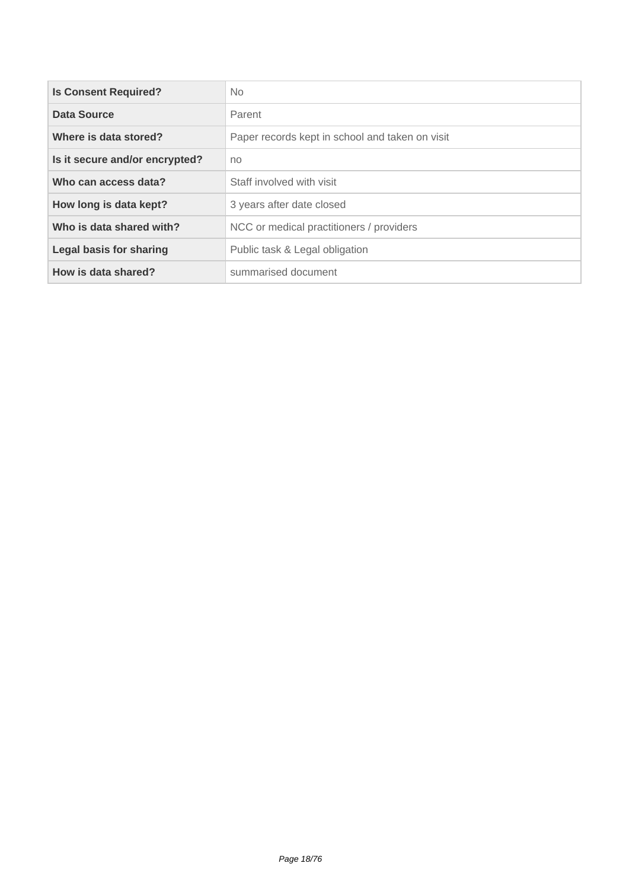| | |
|---|---|
| **Is Consent Required?** | No |
| **Data Source** | Parent |
| **Where is data stored?** | Paper records kept in school and taken on visit |
| **Is it secure and/or encrypted?** | no |
| **Who can access data?** | Staff involved with visit |
| **How long is data kept?** | 3 years after date closed |
| **Who is data shared with?** | NCC or medical practitioners / providers |
| **Legal basis for sharing** | Public task & Legal obligation |
| **How is data shared?** | summarised document |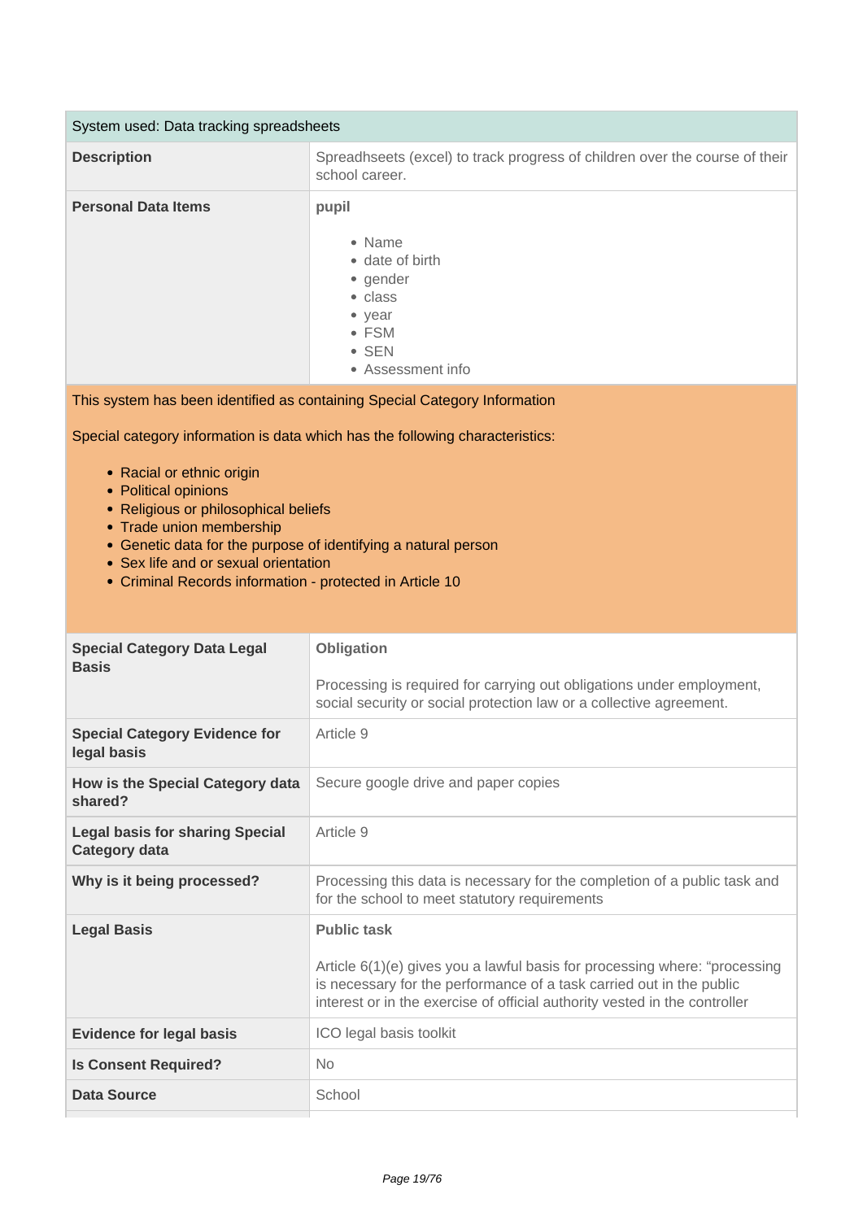| System used: Data tracking spreadsheets | |
|---|---|
| **Description** | Spreadhseets (excel) to track progress of children over the course of their school career. |
| **Personal Data Items** | **pupil**<br><br>• Name<br>• date of birth<br>• gender<br>• class<br>• year<br>• FSM<br>• SEN<br>• Assessment info |

This system has been identified as containing Special Category Information

Special category information is data which has the following characteristics:

- Racial or ethnic origin
- Political opinions
- Religious or philosophical beliefs
- Trade union membership
- Genetic data for the purpose of identifying a natural person
- Sex life and or sexual orientation
- Criminal Records information - protected in Article 10

| | |
|---|---|
| **Special Category Data Legal Basis** | **Obligation**<br><br>Processing is required for carrying out obligations under employment, social security or social protection law or a collective agreement. |
| **Special Category Evidence for legal basis** | Article 9 |
| **How is the Special Category data shared?** | Secure google drive and paper copies |
| **Legal basis for sharing Special Category data** | Article 9 |
| **Why is it being processed?** | Processing this data is necessary for the completion of a public task and for the school to meet statutory requirements |
| **Legal Basis** | **Public task**<br><br>Article 6(1)(e) gives you a lawful basis for processing where: "processing is necessary for the performance of a task carried out in the public interest or in the exercise of official authority vested in the controller |
| **Evidence for legal basis** | ICO legal basis toolkit |
| **Is Consent Required?** | No |
| **Data Source** | School |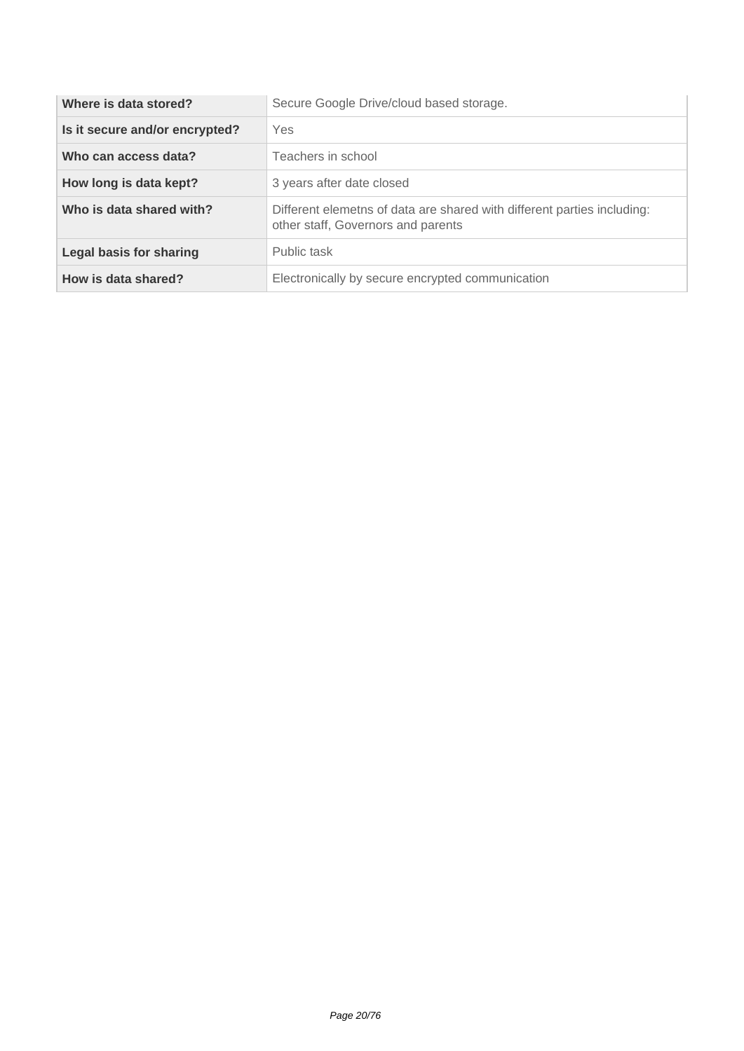| | |
|---|---|
| **Where is data stored?** | Secure Google Drive/cloud based storage. |
| **Is it secure and/or encrypted?** | Yes |
| **Who can access data?** | Teachers in school |
| **How long is data kept?** | 3 years after date closed |
| **Who is data shared with?** | Different elemetns of data are shared with different parties including: other staff, Governors and parents |
| **Legal basis for sharing** | Public task |
| **How is data shared?** | Electronically by secure encrypted communication |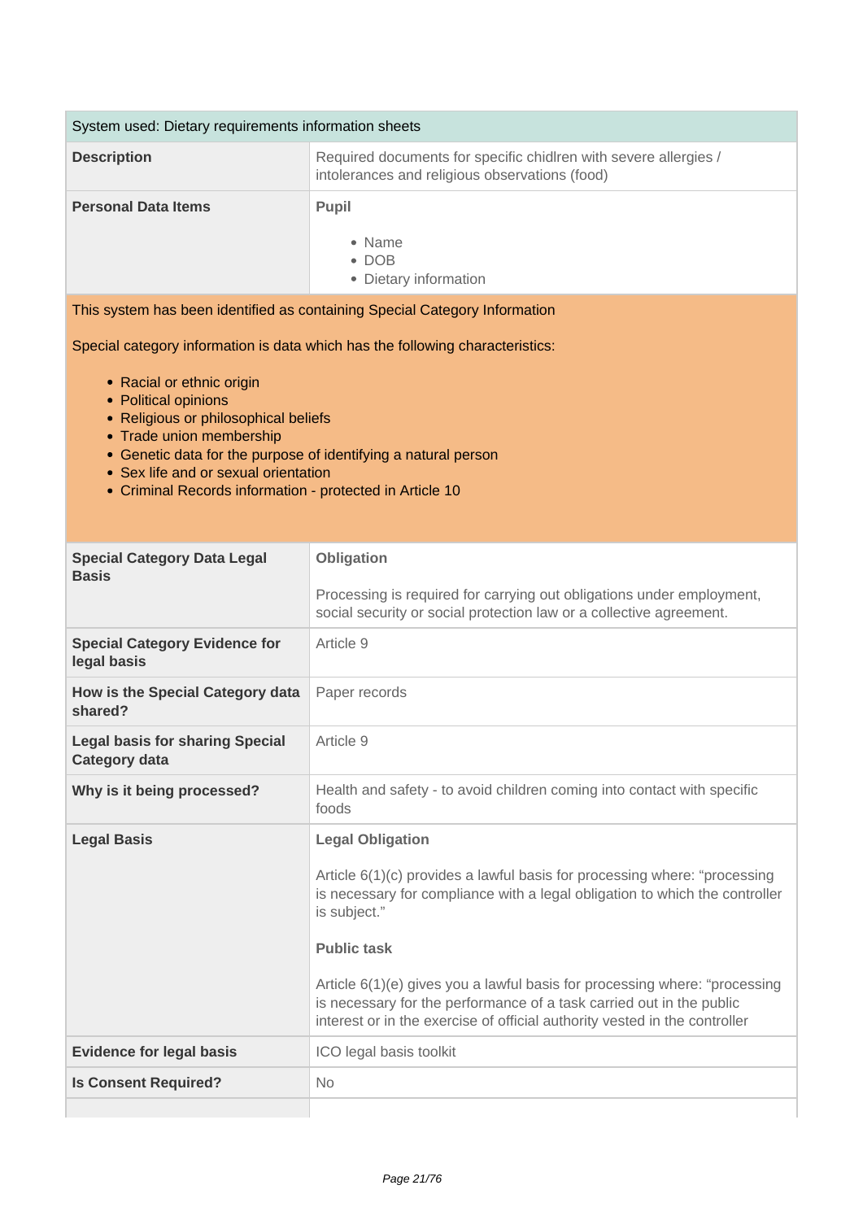| System used: Dietary requirements information sheets | |
|---|---|
| **Description** | Required documents for specific chidlren with severe allergies / intolerances and religious observations (food) |
| **Personal Data Items** | **Pupil**<br><br>• Name<br>• DOB<br>• Dietary information |

This system has been identified as containing Special Category Information

Special category information is data which has the following characteristics:

- Racial or ethnic origin
- Political opinions
- Religious or philosophical beliefs
- Trade union membership
- Genetic data for the purpose of identifying a natural person
- Sex life and or sexual orientation
- Criminal Records information - protected in Article 10

| | |
|---|---|
| **Special Category Data Legal Basis** | **Obligation**<br><br>Processing is required for carrying out obligations under employment, social security or social protection law or a collective agreement. |
| **Special Category Evidence for legal basis** | Article 9 |
| **How is the Special Category data shared?** | Paper records |
| **Legal basis for sharing Special Category data** | Article 9 |
| **Why is it being processed?** | Health and safety - to avoid children coming into contact with specific foods |
| **Legal Basis** | **Legal Obligation**<br><br>Article 6(1)(c) provides a lawful basis for processing where: "processing is necessary for compliance with a legal obligation to which the controller is subject."<br><br>**Public task**<br><br>Article 6(1)(e) gives you a lawful basis for processing where: "processing is necessary for the performance of a task carried out in the public interest or in the exercise of official authority vested in the controller |
| **Evidence for legal basis** | ICO legal basis toolkit |
| **Is Consent Required?** | No |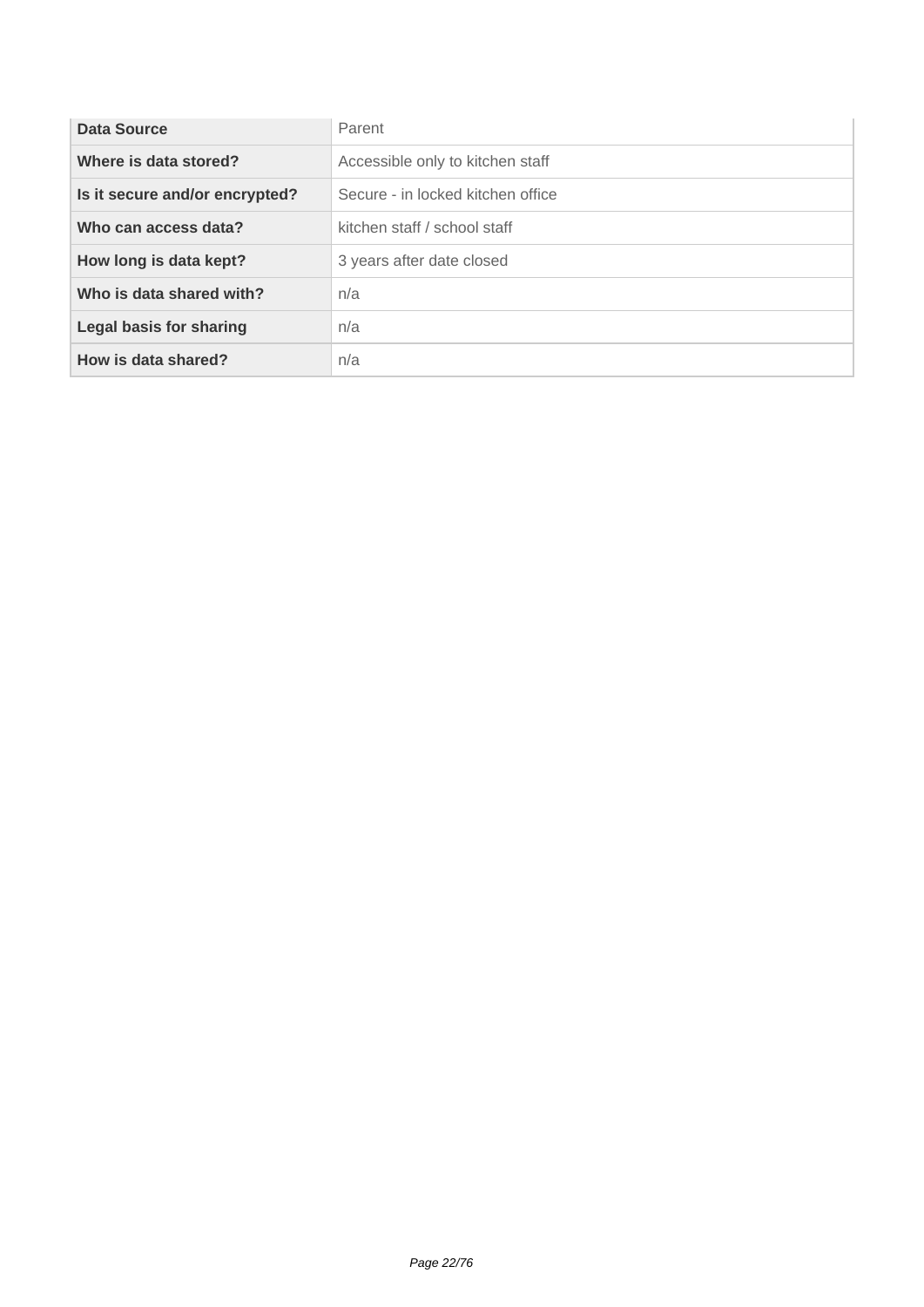| Data Source | Parent |
|---|---|
| Where is data stored? | Accessible only to kitchen staff |
| Is it secure and/or encrypted? | Secure - in locked kitchen office |
| Who can access data? | kitchen staff / school staff |
| How long is data kept? | 3 years after date closed |
| Who is data shared with? | n/a |
| Legal basis for sharing | n/a |
| How is data shared? | n/a |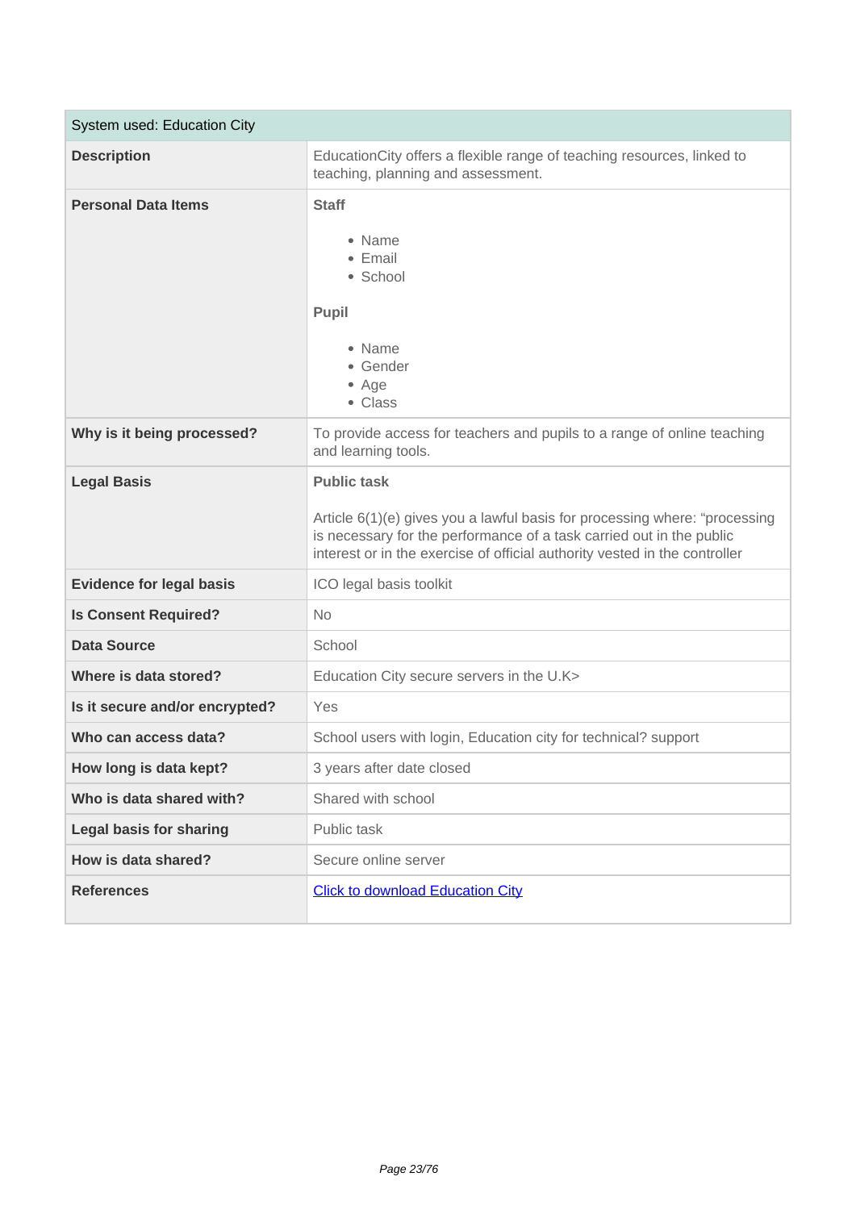| System used: Education City | |
|---|---|
| **Description** | EducationCity offers a flexible range of teaching resources, linked to teaching, planning and assessment. |
| **Personal Data Items** | **Staff**<br><br>• Name<br>• Email<br>• School<br><br>**Pupil**<br><br>• Name<br>• Gender<br>• Age<br>• Class |
| **Why is it being processed?** | To provide access for teachers and pupils to a range of online teaching and learning tools. |
| **Legal Basis** | **Public task**<br><br>Article 6(1)(e) gives you a lawful basis for processing where: "processing is necessary for the performance of a task carried out in the public interest or in the exercise of official authority vested in the controller |
| **Evidence for legal basis** | ICO legal basis toolkit |
| **Is Consent Required?** | No |
| **Data Source** | School |
| **Where is data stored?** | Education City secure servers in the U.K> |
| **Is it secure and/or encrypted?** | Yes |
| **Who can access data?** | School users with login, Education city for technical? support |
| **How long is data kept?** | 3 years after date closed |
| **Who is data shared with?** | Shared with school |
| **Legal basis for sharing** | Public task |
| **How is data shared?** | Secure online server |
| **References** | Click to download Education City |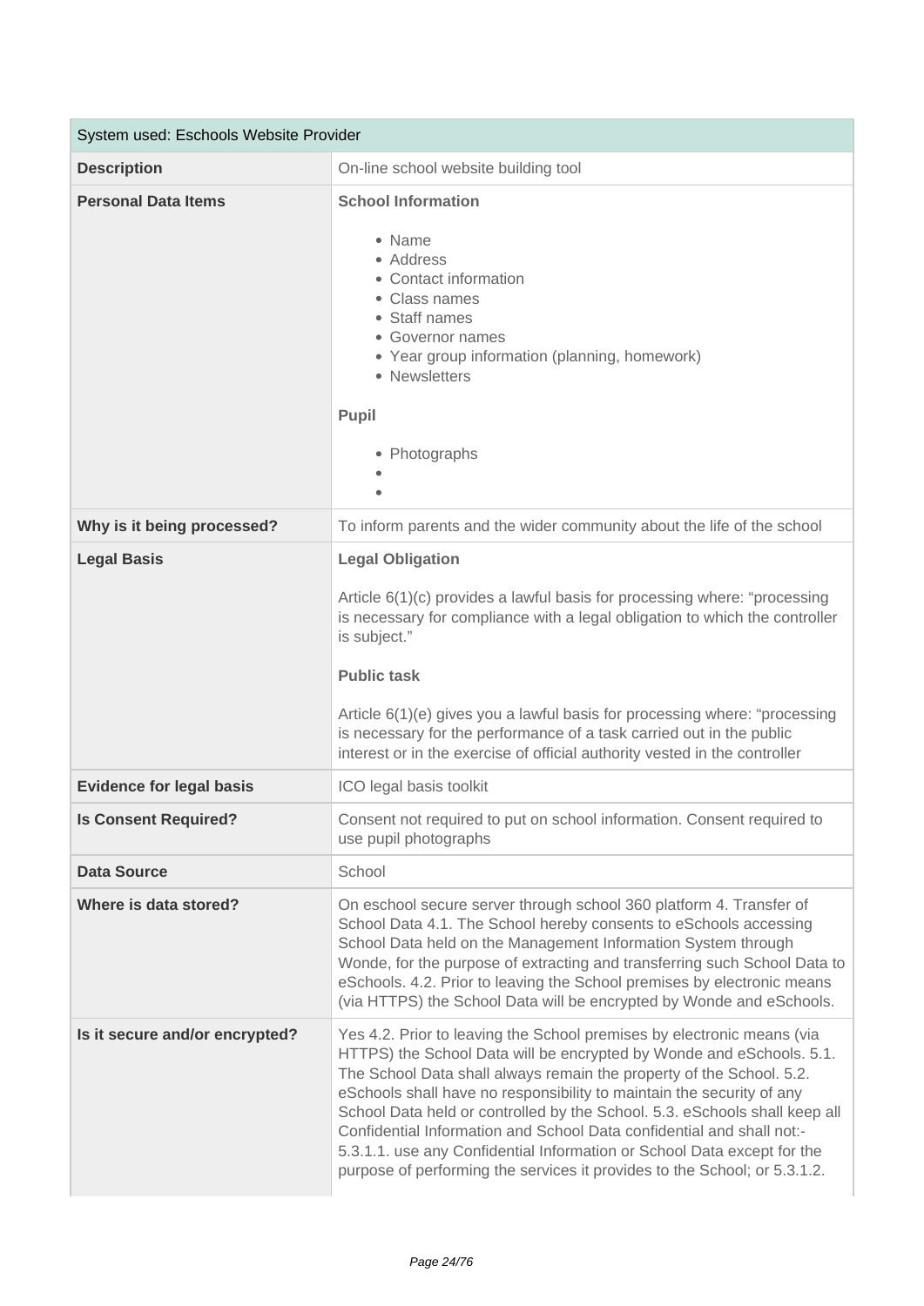| System used: Eschools Website Provider | |
|---|---|
| **Description** | On-line school website building tool |
| **Personal Data Items** | **School Information**<br><br>• Name<br>• Address<br>• Contact information<br>• Class names<br>• Staff names<br>• Governor names<br>• Year group information (planning, homework)<br>• Newsletters<br><br>**Pupil**<br><br>• Photographs<br>•<br>• |
| **Why is it being processed?** | To inform parents and the wider community about the life of the school |
| **Legal Basis** | **Legal Obligation**<br><br>Article 6(1)(c) provides a lawful basis for processing where: "processing is necessary for compliance with a legal obligation to which the controller is subject."<br><br>**Public task**<br><br>Article 6(1)(e) gives you a lawful basis for processing where: "processing is necessary for the performance of a task carried out in the public interest or in the exercise of official authority vested in the controller |
| **Evidence for legal basis** | ICO legal basis toolkit |
| **Is Consent Required?** | Consent not required to put on school information. Consent required to use pupil photographs |
| **Data Source** | School |
| **Where is data stored?** | On eschool secure server through school 360 platform 4. Transfer of School Data 4.1. The School hereby consents to eSchools accessing School Data held on the Management Information System through Wonde, for the purpose of extracting and transferring such School Data to eSchools. 4.2. Prior to leaving the School premises by electronic means (via HTTPS) the School Data will be encrypted by Wonde and eSchools. |
| **Is it secure and/or encrypted?** | Yes 4.2. Prior to leaving the School premises by electronic means (via HTTPS) the School Data will be encrypted by Wonde and eSchools. 5.1. The School Data shall always remain the property of the School. 5.2. eSchools shall have no responsibility to maintain the security of any School Data held or controlled by the School. 5.3. eSchools shall keep all Confidential Information and School Data confidential and shall not:- 5.3.1.1. use any Confidential Information or School Data except for the purpose of performing the services it provides to the School; or 5.3.1.2. |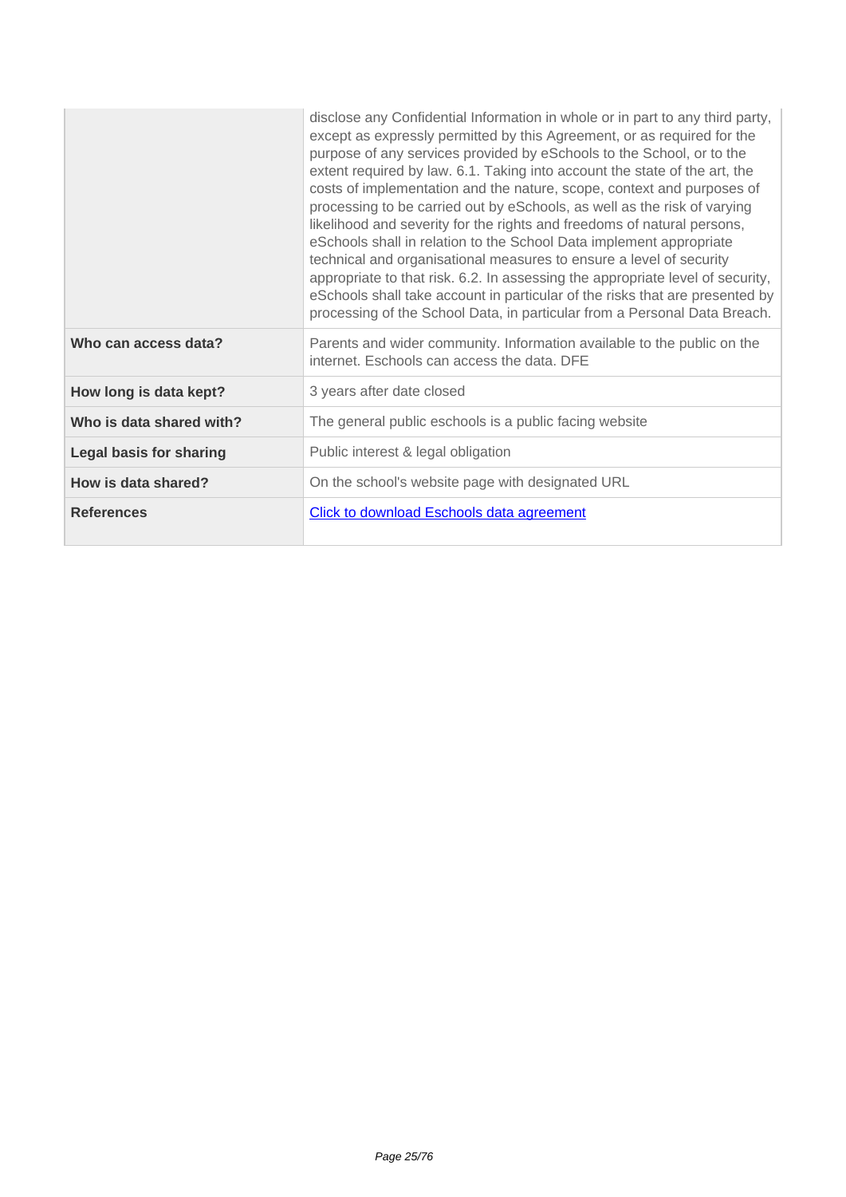| | |
|---|---|
| | disclose any Confidential Information in whole or in part to any third party, except as expressly permitted by this Agreement, or as required for the purpose of any services provided by eSchools to the School, or to the extent required by law. 6.1. Taking into account the state of the art, the costs of implementation and the nature, scope, context and purposes of processing to be carried out by eSchools, as well as the risk of varying likelihood and severity for the rights and freedoms of natural persons, eSchools shall in relation to the School Data implement appropriate technical and organisational measures to ensure a level of security appropriate to that risk. 6.2. In assessing the appropriate level of security, eSchools shall take account in particular of the risks that are presented by processing of the School Data, in particular from a Personal Data Breach. |
| **Who can access data?** | Parents and wider community. Information available to the public on the internet. Eschools can access the data. DFE |
| **How long is data kept?** | 3 years after date closed |
| **Who is data shared with?** | The general public eschools is a public facing website |
| **Legal basis for sharing** | Public interest & legal obligation |
| **How is data shared?** | On the school's website page with designated URL |
| **References** | Click to download Eschools data agreement |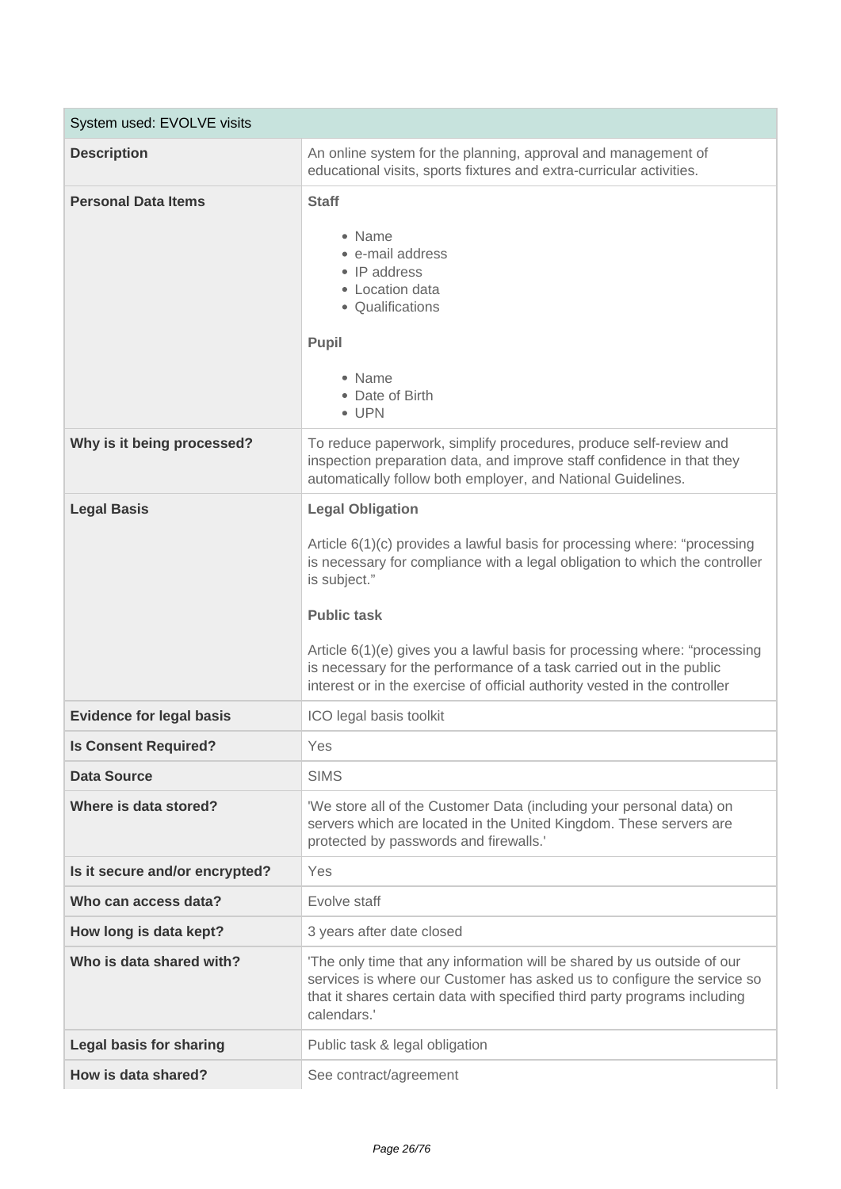| System used: EVOLVE visits | |
|---|---|
| **Description** | An online system for the planning, approval and management of educational visits, sports fixtures and extra-curricular activities. |
| **Personal Data Items** | **Staff**<br><br>• Name<br>• e-mail address<br>• IP address<br>• Location data<br>• Qualifications<br><br>**Pupil**<br><br>• Name<br>• Date of Birth<br>• UPN |
| **Why is it being processed?** | To reduce paperwork, simplify procedures, produce self-review and inspection preparation data, and improve staff confidence in that they automatically follow both employer, and National Guidelines. |
| **Legal Basis** | **Legal Obligation**<br><br>Article 6(1)(c) provides a lawful basis for processing where: "processing is necessary for compliance with a legal obligation to which the controller is subject."<br><br>**Public task**<br><br>Article 6(1)(e) gives you a lawful basis for processing where: "processing is necessary for the performance of a task carried out in the public interest or in the exercise of official authority vested in the controller |
| **Evidence for legal basis** | ICO legal basis toolkit |
| **Is Consent Required?** | Yes |
| **Data Source** | SIMS |
| **Where is data stored?** | 'We store all of the Customer Data (including your personal data) on servers which are located in the United Kingdom. These servers are protected by passwords and firewalls.' |
| **Is it secure and/or encrypted?** | Yes |
| **Who can access data?** | Evolve staff |
| **How long is data kept?** | 3 years after date closed |
| **Who is data shared with?** | 'The only time that any information will be shared by us outside of our services is where our Customer has asked us to configure the service so that it shares certain data with specified third party programs including calendars.' |
| **Legal basis for sharing** | Public task & legal obligation |
| **How is data shared?** | See contract/agreement |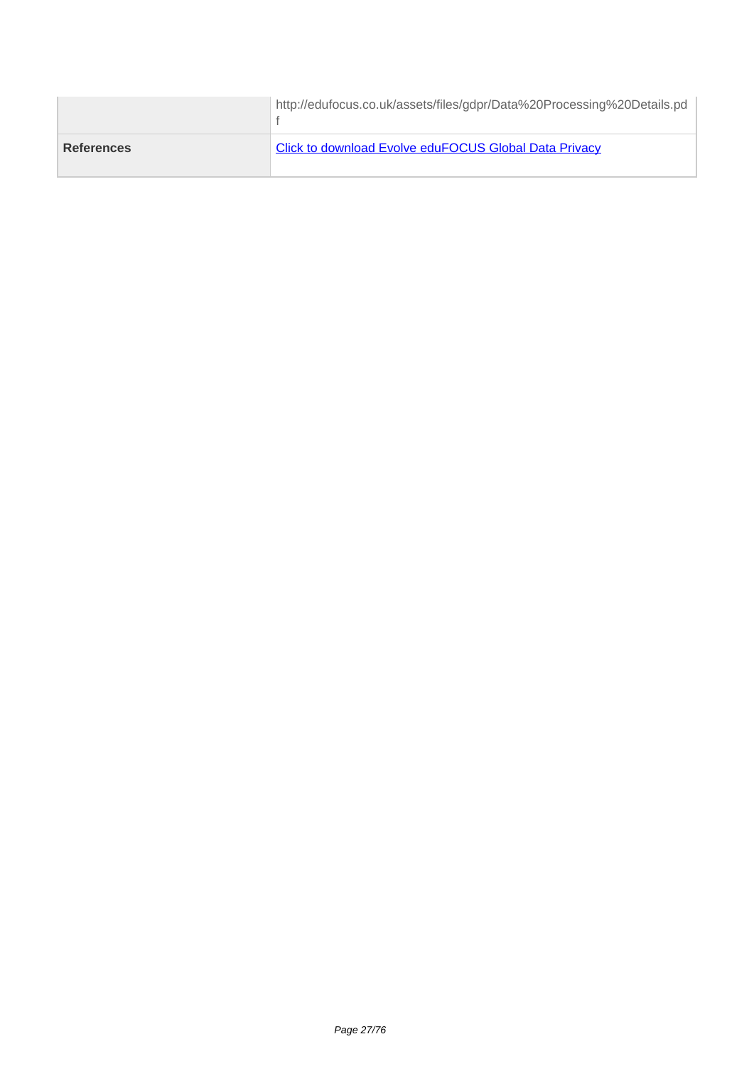| | |
|---|---|
| | http://edufocus.co.uk/assets/files/gdpr/Data%20Processing%20Details.pdf |
| **References** | Click to download Evolve eduFOCUS Global Data Privacy |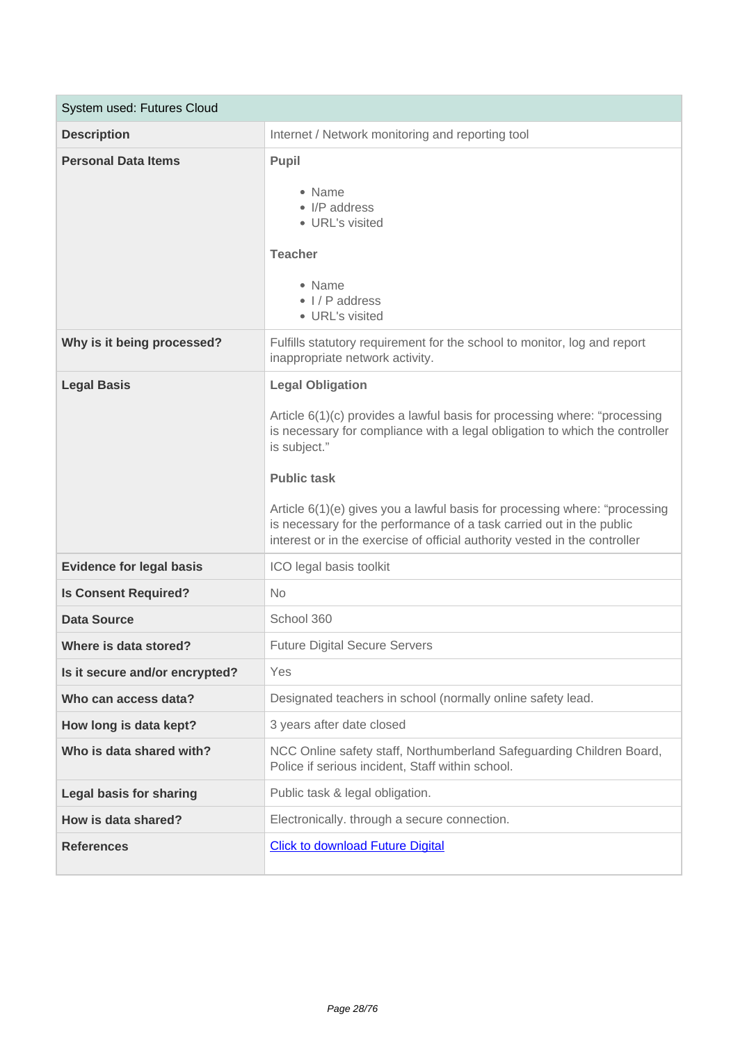| System used: Futures Cloud | |
|---|---|
| **Description** | Internet / Network monitoring and reporting tool |
| **Personal Data Items** | **Pupil**<br><br>• Name<br>• I/P address<br>• URL's visited<br><br>**Teacher**<br><br>• Name<br>• I / P address<br>• URL's visited |
| **Why is it being processed?** | Fulfills statutory requirement for the school to monitor, log and report inappropriate network activity. |
| **Legal Basis** | **Legal Obligation**<br><br>Article 6(1)(c) provides a lawful basis for processing where: "processing is necessary for compliance with a legal obligation to which the controller is subject."<br><br>**Public task**<br><br>Article 6(1)(e) gives you a lawful basis for processing where: "processing is necessary for the performance of a task carried out in the public interest or in the exercise of official authority vested in the controller |
| **Evidence for legal basis** | ICO legal basis toolkit |
| **Is Consent Required?** | No |
| **Data Source** | School 360 |
| **Where is data stored?** | Future Digital Secure Servers |
| **Is it secure and/or encrypted?** | Yes |
| **Who can access data?** | Designated teachers in school (normally online safety lead. |
| **How long is data kept?** | 3 years after date closed |
| **Who is data shared with?** | NCC Online safety staff, Northumberland Safeguarding Children Board, Police if serious incident, Staff within school. |
| **Legal basis for sharing** | Public task & legal obligation. |
| **How is data shared?** | Electronically. through a secure connection. |
| **References** | Click to download Future Digital |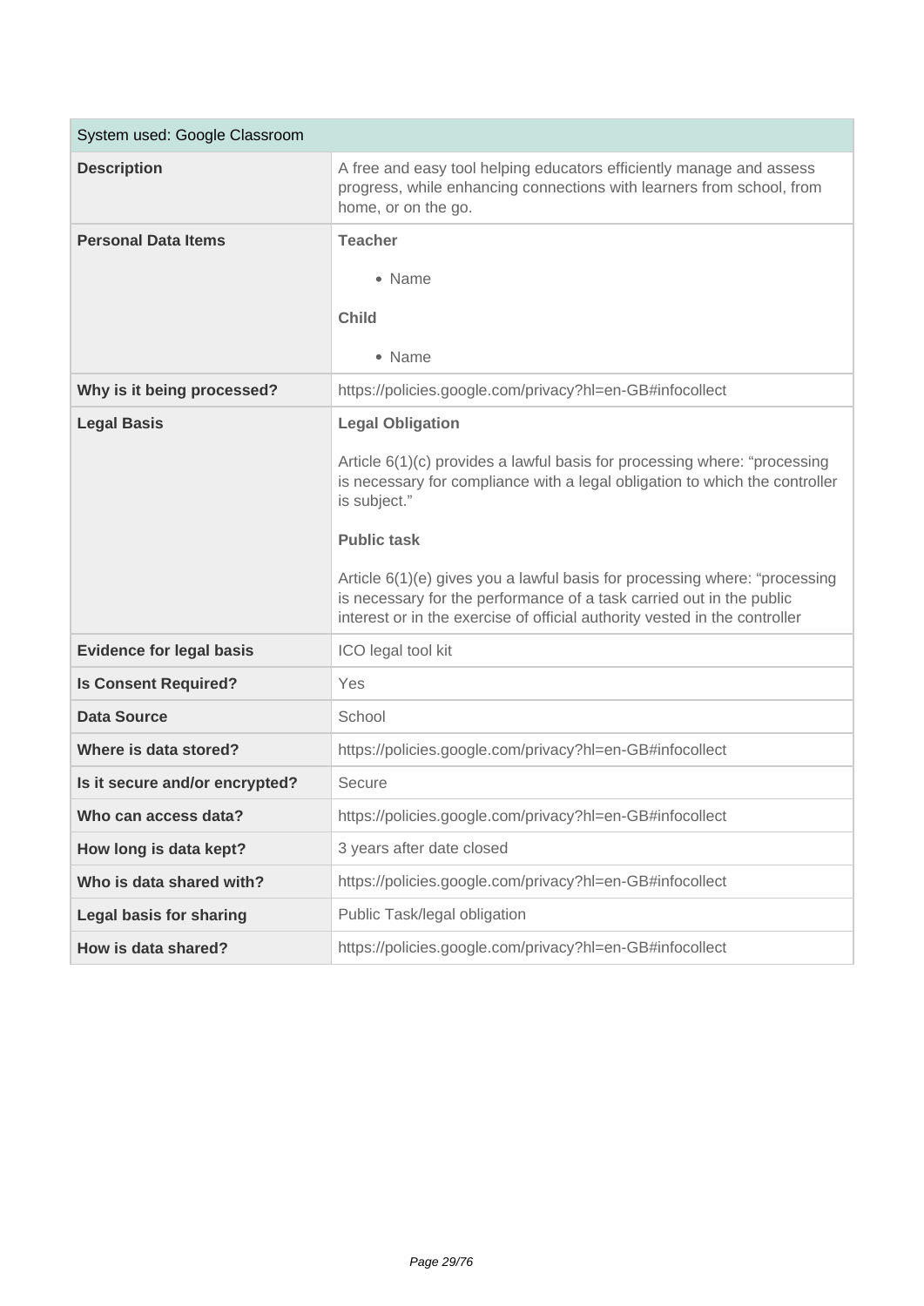| System used: Google Classroom | |
|---|---|
| **Description** | A free and easy tool helping educators efficiently manage and assess progress, while enhancing connections with learners from school, from home, or on the go. |
| **Personal Data Items** | **Teacher**<br><br>• Name<br><br>**Child**<br><br>• Name |
| **Why is it being processed?** | https://policies.google.com/privacy?hl=en-GB#infocollect |
| **Legal Basis** | **Legal Obligation**<br><br>Article 6(1)(c) provides a lawful basis for processing where: "processing is necessary for compliance with a legal obligation to which the controller is subject."<br><br>**Public task**<br><br>Article 6(1)(e) gives you a lawful basis for processing where: "processing is necessary for the performance of a task carried out in the public interest or in the exercise of official authority vested in the controller |
| **Evidence for legal basis** | ICO legal tool kit |
| **Is Consent Required?** | Yes |
| **Data Source** | School |
| **Where is data stored?** | https://policies.google.com/privacy?hl=en-GB#infocollect |
| **Is it secure and/or encrypted?** | Secure |
| **Who can access data?** | https://policies.google.com/privacy?hl=en-GB#infocollect |
| **How long is data kept?** | 3 years after date closed |
| **Who is data shared with?** | https://policies.google.com/privacy?hl=en-GB#infocollect |
| **Legal basis for sharing** | Public Task/legal obligation |
| **How is data shared?** | https://policies.google.com/privacy?hl=en-GB#infocollect |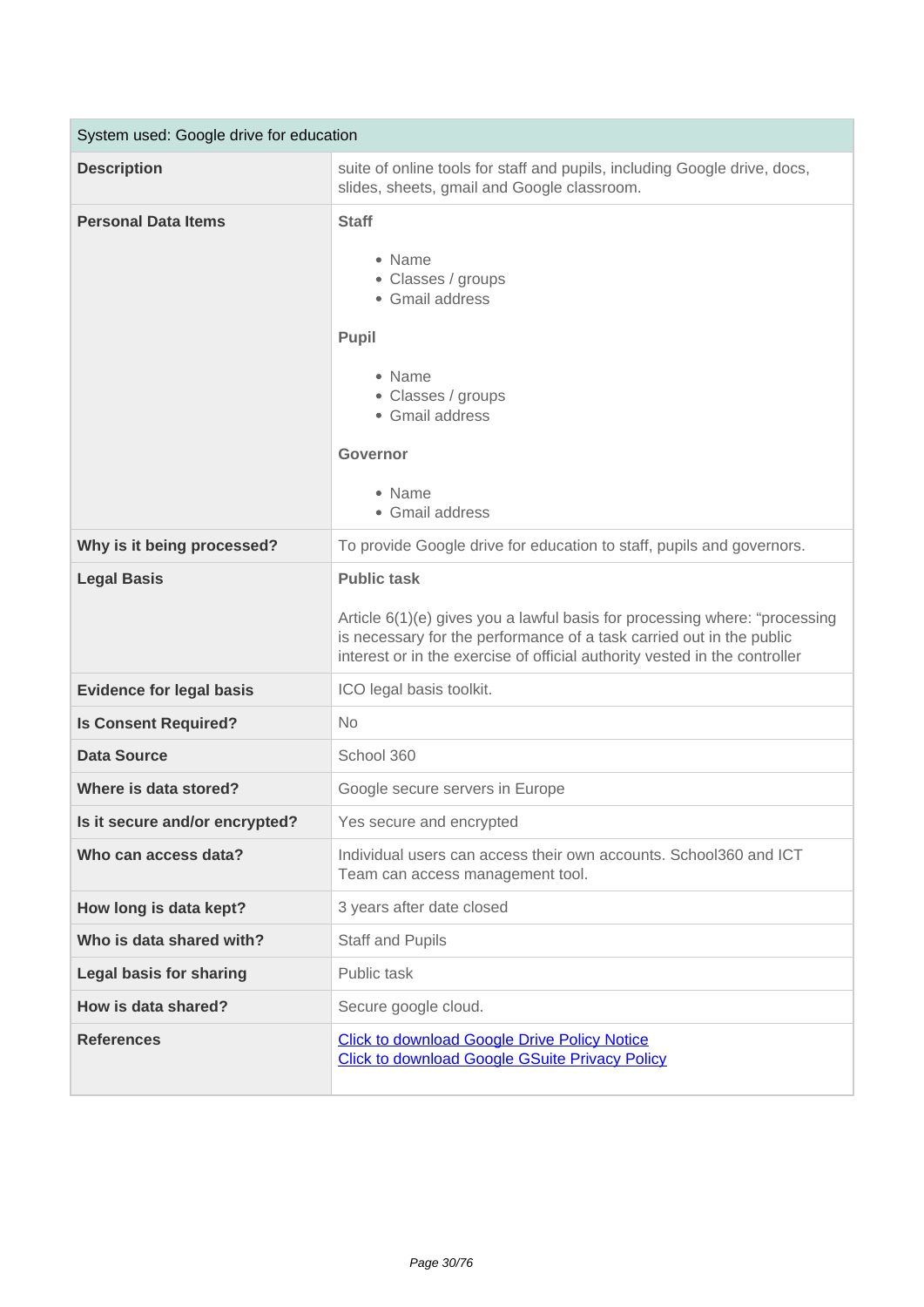| System used: Google drive for education | |
|---|---|
| **Description** | suite of online tools for staff and pupils, including Google drive, docs, slides, sheets, gmail and Google classroom. |
| **Personal Data Items** | **Staff**<br><br>• Name<br>• Classes / groups<br>• Gmail address<br><br>**Pupil**<br><br>• Name<br>• Classes / groups<br>• Gmail address<br><br>**Governor**<br><br>• Name<br>• Gmail address |
| **Why is it being processed?** | To provide Google drive for education to staff, pupils and governors. |
| **Legal Basis** | **Public task**<br><br>Article 6(1)(e) gives you a lawful basis for processing where: "processing is necessary for the performance of a task carried out in the public interest or in the exercise of official authority vested in the controller |
| **Evidence for legal basis** | ICO legal basis toolkit. |
| **Is Consent Required?** | No |
| **Data Source** | School 360 |
| **Where is data stored?** | Google secure servers in Europe |
| **Is it secure and/or encrypted?** | Yes secure and encrypted |
| **Who can access data?** | Individual users can access their own accounts. School360 and ICT Team can access management tool. |
| **How long is data kept?** | 3 years after date closed |
| **Who is data shared with?** | Staff and Pupils |
| **Legal basis for sharing** | Public task |
| **How is data shared?** | Secure google cloud. |
| **References** | Click to download Google Drive Policy Notice<br>Click to download Google GSuite Privacy Policy |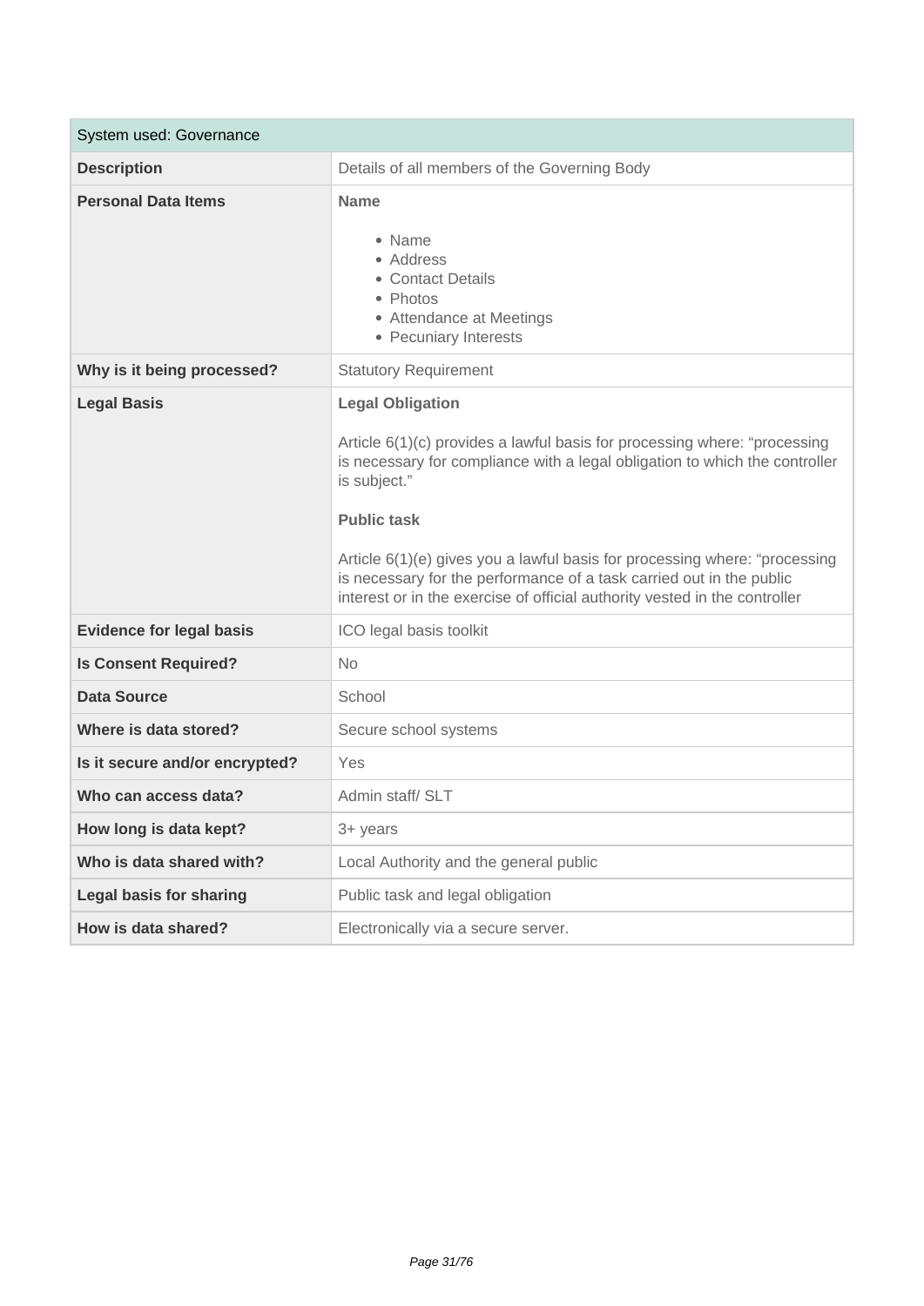| System used: Governance | |
|---|---|
| **Description** | Details of all members of the Governing Body |
| **Personal Data Items** | **Name**<br><br>• Name<br>• Address<br>• Contact Details<br>• Photos<br>• Attendance at Meetings<br>• Pecuniary Interests |
| **Why is it being processed?** | Statutory Requirement |
| **Legal Basis** | **Legal Obligation**<br><br>Article 6(1)(c) provides a lawful basis for processing where: "processing is necessary for compliance with a legal obligation to which the controller is subject."<br><br>**Public task**<br><br>Article 6(1)(e) gives you a lawful basis for processing where: "processing is necessary for the performance of a task carried out in the public interest or in the exercise of official authority vested in the controller |
| **Evidence for legal basis** | ICO legal basis toolkit |
| **Is Consent Required?** | No |
| **Data Source** | School |
| **Where is data stored?** | Secure school systems |
| **Is it secure and/or encrypted?** | Yes |
| **Who can access data?** | Admin staff/ SLT |
| **How long is data kept?** | 3+ years |
| **Who is data shared with?** | Local Authority and the general public |
| **Legal basis for sharing** | Public task and legal obligation |
| **How is data shared?** | Electronically via a secure server. |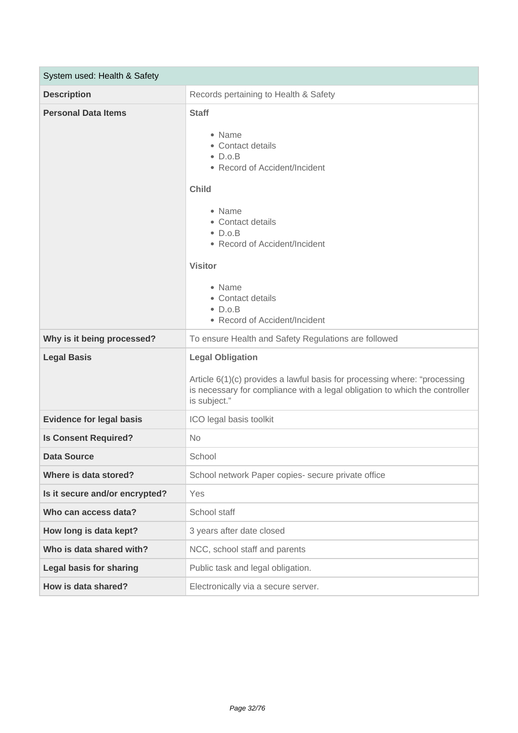| System used: Health & Safety | |
|---|---|
| **Description** | Records pertaining to Health & Safety |
| **Personal Data Items** | **Staff**<br><br>• Name<br>• Contact details<br>• D.o.B<br>• Record of Accident/Incident<br><br>**Child**<br><br>• Name<br>• Contact details<br>• D.o.B<br>• Record of Accident/Incident<br><br>**Visitor**<br><br>• Name<br>• Contact details<br>• D.o.B<br>• Record of Accident/Incident |
| **Why is it being processed?** | To ensure Health and Safety Regulations are followed |
| **Legal Basis** | **Legal Obligation**<br><br>Article 6(1)(c) provides a lawful basis for processing where: “processing is necessary for compliance with a legal obligation to which the controller is subject.” |
| **Evidence for legal basis** | ICO legal basis toolkit |
| **Is Consent Required?** | No |
| **Data Source** | School |
| **Where is data stored?** | School network Paper copies- secure private office |
| **Is it secure and/or encrypted?** | Yes |
| **Who can access data?** | School staff |
| **How long is data kept?** | 3 years after date closed |
| **Who is data shared with?** | NCC, school staff and parents |
| **Legal basis for sharing** | Public task and legal obligation. |
| **How is data shared?** | Electronically via a secure server. |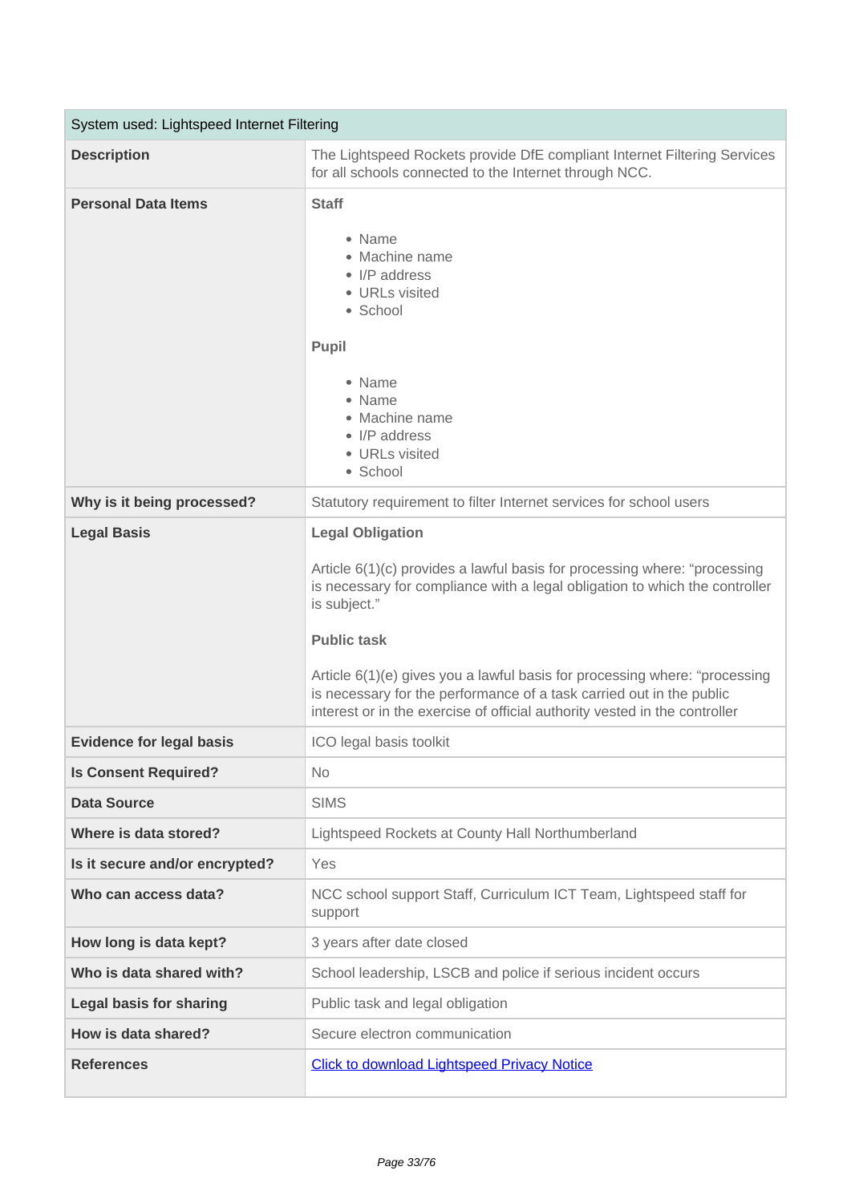| System used: Lightspeed Internet Filtering | |
|---|---|
| **Description** | The Lightspeed Rockets provide DfE compliant Internet Filtering Services for all schools connected to the Internet through NCC. |
| **Personal Data Items** | **Staff**<br><br>• Name<br>• Machine name<br>• I/P address<br>• URLs visited<br>• School<br><br>**Pupil**<br><br>• Name<br>• Name<br>• Machine name<br>• I/P address<br>• URLs visited<br>• School |
| **Why is it being processed?** | Statutory requirement to filter Internet services for school users |
| **Legal Basis** | **Legal Obligation**<br><br>Article 6(1)(c) provides a lawful basis for processing where: "processing is necessary for compliance with a legal obligation to which the controller is subject."<br><br>**Public task**<br><br>Article 6(1)(e) gives you a lawful basis for processing where: "processing is necessary for the performance of a task carried out in the public interest or in the exercise of official authority vested in the controller |
| **Evidence for legal basis** | ICO legal basis toolkit |
| **Is Consent Required?** | No |
| **Data Source** | SIMS |
| **Where is data stored?** | Lightspeed Rockets at County Hall Northumberland |
| **Is it secure and/or encrypted?** | Yes |
| **Who can access data?** | NCC school support Staff, Curriculum ICT Team, Lightspeed staff for support |
| **How long is data kept?** | 3 years after date closed |
| **Who is data shared with?** | School leadership, LSCB and police if serious incident occurs |
| **Legal basis for sharing** | Public task and legal obligation |
| **How is data shared?** | Secure electron communication |
| **References** | Click to download Lightspeed Privacy Notice |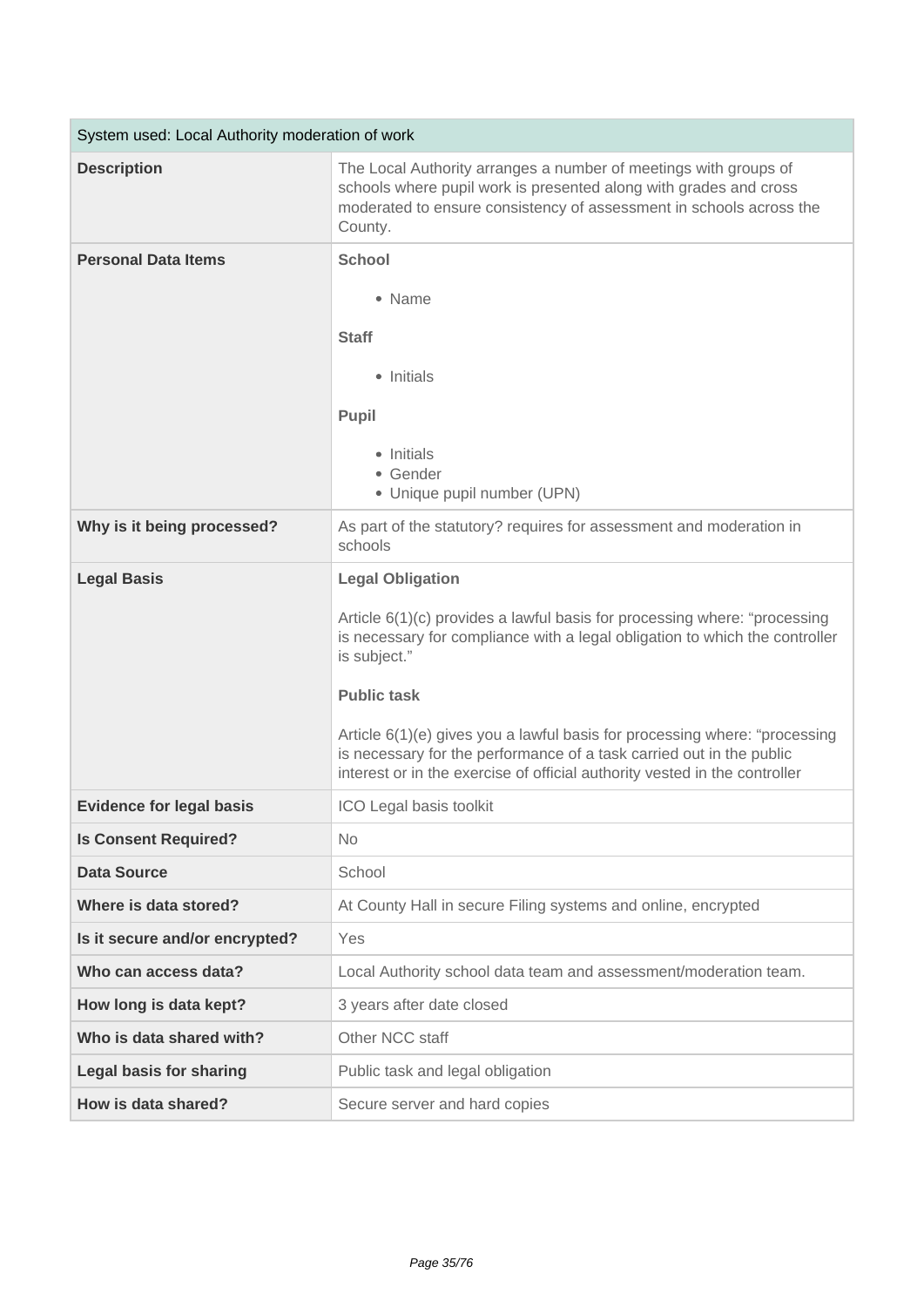| System used: Local Authority moderation of work | |
|---|---|
| **Description** | The Local Authority arranges a number of meetings with groups of schools where pupil work is presented along with grades and cross moderated to ensure consistency of assessment in schools across the County. |
| **Personal Data Items** | **School**<br><br>• Name<br><br>**Staff**<br><br>• Initials<br><br>**Pupil**<br><br>• Initials<br>• Gender<br>• Unique pupil number (UPN) |
| **Why is it being processed?** | As part of the statutory? requires for assessment and moderation in schools |
| **Legal Basis** | **Legal Obligation**<br><br>Article 6(1)(c) provides a lawful basis for processing where: "processing is necessary for compliance with a legal obligation to which the controller is subject."<br><br>**Public task**<br><br>Article 6(1)(e) gives you a lawful basis for processing where: "processing is necessary for the performance of a task carried out in the public interest or in the exercise of official authority vested in the controller |
| **Evidence for legal basis** | ICO Legal basis toolkit |
| **Is Consent Required?** | No |
| **Data Source** | School |
| **Where is data stored?** | At County Hall in secure Filing systems and online, encrypted |
| **Is it secure and/or encrypted?** | Yes |
| **Who can access data?** | Local Authority school data team and assessment/moderation team. |
| **How long is data kept?** | 3 years after date closed |
| **Who is data shared with?** | Other NCC staff |
| **Legal basis for sharing** | Public task and legal obligation |
| **How is data shared?** | Secure server and hard copies |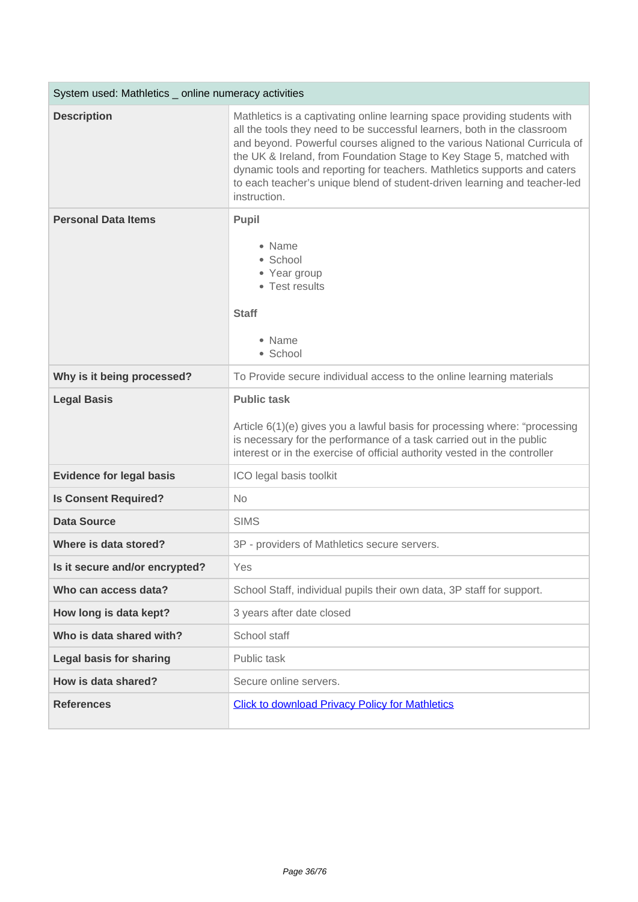| System used: Mathletics _ online numeracy activities | |
|---|---|
| **Description** | Mathletics is a captivating online learning space providing students with all the tools they need to be successful learners, both in the classroom and beyond. Powerful courses aligned to the various National Curricula of the UK & Ireland, from Foundation Stage to Key Stage 5, matched with dynamic tools and reporting for teachers. Mathletics supports and caters to each teacher's unique blend of student-driven learning and teacher-led instruction. |
| **Personal Data Items** | **Pupil**<br><br>• Name<br>• School<br>• Year group<br>• Test results<br><br>**Staff**<br><br>• Name<br>• School |
| **Why is it being processed?** | To Provide secure individual access to the online learning materials |
| **Legal Basis** | **Public task**<br><br>Article 6(1)(e) gives you a lawful basis for processing where: "processing is necessary for the performance of a task carried out in the public interest or in the exercise of official authority vested in the controller |
| **Evidence for legal basis** | ICO legal basis toolkit |
| **Is Consent Required?** | No |
| **Data Source** | SIMS |
| **Where is data stored?** | 3P - providers of Mathletics secure servers. |
| **Is it secure and/or encrypted?** | Yes |
| **Who can access data?** | School Staff, individual pupils their own data, 3P staff for support. |
| **How long is data kept?** | 3 years after date closed |
| **Who is data shared with?** | School staff |
| **Legal basis for sharing** | Public task |
| **How is data shared?** | Secure online servers. |
| **References** | Click to download Privacy Policy for Mathletics |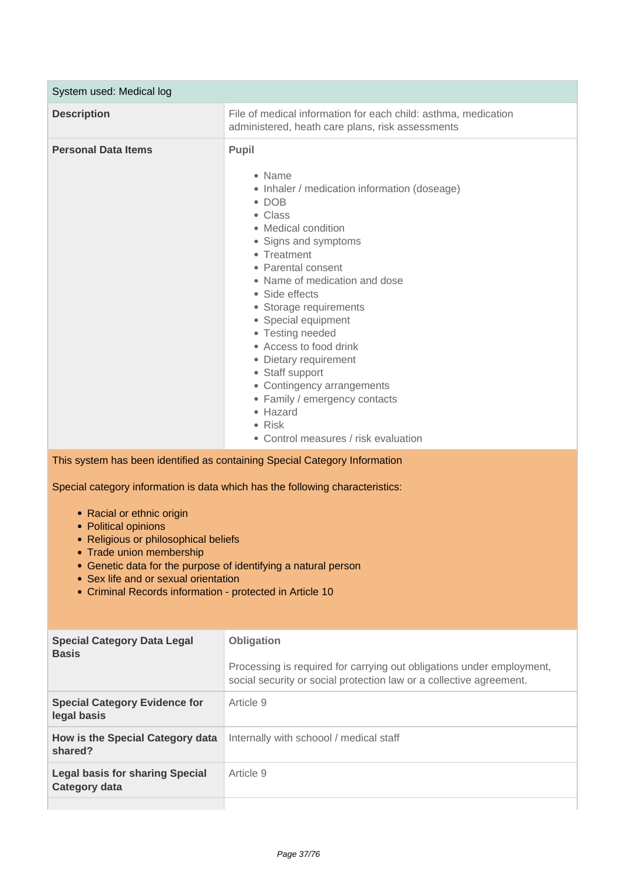| System used: Medical log | |
|---|---|
| **Description** | File of medical information for each child: asthma, medication administered, heath care plans, risk assessments |
| **Personal Data Items** | **Pupil**<br><br>• Name<br>• Inhaler / medication information (doseage)<br>• DOB<br>• Class<br>• Medical condition<br>• Signs and symptoms<br>• Treatment<br>• Parental consent<br>• Name of medication and dose<br>• Side effects<br>• Storage requirements<br>• Special equipment<br>• Testing needed<br>• Access to food drink<br>• Dietary requirement<br>• Staff support<br>• Contingency arrangements<br>• Family / emergency contacts<br>• Hazard<br>• Risk<br>• Control measures / risk evaluation |

This system has been identified as containing Special Category Information

Special category information is data which has the following characteristics:

- Racial or ethnic origin
- Political opinions
- Religious or philosophical beliefs
- Trade union membership
- Genetic data for the purpose of identifying a natural person
- Sex life and or sexual orientation
- Criminal Records information - protected in Article 10

| | |
|---|---|
| **Special Category Data Legal Basis** | **Obligation**<br><br>Processing is required for carrying out obligations under employment, social security or social protection law or a collective agreement. |
| **Special Category Evidence for legal basis** | Article 9 |
| **How is the Special Category data shared?** | Internally with schoool / medical staff |
| **Legal basis for sharing Special Category data** | Article 9 |
| | |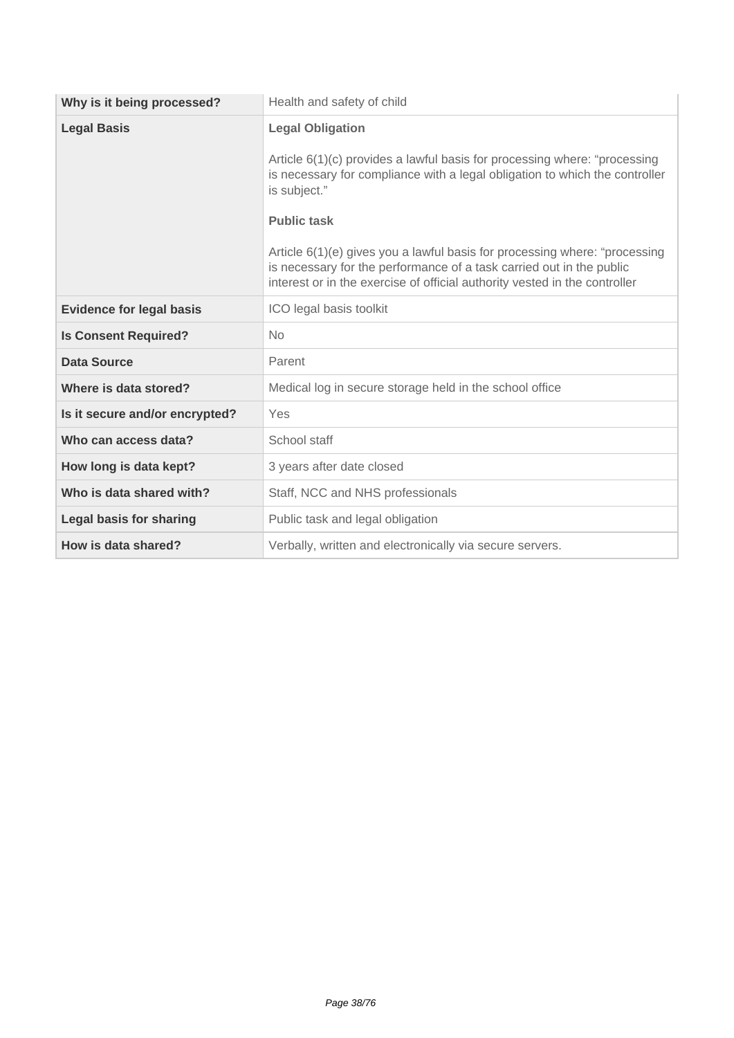| | |
|---|---|
| **Why is it being processed?** | Health and safety of child |
| **Legal Basis** | **Legal Obligation**<br><br>Article 6(1)(c) provides a lawful basis for processing where: “processing is necessary for compliance with a legal obligation to which the controller is subject.”<br><br>**Public task**<br><br>Article 6(1)(e) gives you a lawful basis for processing where: “processing is necessary for the performance of a task carried out in the public interest or in the exercise of official authority vested in the controller |
| **Evidence for legal basis** | ICO legal basis toolkit |
| **Is Consent Required?** | No |
| **Data Source** | Parent |
| **Where is data stored?** | Medical log in secure storage held in the school office |
| **Is it secure and/or encrypted?** | Yes |
| **Who can access data?** | School staff |
| **How long is data kept?** | 3 years after date closed |
| **Who is data shared with?** | Staff, NCC and NHS professionals |
| **Legal basis for sharing** | Public task and legal obligation |
| **How is data shared?** | Verbally, written and electronically via secure servers. |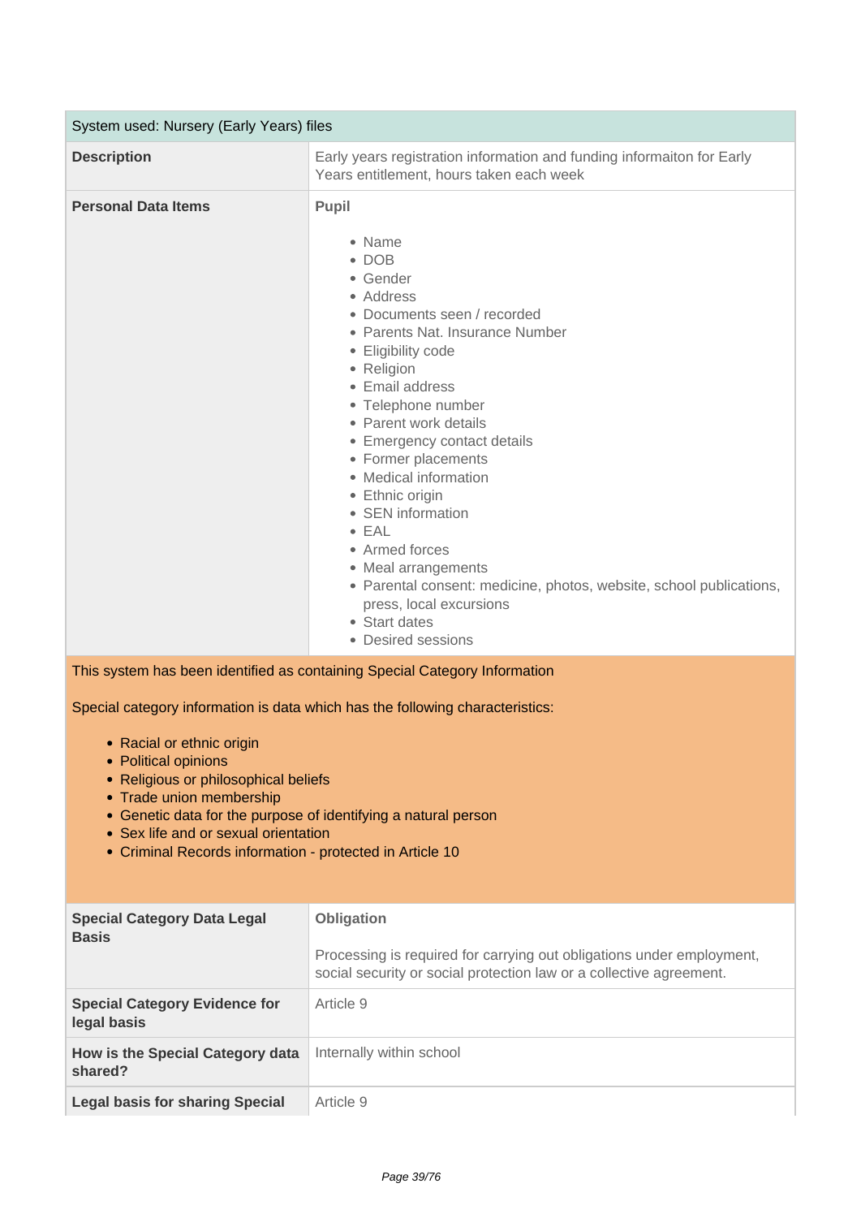| System used: Nursery (Early Years) files | |
|---|---|
| **Description** | Early years registration information and funding informaiton for Early Years entitlement, hours taken each week |
| **Personal Data Items** | **Pupil**<br><br>• Name<br>• DOB<br>• Gender<br>• Address<br>• Documents seen / recorded<br>• Parents Nat. Insurance Number<br>• Eligibility code<br>• Religion<br>• Email address<br>• Telephone number<br>• Parent work details<br>• Emergency contact details<br>• Former placements<br>• Medical information<br>• Ethnic origin<br>• SEN information<br>• EAL<br>• Armed forces<br>• Meal arrangements<br>• Parental consent: medicine, photos, website, school publications, press, local excursions<br>• Start dates<br>• Desired sessions |

This system has been identified as containing Special Category Information

Special category information is data which has the following characteristics:

- Racial or ethnic origin
- Political opinions
- Religious or philosophical beliefs
- Trade union membership
- Genetic data for the purpose of identifying a natural person
- Sex life and or sexual orientation
- Criminal Records information - protected in Article 10

| | |
|---|---|
| **Special Category Data Legal Basis** | **Obligation**<br><br>Processing is required for carrying out obligations under employment, social security or social protection law or a collective agreement. |
| **Special Category Evidence for legal basis** | Article 9 |
| **How is the Special Category data shared?** | Internally within school |
| **Legal basis for sharing Special** | Article 9 |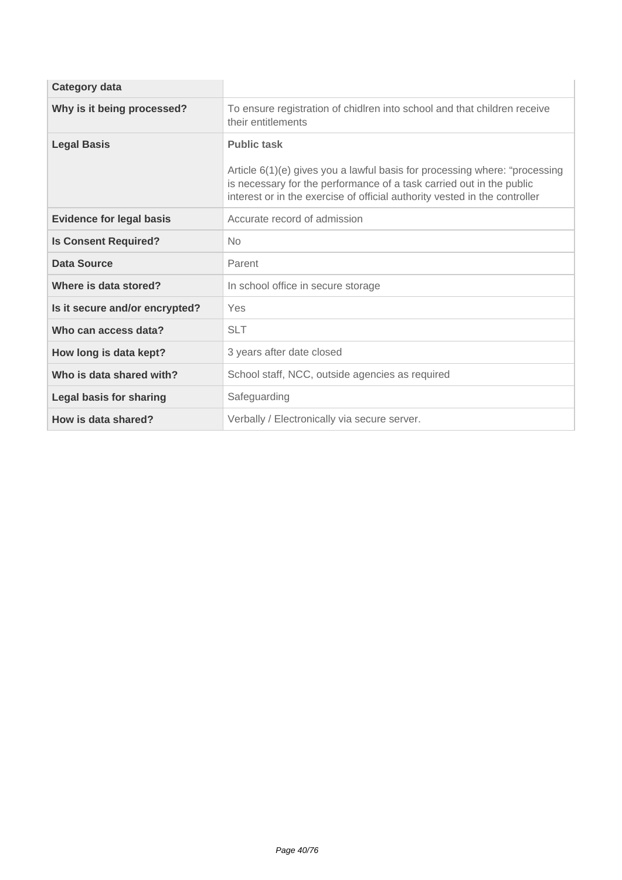| Category data | |
| --- | --- |
| **Why is it being processed?** | To ensure registration of chidlren into school and that children receive their entitlements |
| **Legal Basis** | **Public task**<br><br>Article 6(1)(e) gives you a lawful basis for processing where: “processing is necessary for the performance of a task carried out in the public interest or in the exercise of official authority vested in the controller |
| **Evidence for legal basis** | Accurate record of admission |
| **Is Consent Required?** | No |
| **Data Source** | Parent |
| **Where is data stored?** | In school office in secure storage |
| **Is it secure and/or encrypted?** | Yes |
| **Who can access data?** | SLT |
| **How long is data kept?** | 3 years after date closed |
| **Who is data shared with?** | School staff, NCC, outside agencies as required |
| **Legal basis for sharing** | Safeguarding |
| **How is data shared?** | Verbally / Electronically via secure server. |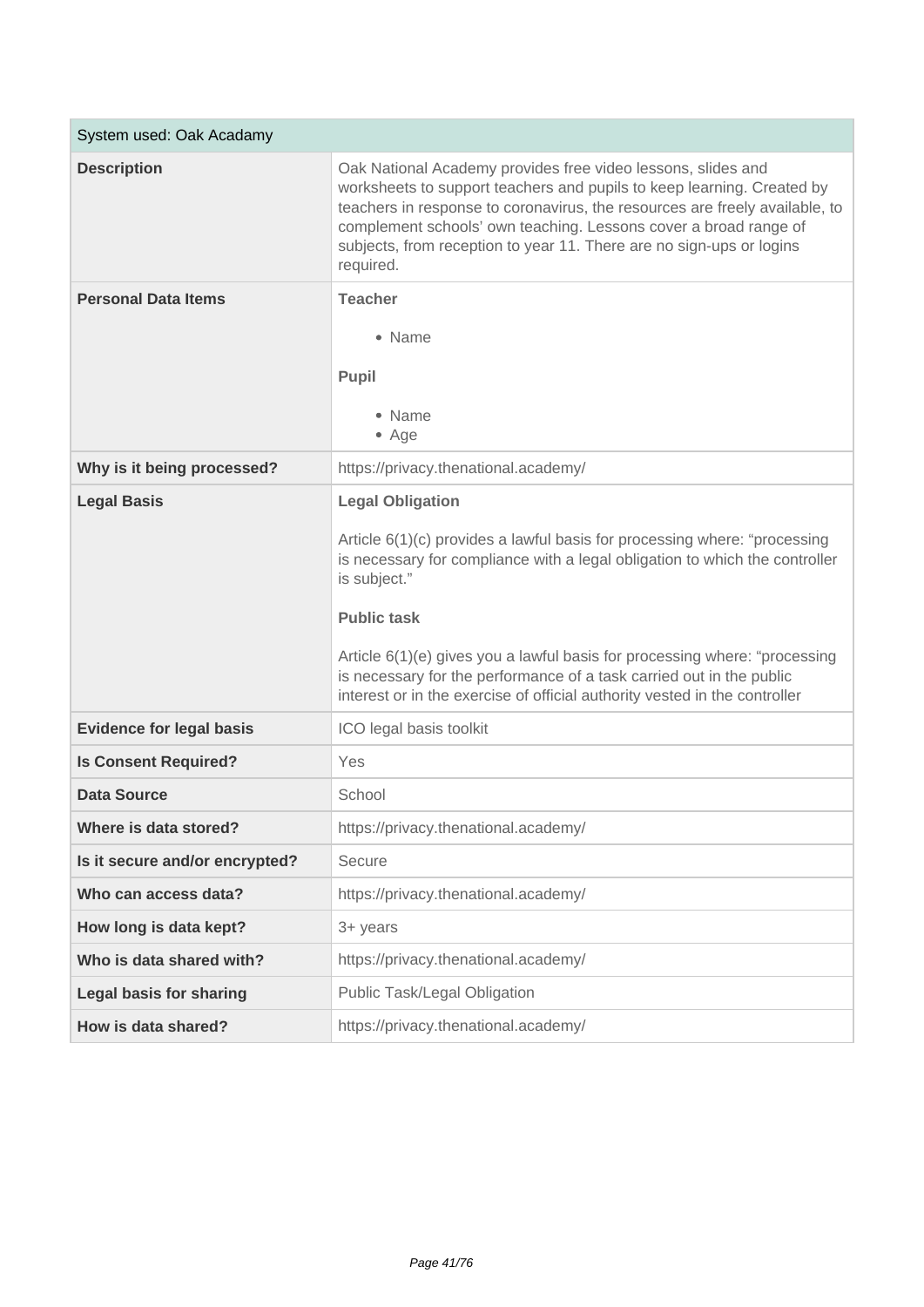| System used: Oak Acadamy | |
|---|---|
| **Description** | Oak National Academy provides free video lessons, slides and worksheets to support teachers and pupils to keep learning. Created by teachers in response to coronavirus, the resources are freely available, to complement schools' own teaching. Lessons cover a broad range of subjects, from reception to year 11. There are no sign-ups or logins required. |
| **Personal Data Items** | **Teacher**<br><br>• Name<br><br>**Pupil**<br><br>• Name<br>• Age |
| **Why is it being processed?** | https://privacy.thenational.academy/ |
| **Legal Basis** | **Legal Obligation**<br><br>Article 6(1)(c) provides a lawful basis for processing where: "processing is necessary for compliance with a legal obligation to which the controller is subject."<br><br>**Public task**<br><br>Article 6(1)(e) gives you a lawful basis for processing where: "processing is necessary for the performance of a task carried out in the public interest or in the exercise of official authority vested in the controller |
| **Evidence for legal basis** | ICO legal basis toolkit |
| **Is Consent Required?** | Yes |
| **Data Source** | School |
| **Where is data stored?** | https://privacy.thenational.academy/ |
| **Is it secure and/or encrypted?** | Secure |
| **Who can access data?** | https://privacy.thenational.academy/ |
| **How long is data kept?** | 3+ years |
| **Who is data shared with?** | https://privacy.thenational.academy/ |
| **Legal basis for sharing** | Public Task/Legal Obligation |
| **How is data shared?** | https://privacy.thenational.academy/ |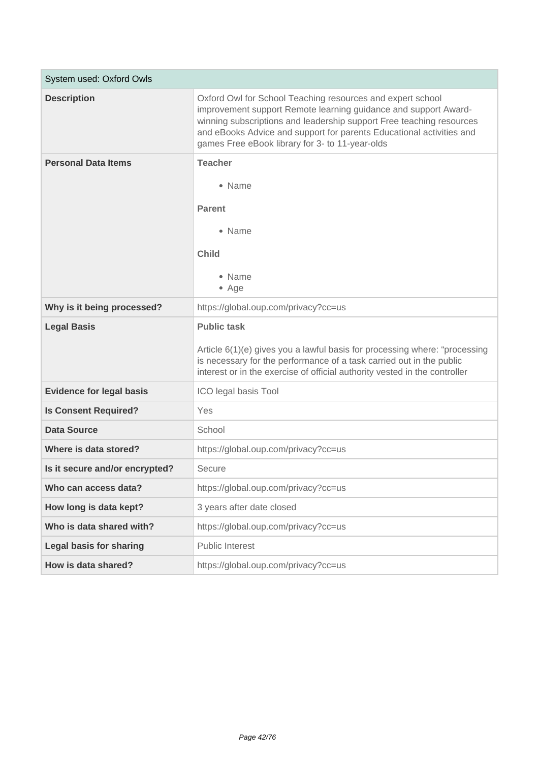| System used: Oxford Owls | |
|---|---|
| **Description** | Oxford Owl for School Teaching resources and expert school improvement support Remote learning guidance and support Award-winning subscriptions and leadership support Free teaching resources and eBooks Advice and support for parents Educational activities and games Free eBook library for 3- to 11-year-olds |
| **Personal Data Items** | **Teacher**<br><br>• Name<br><br>**Parent**<br><br>• Name<br><br>**Child**<br><br>• Name<br>• Age |
| **Why is it being processed?** | https://global.oup.com/privacy?cc=us |
| **Legal Basis** | **Public task**<br><br>Article 6(1)(e) gives you a lawful basis for processing where: "processing is necessary for the performance of a task carried out in the public interest or in the exercise of official authority vested in the controller |
| **Evidence for legal basis** | ICO legal basis Tool |
| **Is Consent Required?** | Yes |
| **Data Source** | School |
| **Where is data stored?** | https://global.oup.com/privacy?cc=us |
| **Is it secure and/or encrypted?** | Secure |
| **Who can access data?** | https://global.oup.com/privacy?cc=us |
| **How long is data kept?** | 3 years after date closed |
| **Who is data shared with?** | https://global.oup.com/privacy?cc=us |
| **Legal basis for sharing** | Public Interest |
| **How is data shared?** | https://global.oup.com/privacy?cc=us |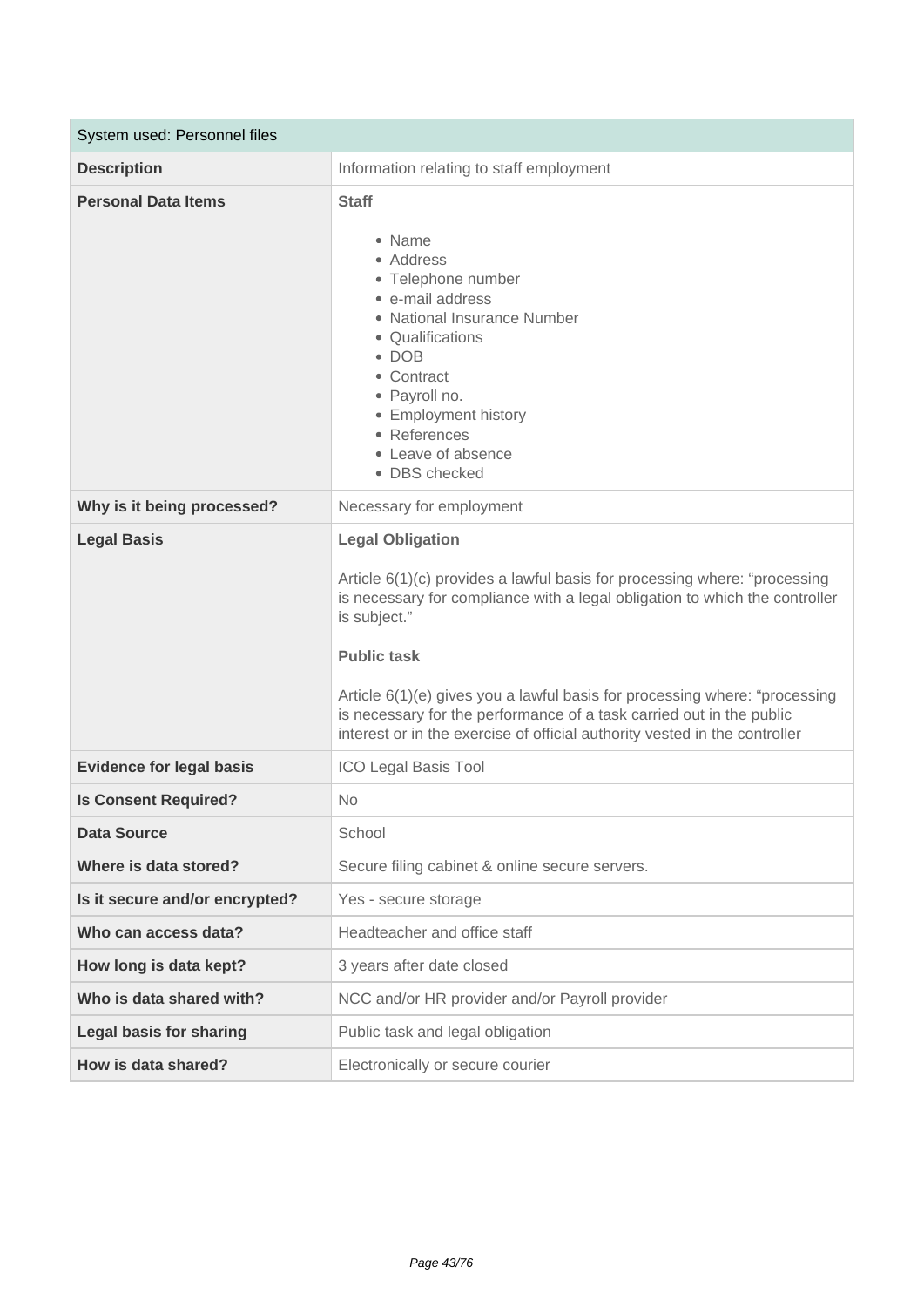| System used: Personnel files | |
|---|---|
| **Description** | Information relating to staff employment |
| **Personal Data Items** | **Staff**<br><br>• Name<br>• Address<br>• Telephone number<br>• e-mail address<br>• National Insurance Number<br>• Qualifications<br>• DOB<br>• Contract<br>• Payroll no.<br>• Employment history<br>• References<br>• Leave of absence<br>• DBS checked |
| **Why is it being processed?** | Necessary for employment |
| **Legal Basis** | **Legal Obligation**<br><br>Article 6(1)(c) provides a lawful basis for processing where: "processing is necessary for compliance with a legal obligation to which the controller is subject."<br><br>**Public task**<br><br>Article 6(1)(e) gives you a lawful basis for processing where: "processing is necessary for the performance of a task carried out in the public interest or in the exercise of official authority vested in the controller |
| **Evidence for legal basis** | ICO Legal Basis Tool |
| **Is Consent Required?** | No |
| **Data Source** | School |
| **Where is data stored?** | Secure filing cabinet & online secure servers. |
| **Is it secure and/or encrypted?** | Yes - secure storage |
| **Who can access data?** | Headteacher and office staff |
| **How long is data kept?** | 3 years after date closed |
| **Who is data shared with?** | NCC and/or HR provider and/or Payroll provider |
| **Legal basis for sharing** | Public task and legal obligation |
| **How is data shared?** | Electronically or secure courier |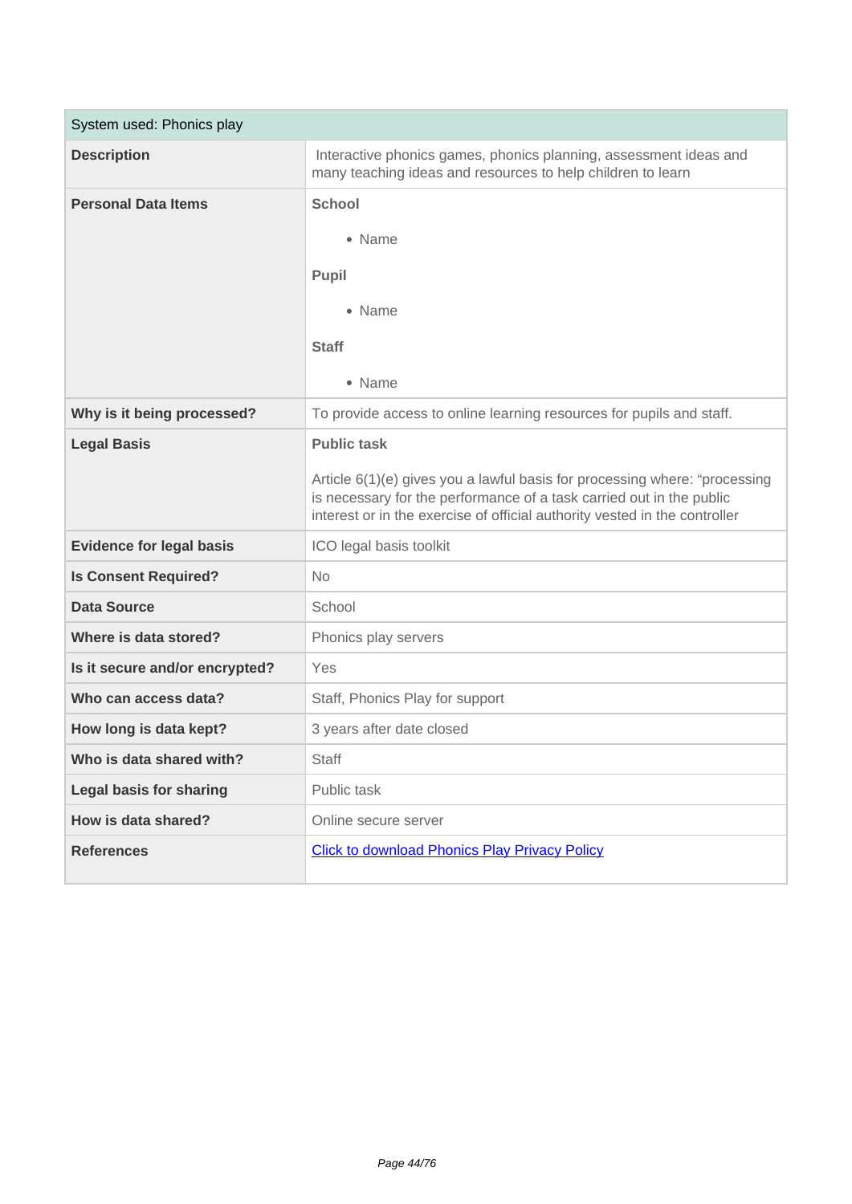| System used: Phonics play | |
|---|---|
| **Description** | Interactive phonics games, phonics planning, assessment ideas and many teaching ideas and resources to help children to learn |
| **Personal Data Items** | **School**<br>• Name<br>**Pupil**<br>• Name<br>**Staff**<br>• Name |
| **Why is it being processed?** | To provide access to online learning resources for pupils and staff. |
| **Legal Basis** | **Public task**<br><br>Article 6(1)(e) gives you a lawful basis for processing where: "processing is necessary for the performance of a task carried out in the public interest or in the exercise of official authority vested in the controller |
| **Evidence for legal basis** | ICO legal basis toolkit |
| **Is Consent Required?** | No |
| **Data Source** | School |
| **Where is data stored?** | Phonics play servers |
| **Is it secure and/or encrypted?** | Yes |
| **Who can access data?** | Staff, Phonics Play for support |
| **How long is data kept?** | 3 years after date closed |
| **Who is data shared with?** | Staff |
| **Legal basis for sharing** | Public task |
| **How is data shared?** | Online secure server |
| **References** | Click to download Phonics Play Privacy Policy |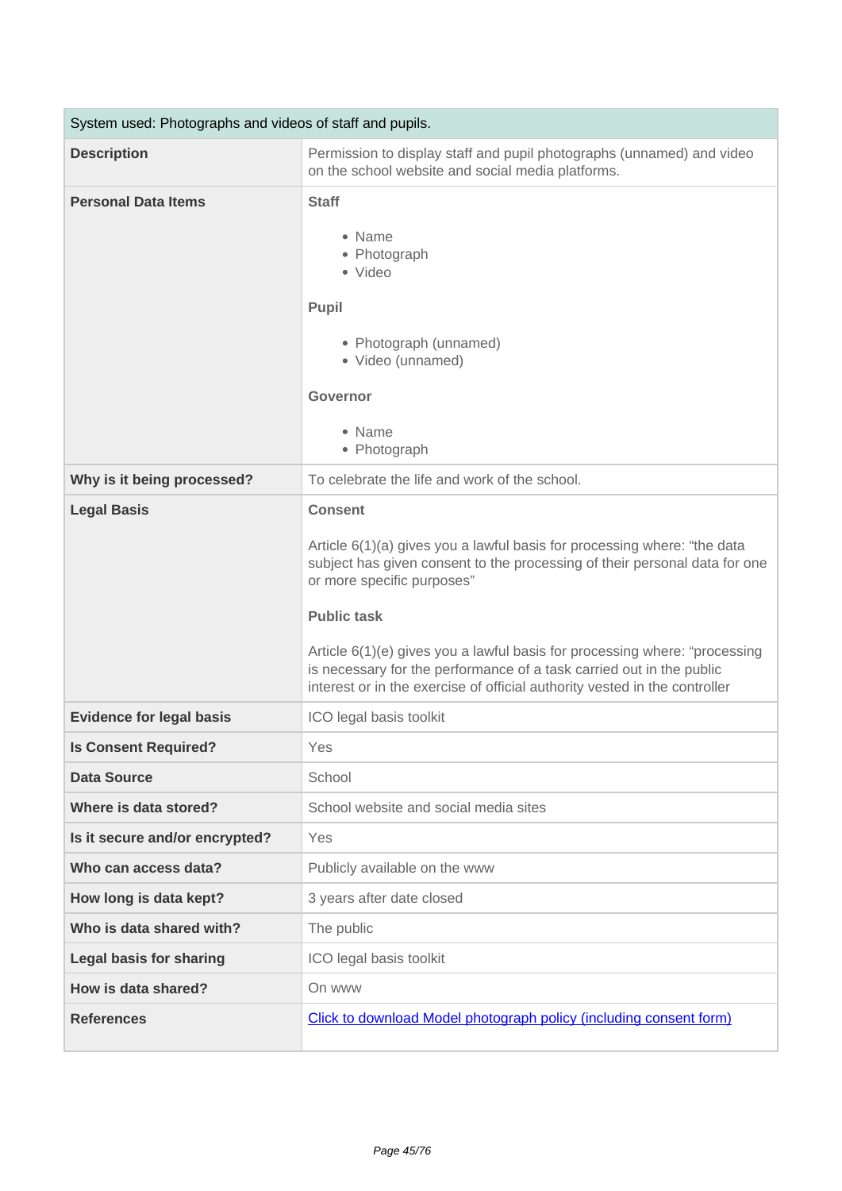| System used: Photographs and videos of staff and pupils. | |
|---|---|
| **Description** | Permission to display staff and pupil photographs (unnamed) and video on the school website and social media platforms. |
| **Personal Data Items** | **Staff**<br><br>• Name<br>• Photograph<br>• Video<br><br>**Pupil**<br><br>• Photograph (unnamed)<br>• Video (unnamed)<br><br>**Governor**<br><br>• Name<br>• Photograph |
| **Why is it being processed?** | To celebrate the life and work of the school. |
| **Legal Basis** | **Consent**<br><br>Article 6(1)(a) gives you a lawful basis for processing where: "the data subject has given consent to the processing of their personal data for one or more specific purposes"<br><br>**Public task**<br><br>Article 6(1)(e) gives you a lawful basis for processing where: "processing is necessary for the performance of a task carried out in the public interest or in the exercise of official authority vested in the controller |
| **Evidence for legal basis** | ICO legal basis toolkit |
| **Is Consent Required?** | Yes |
| **Data Source** | School |
| **Where is data stored?** | School website and social media sites |
| **Is it secure and/or encrypted?** | Yes |
| **Who can access data?** | Publicly available on the www |
| **How long is data kept?** | 3 years after date closed |
| **Who is data shared with?** | The public |
| **Legal basis for sharing** | ICO legal basis toolkit |
| **How is data shared?** | On www |
| **References** | Click to download Model photograph policy (including consent form) |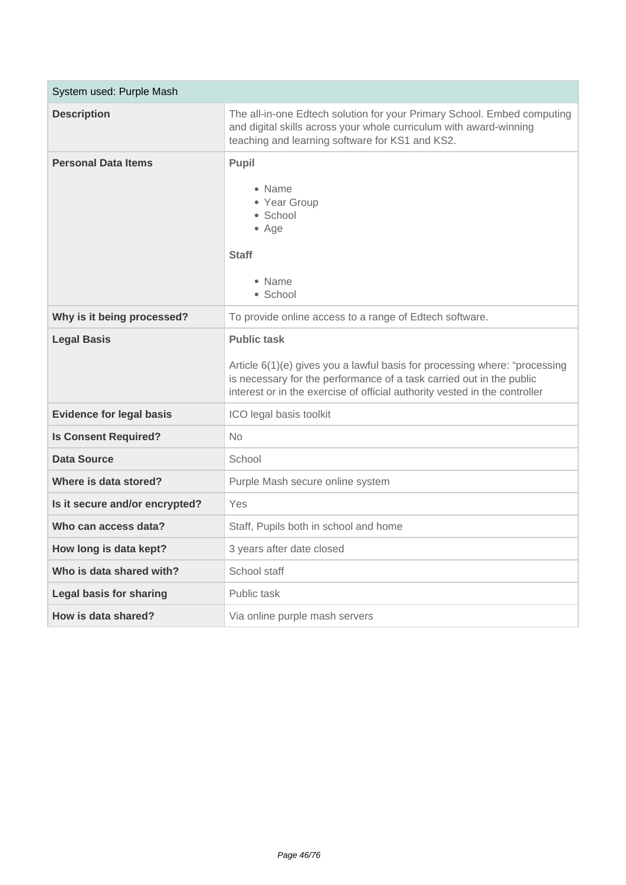| System used: Purple Mash | |
|---|---|
| **Description** | The all-in-one Edtech solution for your Primary School. Embed computing and digital skills across your whole curriculum with award-winning teaching and learning software for KS1 and KS2. |
| **Personal Data Items** | **Pupil**<br><br>• Name<br>• Year Group<br>• School<br>• Age<br><br>**Staff**<br><br>• Name<br>• School |
| **Why is it being processed?** | To provide online access to a range of Edtech software. |
| **Legal Basis** | **Public task**<br><br>Article 6(1)(e) gives you a lawful basis for processing where: "processing is necessary for the performance of a task carried out in the public interest or in the exercise of official authority vested in the controller |
| **Evidence for legal basis** | ICO legal basis toolkit |
| **Is Consent Required?** | No |
| **Data Source** | School |
| **Where is data stored?** | Purple Mash secure online system |
| **Is it secure and/or encrypted?** | Yes |
| **Who can access data?** | Staff, Pupils both in school and home |
| **How long is data kept?** | 3 years after date closed |
| **Who is data shared with?** | School staff |
| **Legal basis for sharing** | Public task |
| **How is data shared?** | Via online purple mash servers |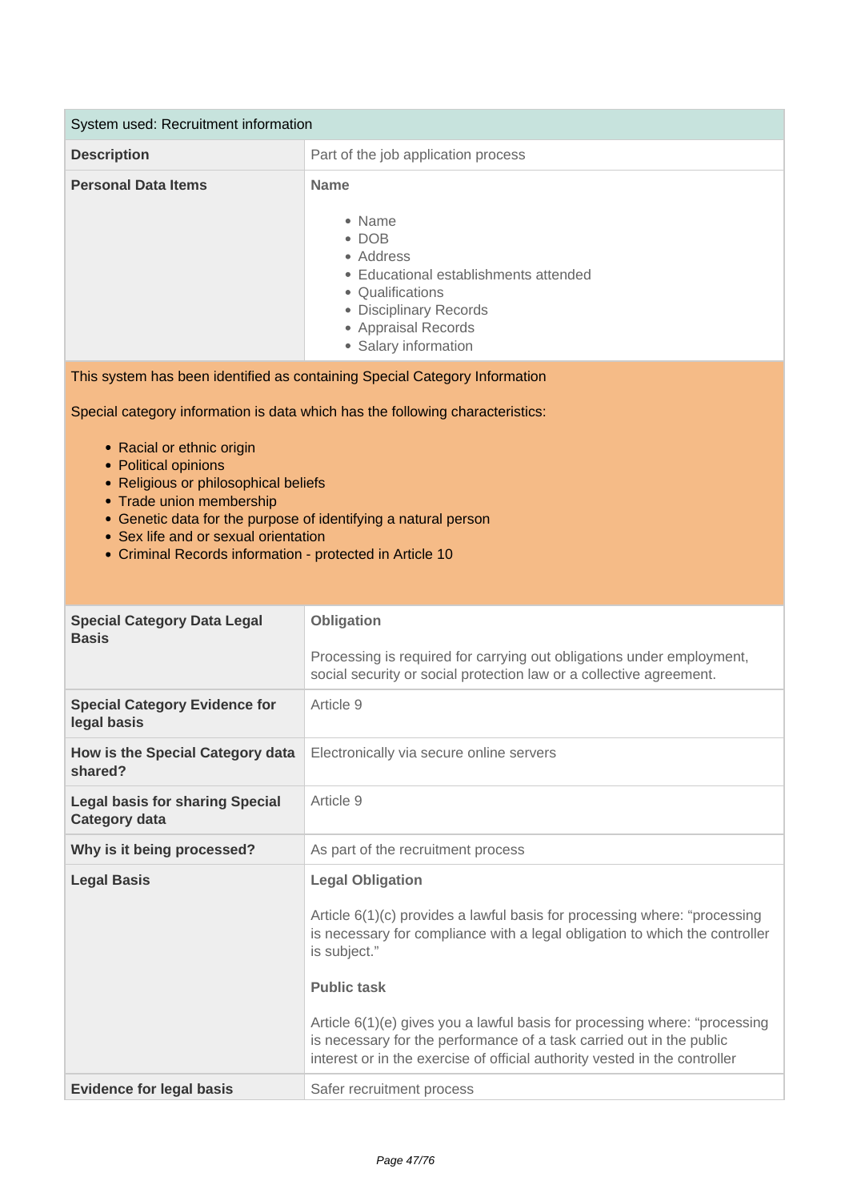| System used: Recruitment information | |
|---|---|
| **Description** | Part of the job application process |
| **Personal Data Items** | **Name**<br><br>• Name<br>• DOB<br>• Address<br>• Educational establishments attended<br>• Qualifications<br>• Disciplinary Records<br>• Appraisal Records<br>• Salary information |

This system has been identified as containing Special Category Information

Special category information is data which has the following characteristics:

- Racial or ethnic origin
- Political opinions
- Religious or philosophical beliefs
- Trade union membership
- Genetic data for the purpose of identifying a natural person
- Sex life and or sexual orientation
- Criminal Records information - protected in Article 10

| | |
|---|---|
| **Special Category Data Legal Basis** | **Obligation**<br><br>Processing is required for carrying out obligations under employment, social security or social protection law or a collective agreement. |
| **Special Category Evidence for legal basis** | Article 9 |
| **How is the Special Category data shared?** | Electronically via secure online servers |
| **Legal basis for sharing Special Category data** | Article 9 |
| **Why is it being processed?** | As part of the recruitment process |
| **Legal Basis** | **Legal Obligation**<br><br>Article 6(1)(c) provides a lawful basis for processing where: "processing is necessary for compliance with a legal obligation to which the controller is subject."<br><br>**Public task**<br><br>Article 6(1)(e) gives you a lawful basis for processing where: "processing is necessary for the performance of a task carried out in the public interest or in the exercise of official authority vested in the controller |
| **Evidence for legal basis** | Safer recruitment process |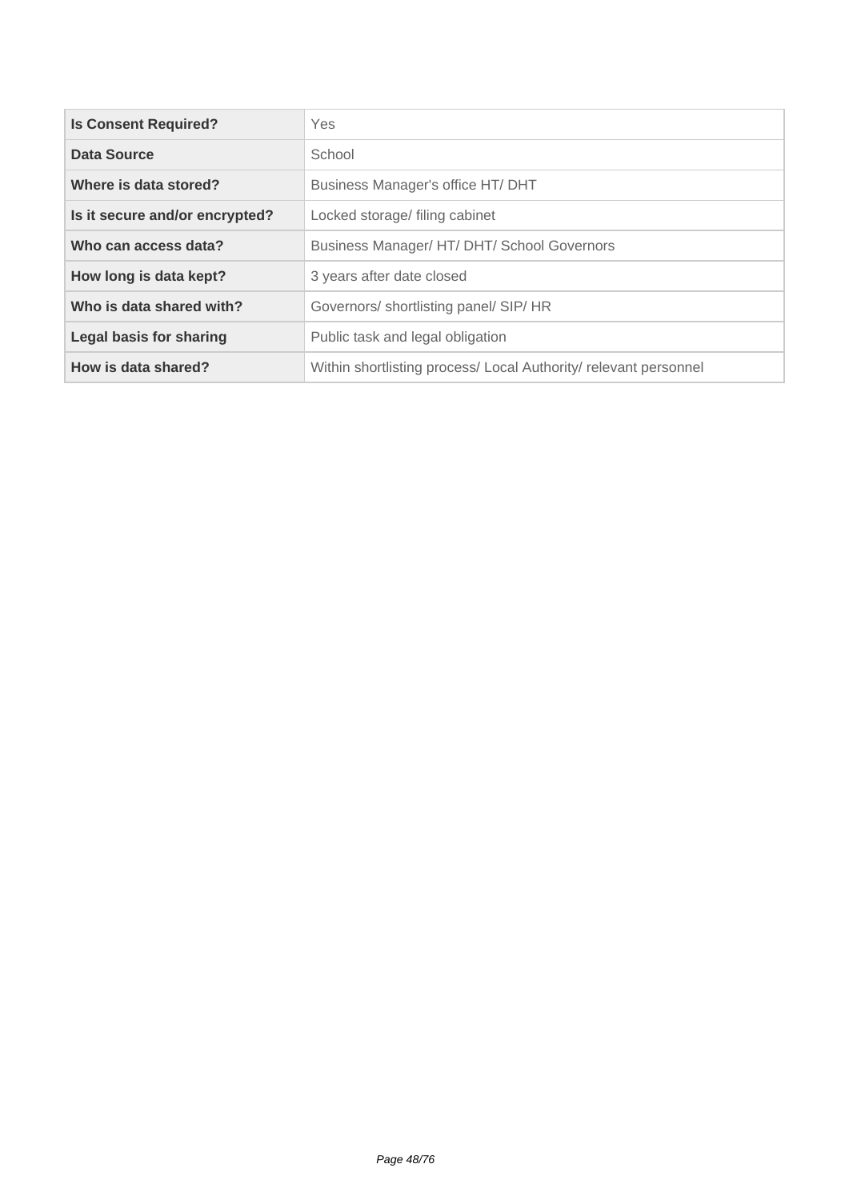| **Is Consent Required?** | Yes |
| --- | --- |
| **Data Source** | School |
| **Where is data stored?** | Business Manager's office HT/ DHT |
| **Is it secure and/or encrypted?** | Locked storage/ filing cabinet |
| **Who can access data?** | Business Manager/ HT/ DHT/ School Governors |
| **How long is data kept?** | 3 years after date closed |
| **Who is data shared with?** | Governors/ shortlisting panel/ SIP/ HR |
| **Legal basis for sharing** | Public task and legal obligation |
| **How is data shared?** | Within shortlisting process/ Local Authority/ relevant personnel |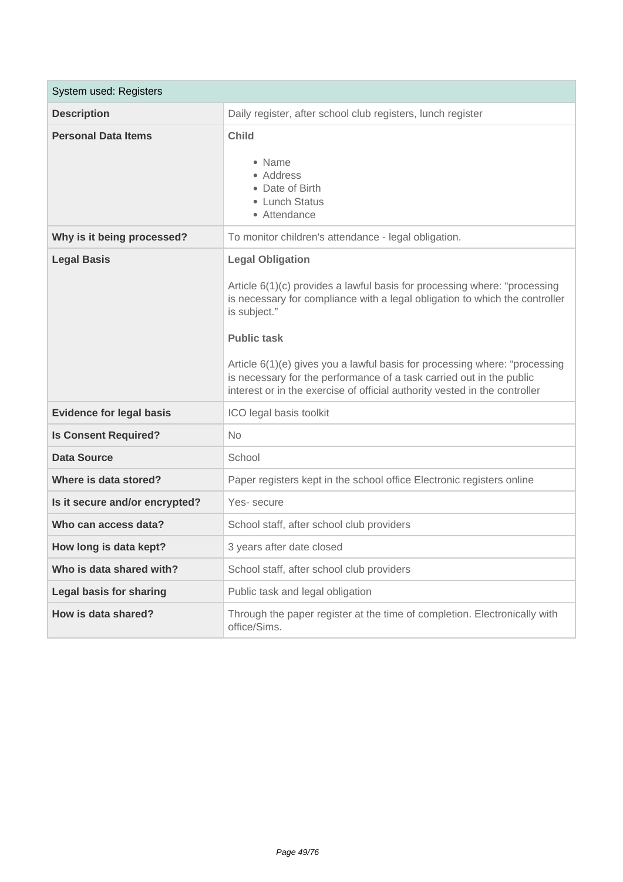| System used: Registers | |
|---|---|
| **Description** | Daily register, after school club registers, lunch register |
| **Personal Data Items** | **Child**<br><br>• Name<br>• Address<br>• Date of Birth<br>• Lunch Status<br>• Attendance |
| **Why is it being processed?** | To monitor children's attendance - legal obligation. |
| **Legal Basis** | **Legal Obligation**<br><br>Article 6(1)(c) provides a lawful basis for processing where: "processing is necessary for compliance with a legal obligation to which the controller is subject."<br><br>**Public task**<br><br>Article 6(1)(e) gives you a lawful basis for processing where: "processing is necessary for the performance of a task carried out in the public interest or in the exercise of official authority vested in the controller |
| **Evidence for legal basis** | ICO legal basis toolkit |
| **Is Consent Required?** | No |
| **Data Source** | School |
| **Where is data stored?** | Paper registers kept in the school office Electronic registers online |
| **Is it secure and/or encrypted?** | Yes- secure |
| **Who can access data?** | School staff, after school club providers |
| **How long is data kept?** | 3 years after date closed |
| **Who is data shared with?** | School staff, after school club providers |
| **Legal basis for sharing** | Public task and legal obligation |
| **How is data shared?** | Through the paper register at the time of completion. Electronically with office/Sims. |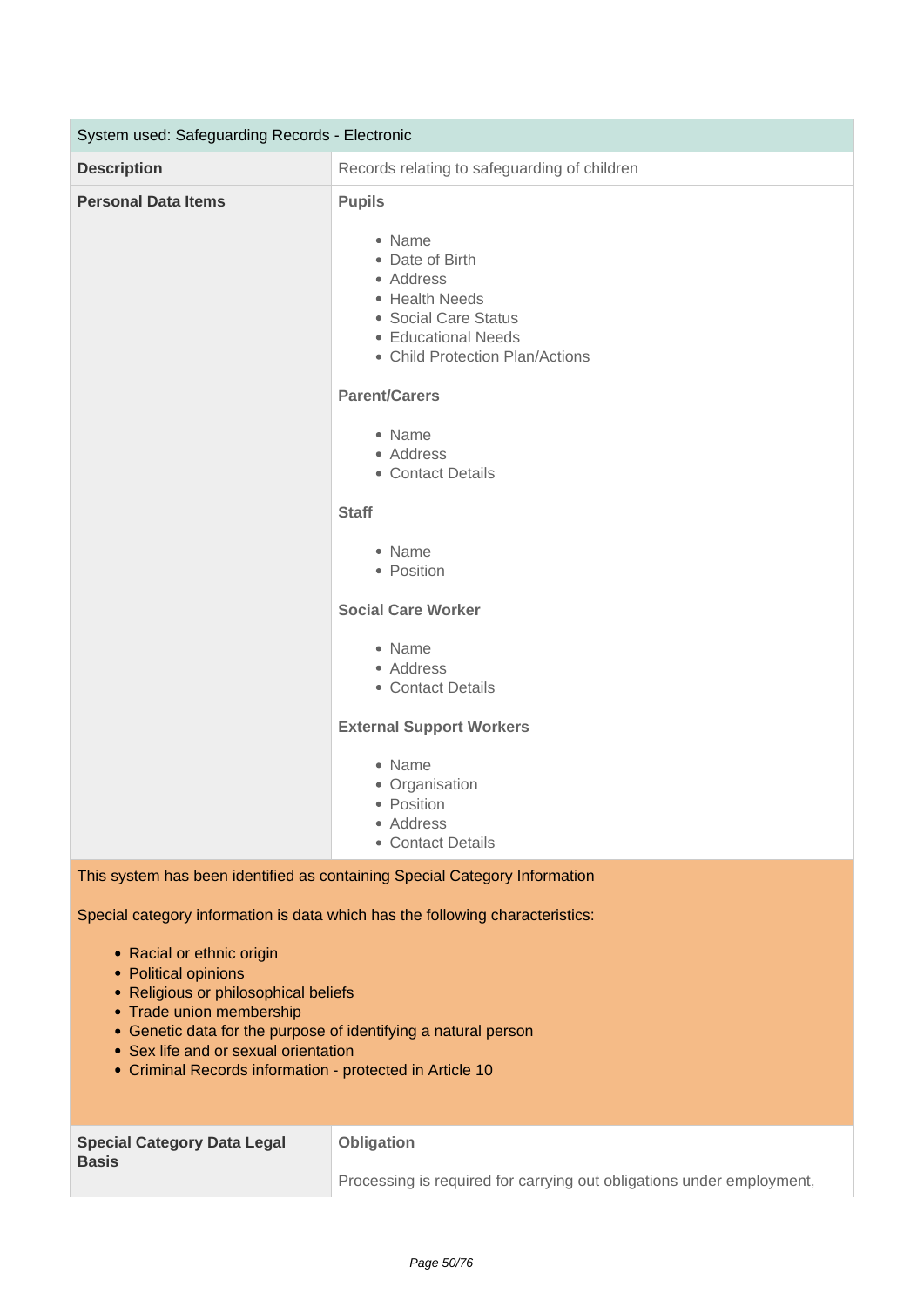| System used: Safeguarding Records - Electronic | |
|---|---|
| **Description** | Records relating to safeguarding of children |
| **Personal Data Items** | **Pupils**<br><br>• Name<br>• Date of Birth<br>• Address<br>• Health Needs<br>• Social Care Status<br>• Educational Needs<br>• Child Protection Plan/Actions<br><br>**Parent/Carers**<br><br>• Name<br>• Address<br>• Contact Details<br><br>**Staff**<br><br>• Name<br>• Position<br><br>**Social Care Worker**<br><br>• Name<br>• Address<br>• Contact Details<br><br>**External Support Workers**<br><br>• Name<br>• Organisation<br>• Position<br>• Address<br>• Contact Details |

This system has been identified as containing Special Category Information

Special category information is data which has the following characteristics:

- Racial or ethnic origin
- Political opinions
- Religious or philosophical beliefs
- Trade union membership
- Genetic data for the purpose of identifying a natural person
- Sex life and or sexual orientation
- Criminal Records information - protected in Article 10

| **Special Category Data Legal Basis** | **Obligation**<br><br>Processing is required for carrying out obligations under employment, |
|---|---|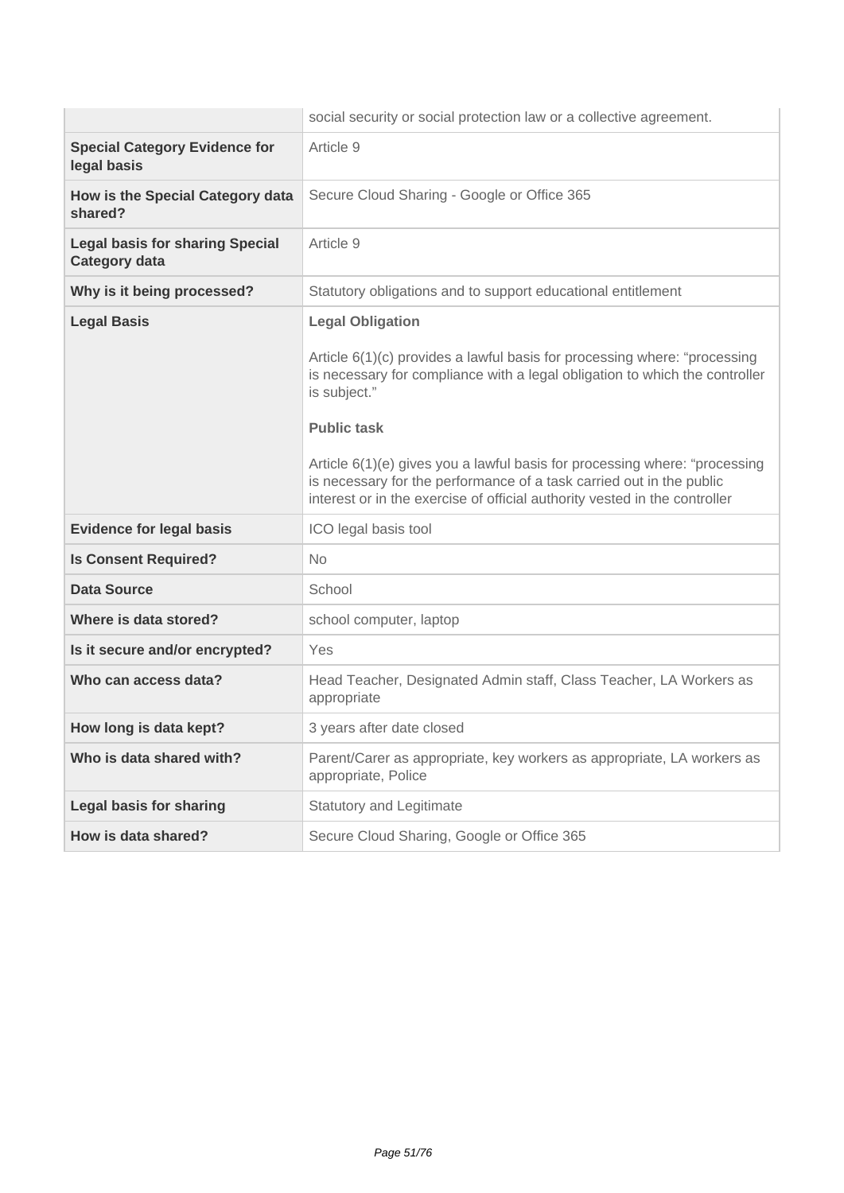| | |
|---|---|
| | social security or social protection law or a collective agreement. |
| **Special Category Evidence for legal basis** | Article 9 |
| **How is the Special Category data shared?** | Secure Cloud Sharing - Google or Office 365 |
| **Legal basis for sharing Special Category data** | Article 9 |
| **Why is it being processed?** | Statutory obligations and to support educational entitlement |
| **Legal Basis** | **Legal Obligation**<br><br>Article 6(1)(c) provides a lawful basis for processing where: “processing is necessary for compliance with a legal obligation to which the controller is subject.”<br><br>**Public task**<br><br>Article 6(1)(e) gives you a lawful basis for processing where: “processing is necessary for the performance of a task carried out in the public interest or in the exercise of official authority vested in the controller |
| **Evidence for legal basis** | ICO legal basis tool |
| **Is Consent Required?** | No |
| **Data Source** | School |
| **Where is data stored?** | school computer, laptop |
| **Is it secure and/or encrypted?** | Yes |
| **Who can access data?** | Head Teacher, Designated Admin staff, Class Teacher, LA Workers as appropriate |
| **How long is data kept?** | 3 years after date closed |
| **Who is data shared with?** | Parent/Carer as appropriate, key workers as appropriate, LA workers as appropriate, Police |
| **Legal basis for sharing** | Statutory and Legitimate |
| **How is data shared?** | Secure Cloud Sharing, Google or Office 365 |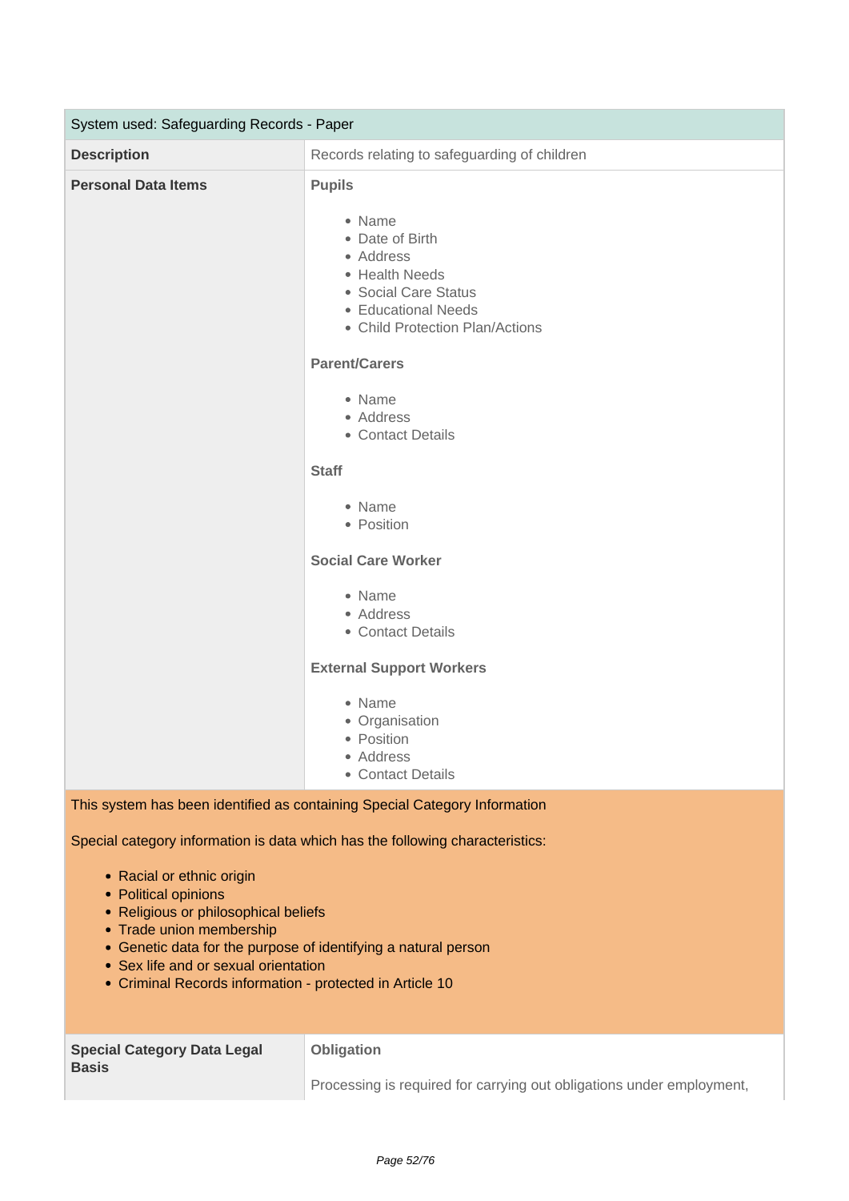| System used: Safeguarding Records - Paper | |
|---|---|
| **Description** | Records relating to safeguarding of children |
| **Personal Data Items** | **Pupils**<br><br>• Name<br>• Date of Birth<br>• Address<br>• Health Needs<br>• Social Care Status<br>• Educational Needs<br>• Child Protection Plan/Actions<br><br>**Parent/Carers**<br><br>• Name<br>• Address<br>• Contact Details<br><br>**Staff**<br><br>• Name<br>• Position<br><br>**Social Care Worker**<br><br>• Name<br>• Address<br>• Contact Details<br><br>**External Support Workers**<br><br>• Name<br>• Organisation<br>• Position<br>• Address<br>• Contact Details |

This system has been identified as containing Special Category Information

Special category information is data which has the following characteristics:

- Racial or ethnic origin
- Political opinions
- Religious or philosophical beliefs
- Trade union membership
- Genetic data for the purpose of identifying a natural person
- Sex life and or sexual orientation
- Criminal Records information - protected in Article 10

| **Special Category Data Legal Basis** | **Obligation**<br><br>Processing is required for carrying out obligations under employment, |
|---|---|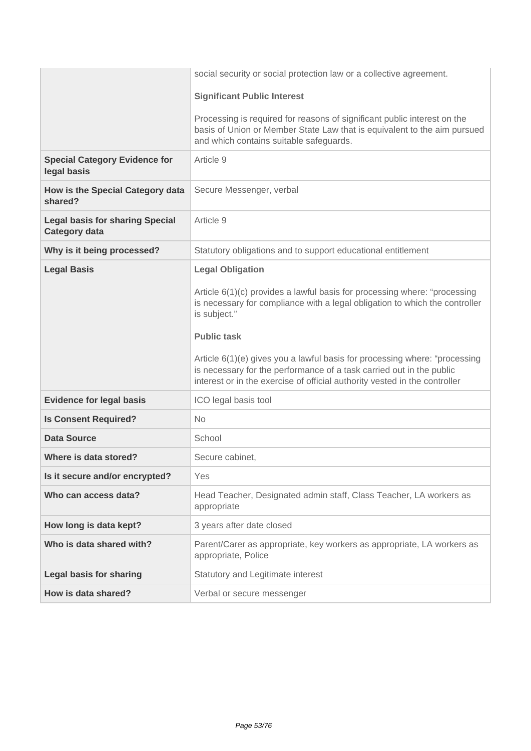| | |
|---|---|
| | social security or social protection law or a collective agreement.<br><br>**Significant Public Interest**<br><br>Processing is required for reasons of significant public interest on the basis of Union or Member State Law that is equivalent to the aim pursued and which contains suitable safeguards. |
| **Special Category Evidence for legal basis** | Article 9 |
| **How is the Special Category data shared?** | Secure Messenger, verbal |
| **Legal basis for sharing Special Category data** | Article 9 |
| **Why is it being processed?** | Statutory obligations and to support educational entitlement |
| **Legal Basis** | **Legal Obligation**<br><br>Article 6(1)(c) provides a lawful basis for processing where: "processing is necessary for compliance with a legal obligation to which the controller is subject."<br><br>**Public task**<br><br>Article 6(1)(e) gives you a lawful basis for processing where: "processing is necessary for the performance of a task carried out in the public interest or in the exercise of official authority vested in the controller |
| **Evidence for legal basis** | ICO legal basis tool |
| **Is Consent Required?** | No |
| **Data Source** | School |
| **Where is data stored?** | Secure cabinet, |
| **Is it secure and/or encrypted?** | Yes |
| **Who can access data?** | Head Teacher, Designated admin staff, Class Teacher, LA workers as appropriate |
| **How long is data kept?** | 3 years after date closed |
| **Who is data shared with?** | Parent/Carer as appropriate, key workers as appropriate, LA workers as appropriate, Police |
| **Legal basis for sharing** | Statutory and Legitimate interest |
| **How is data shared?** | Verbal or secure messenger |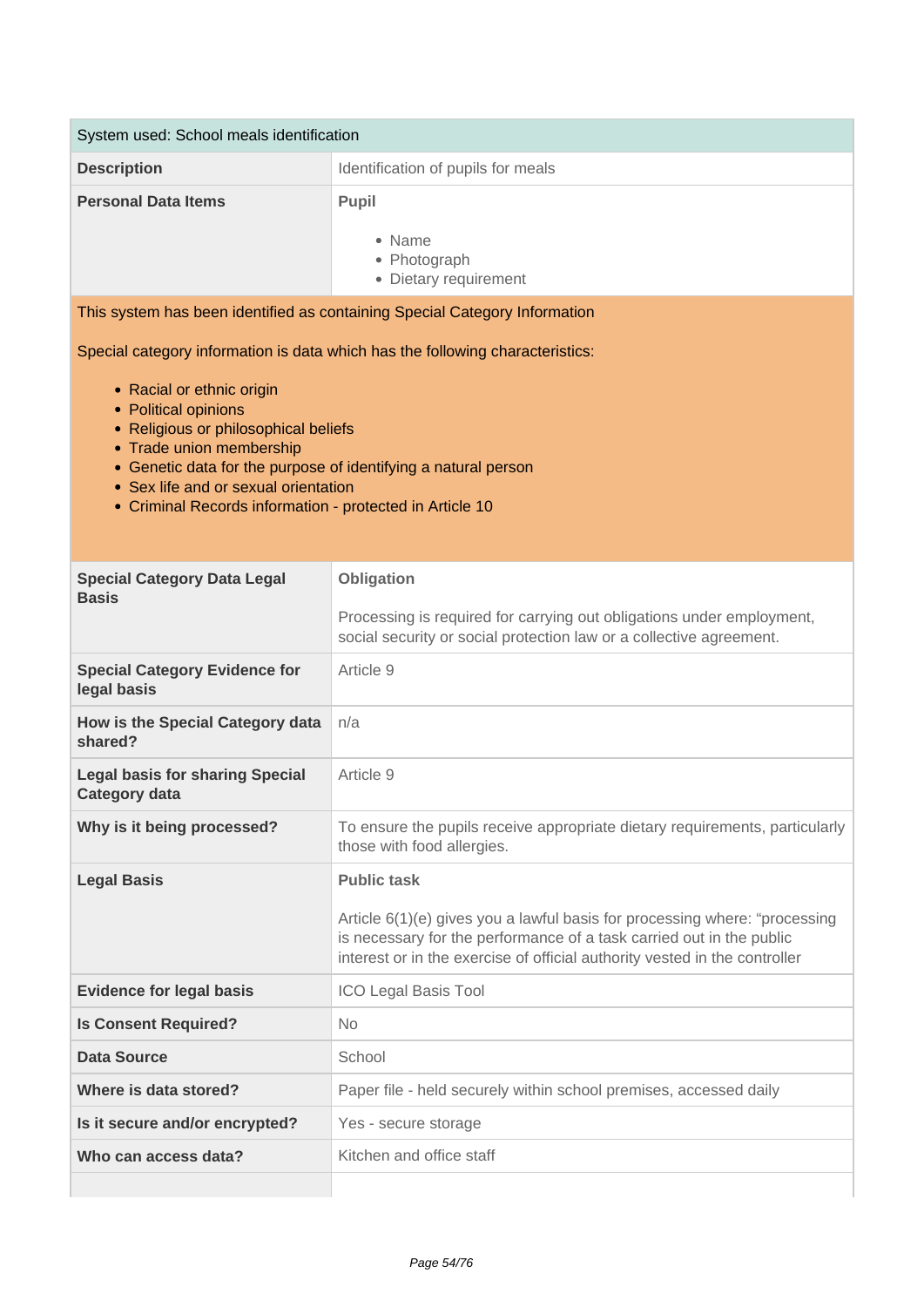| System used: School meals identification | |
|---|---|
| **Description** | Identification of pupils for meals |
| **Personal Data Items** | **Pupil**<br><br>• Name<br>• Photograph<br>• Dietary requirement |

This system has been identified as containing Special Category Information

Special category information is data which has the following characteristics:

- Racial or ethnic origin
- Political opinions
- Religious or philosophical beliefs
- Trade union membership
- Genetic data for the purpose of identifying a natural person
- Sex life and or sexual orientation
- Criminal Records information - protected in Article 10

| | |
|---|---|
| **Special Category Data Legal Basis** | **Obligation**<br><br>Processing is required for carrying out obligations under employment, social security or social protection law or a collective agreement. |
| **Special Category Evidence for legal basis** | Article 9 |
| **How is the Special Category data shared?** | n/a |
| **Legal basis for sharing Special Category data** | Article 9 |
| **Why is it being processed?** | To ensure the pupils receive appropriate dietary requirements, particularly those with food allergies. |
| **Legal Basis** | **Public task**<br><br>Article 6(1)(e) gives you a lawful basis for processing where: "processing is necessary for the performance of a task carried out in the public interest or in the exercise of official authority vested in the controller |
| **Evidence for legal basis** | ICO Legal Basis Tool |
| **Is Consent Required?** | No |
| **Data Source** | School |
| **Where is data stored?** | Paper file - held securely within school premises, accessed daily |
| **Is it secure and/or encrypted?** | Yes - secure storage |
| **Who can access data?** | Kitchen and office staff |
| | |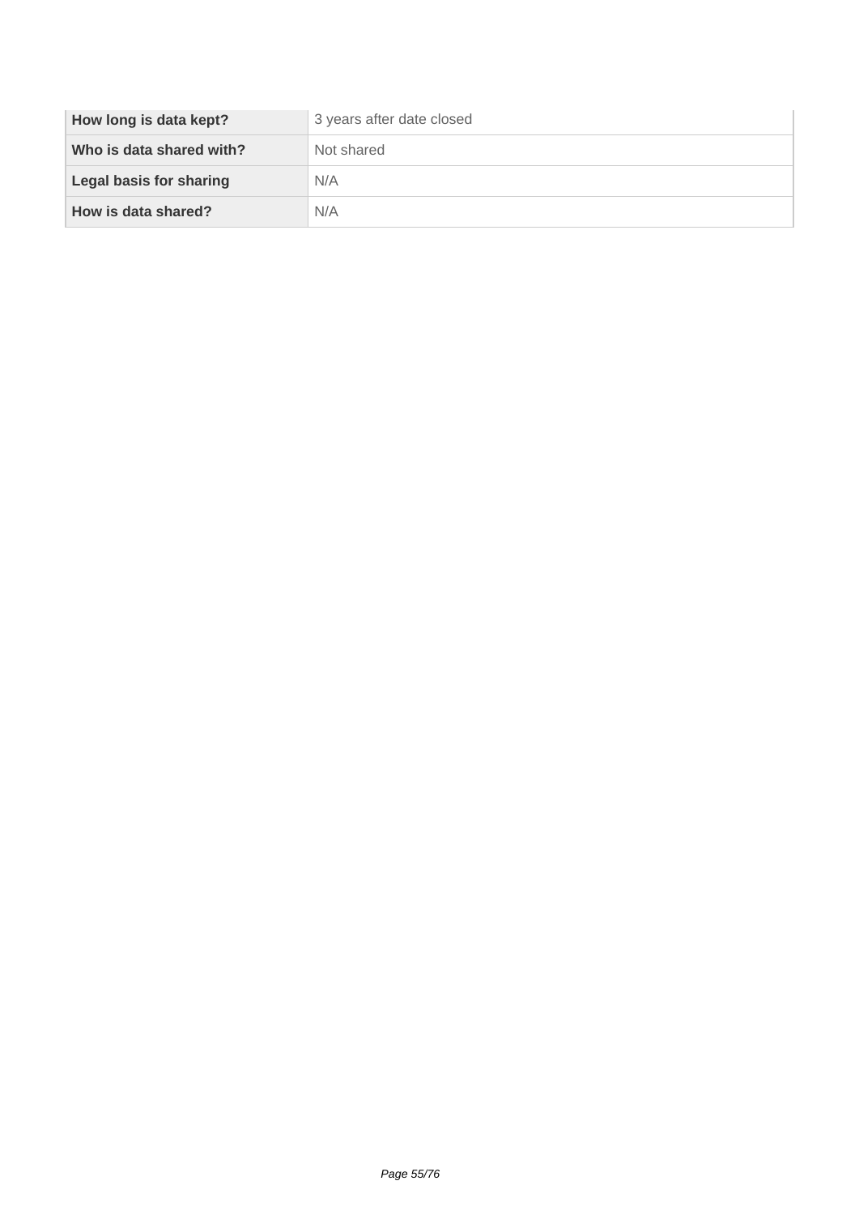| | |
|---|---|
| **How long is data kept?** | 3 years after date closed |
| **Who is data shared with?** | Not shared |
| **Legal basis for sharing** | N/A |
| **How is data shared?** | N/A |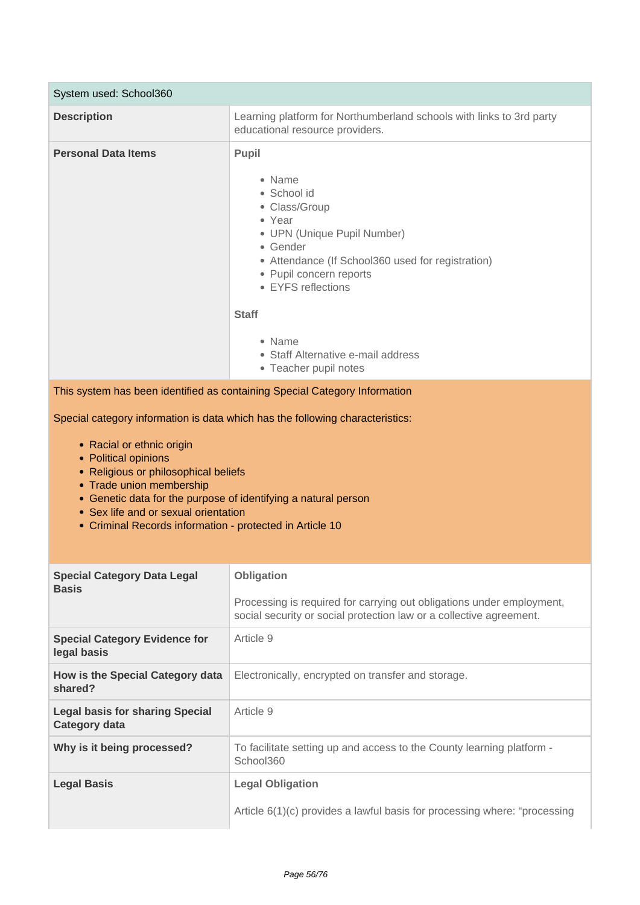| System used: School360 | |
|---|---|
| **Description** | Learning platform for Northumberland schools with links to 3rd party educational resource providers. |
| **Personal Data Items** | **Pupil**<br><br>• Name<br>• School id<br>• Class/Group<br>• Year<br>• UPN (Unique Pupil Number)<br>• Gender<br>• Attendance (If School360 used for registration)<br>• Pupil concern reports<br>• EYFS reflections<br><br>**Staff**<br><br>• Name<br>• Staff Alternative e-mail address<br>• Teacher pupil notes |

This system has been identified as containing Special Category Information

Special category information is data which has the following characteristics:

- Racial or ethnic origin
- Political opinions
- Religious or philosophical beliefs
- Trade union membership
- Genetic data for the purpose of identifying a natural person
- Sex life and or sexual orientation
- Criminal Records information - protected in Article 10

| | |
|---|---|
| **Special Category Data Legal Basis** | **Obligation**<br><br>Processing is required for carrying out obligations under employment, social security or social protection law or a collective agreement. |
| **Special Category Evidence for legal basis** | Article 9 |
| **How is the Special Category data shared?** | Electronically, encrypted on transfer and storage. |
| **Legal basis for sharing Special Category data** | Article 9 |
| **Why is it being processed?** | To facilitate setting up and access to the County learning platform - School360 |
| **Legal Basis** | **Legal Obligation**<br><br>Article 6(1)(c) provides a lawful basis for processing where: “processing |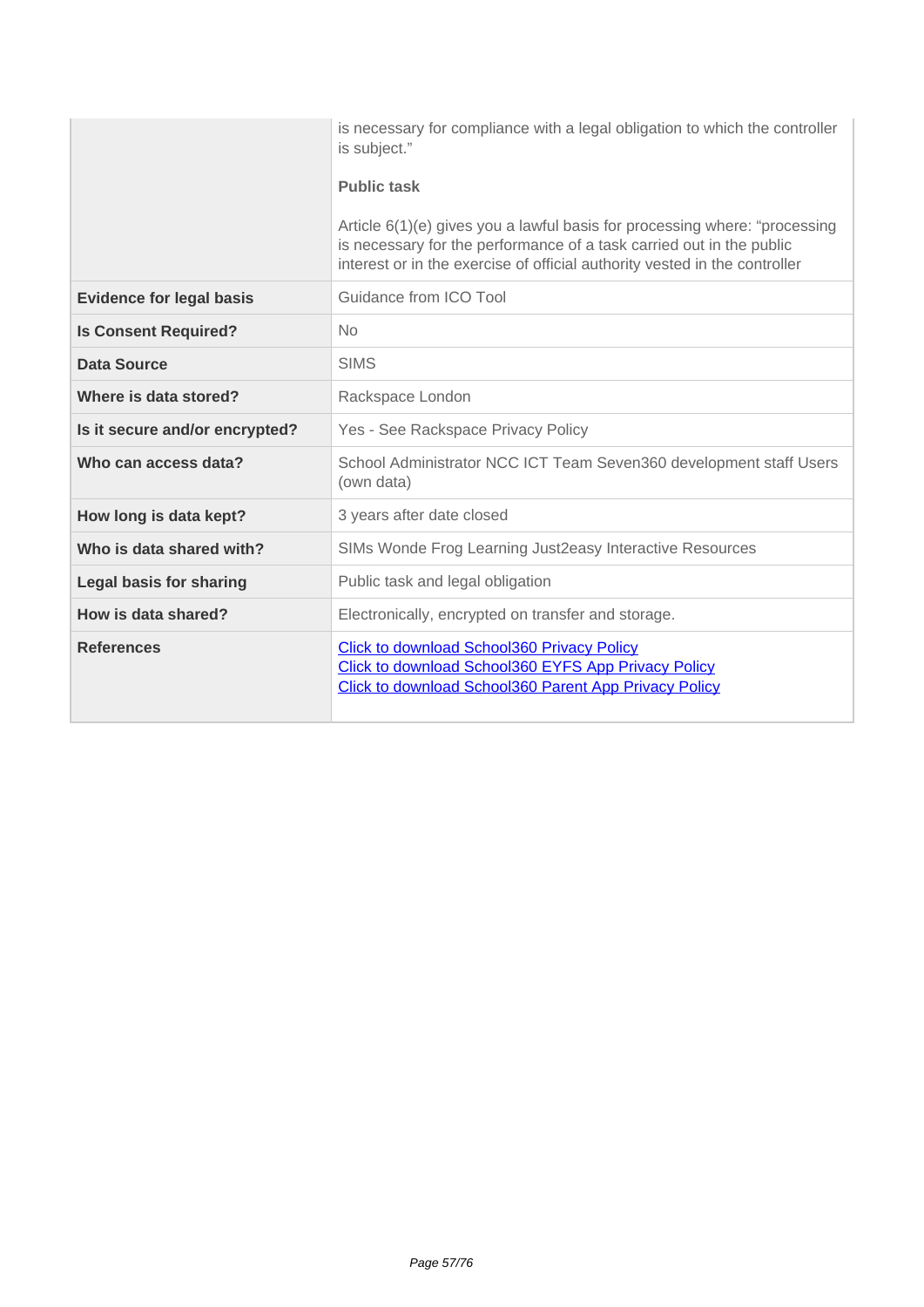| | |
|---|---|
| | is necessary for compliance with a legal obligation to which the controller is subject."<br><br>**Public task**<br><br>Article 6(1)(e) gives you a lawful basis for processing where: "processing is necessary for the performance of a task carried out in the public interest or in the exercise of official authority vested in the controller |
| **Evidence for legal basis** | Guidance from ICO Tool |
| **Is Consent Required?** | No |
| **Data Source** | SIMS |
| **Where is data stored?** | Rackspace London |
| **Is it secure and/or encrypted?** | Yes - See Rackspace Privacy Policy |
| **Who can access data?** | School Administrator NCC ICT Team Seven360 development staff Users (own data) |
| **How long is data kept?** | 3 years after date closed |
| **Who is data shared with?** | SIMs Wonde Frog Learning Just2easy Interactive Resources |
| **Legal basis for sharing** | Public task and legal obligation |
| **How is data shared?** | Electronically, encrypted on transfer and storage. |
| **References** | Click to download School360 Privacy Policy<br>Click to download School360 EYFS App Privacy Policy<br>Click to download School360 Parent App Privacy Policy |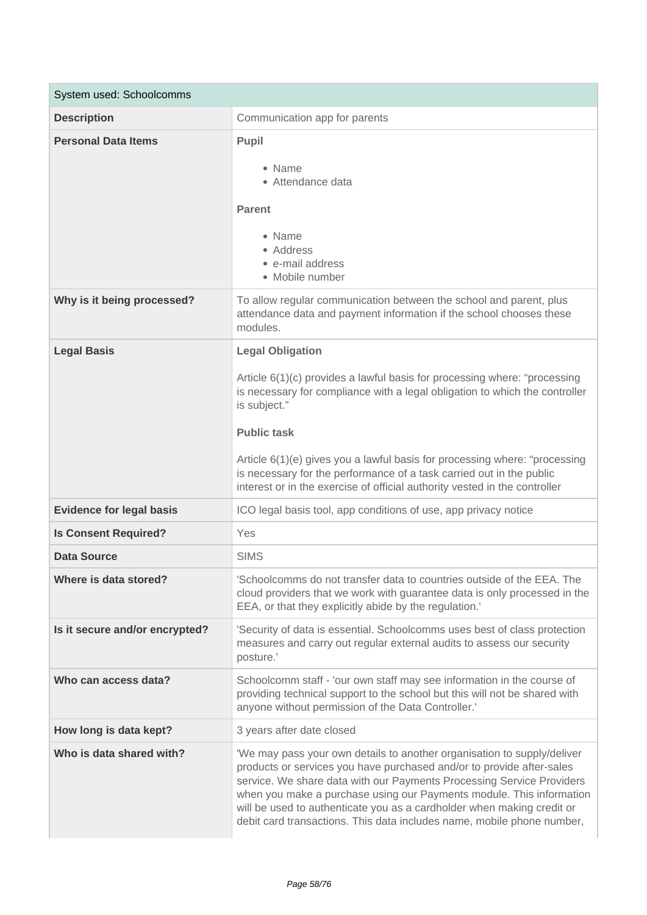| System used: Schoolcomms | |
|---|---|
| **Description** | Communication app for parents |
| **Personal Data Items** | **Pupil**<br><br>• Name<br>• Attendance data<br><br>**Parent**<br><br>• Name<br>• Address<br>• e-mail address<br>• Mobile number |
| **Why is it being processed?** | To allow regular communication between the school and parent, plus attendance data and payment information if the school chooses these modules. |
| **Legal Basis** | **Legal Obligation**<br><br>Article 6(1)(c) provides a lawful basis for processing where: "processing is necessary for compliance with a legal obligation to which the controller is subject."<br><br>**Public task**<br><br>Article 6(1)(e) gives you a lawful basis for processing where: "processing is necessary for the performance of a task carried out in the public interest or in the exercise of official authority vested in the controller |
| **Evidence for legal basis** | ICO legal basis tool, app conditions of use, app privacy notice |
| **Is Consent Required?** | Yes |
| **Data Source** | SIMS |
| **Where is data stored?** | 'Schoolcomms do not transfer data to countries outside of the EEA. The cloud providers that we work with guarantee data is only processed in the EEA, or that they explicitly abide by the regulation.' |
| **Is it secure and/or encrypted?** | 'Security of data is essential. Schoolcomms uses best of class protection measures and carry out regular external audits to assess our security posture.' |
| **Who can access data?** | Schoolcomm staff - 'our own staff may see information in the course of providing technical support to the school but this will not be shared with anyone without permission of the Data Controller.' |
| **How long is data kept?** | 3 years after date closed |
| **Who is data shared with?** | 'We may pass your own details to another organisation to supply/deliver products or services you have purchased and/or to provide after-sales service. We share data with our Payments Processing Service Providers when you make a purchase using our Payments module. This information will be used to authenticate you as a cardholder when making credit or debit card transactions. This data includes name, mobile phone number, |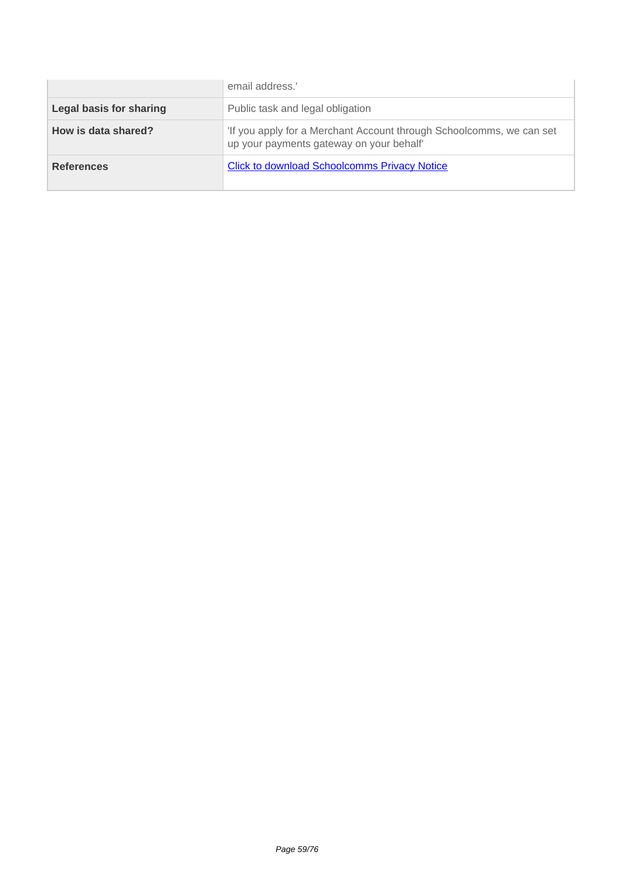| | |
|---|---|
| | email address.' |
| **Legal basis for sharing** | Public task and legal obligation |
| **How is data shared?** | 'If you apply for a Merchant Account through Schoolcomms, we can set up your payments gateway on your behalf' |
| **References** | [Click to download Schoolcomms Privacy Notice] |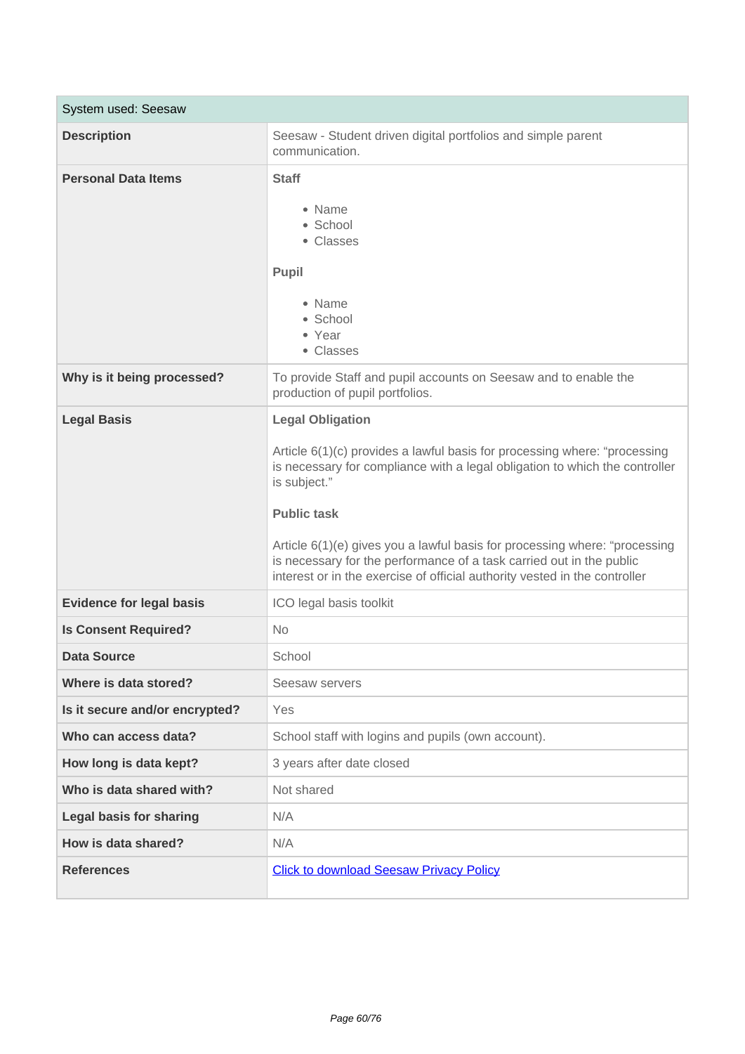| System used: Seesaw | |
|---|---|
| **Description** | Seesaw - Student driven digital portfolios and simple parent communication. |
| **Personal Data Items** | **Staff**<br><br>• Name<br>• School<br>• Classes<br><br>**Pupil**<br><br>• Name<br>• School<br>• Year<br>• Classes |
| **Why is it being processed?** | To provide Staff and pupil accounts on Seesaw and to enable the production of pupil portfolios. |
| **Legal Basis** | **Legal Obligation**<br><br>Article 6(1)(c) provides a lawful basis for processing where: "processing is necessary for compliance with a legal obligation to which the controller is subject."<br><br>**Public task**<br><br>Article 6(1)(e) gives you a lawful basis for processing where: "processing is necessary for the performance of a task carried out in the public interest or in the exercise of official authority vested in the controller |
| **Evidence for legal basis** | ICO legal basis toolkit |
| **Is Consent Required?** | No |
| **Data Source** | School |
| **Where is data stored?** | Seesaw servers |
| **Is it secure and/or encrypted?** | Yes |
| **Who can access data?** | School staff with logins and pupils (own account). |
| **How long is data kept?** | 3 years after date closed |
| **Who is data shared with?** | Not shared |
| **Legal basis for sharing** | N/A |
| **How is data shared?** | N/A |
| **References** | Click to download Seesaw Privacy Policy |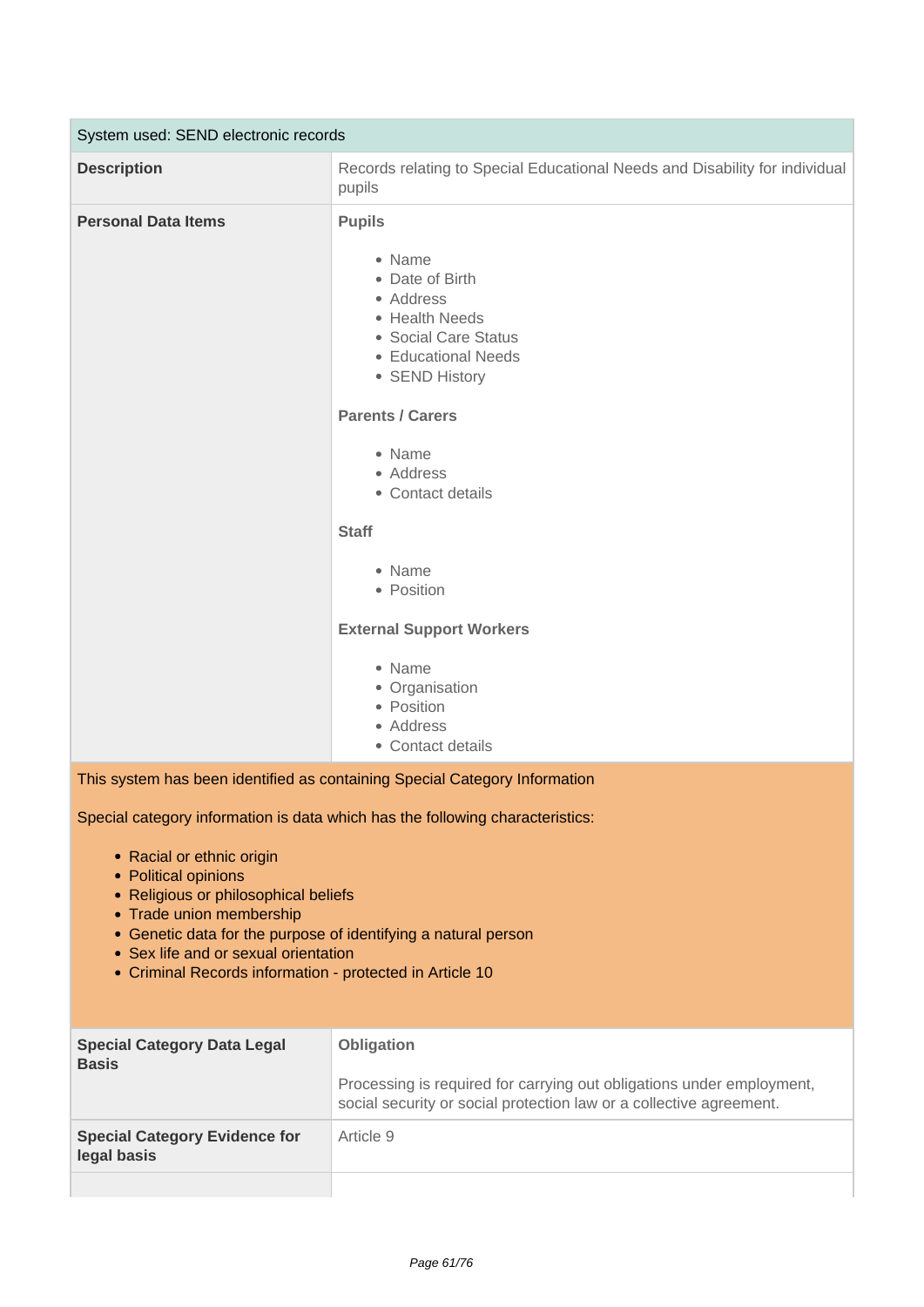| System used: SEND electronic records | |
|---|---|
| **Description** | Records relating to Special Educational Needs and Disability for individual pupils |
| **Personal Data Items** | **Pupils**<br><br>• Name<br>• Date of Birth<br>• Address<br>• Health Needs<br>• Social Care Status<br>• Educational Needs<br>• SEND History<br><br>**Parents / Carers**<br><br>• Name<br>• Address<br>• Contact details<br><br>**Staff**<br><br>• Name<br>• Position<br><br>**External Support Workers**<br><br>• Name<br>• Organisation<br>• Position<br>• Address<br>• Contact details |

This system has been identified as containing Special Category Information

Special category information is data which has the following characteristics:

- Racial or ethnic origin
- Political opinions
- Religious or philosophical beliefs
- Trade union membership
- Genetic data for the purpose of identifying a natural person
- Sex life and or sexual orientation
- Criminal Records information - protected in Article 10

| | |
|---|---|
| **Special Category Data Legal Basis** | **Obligation**<br><br>Processing is required for carrying out obligations under employment, social security or social protection law or a collective agreement. |
| **Special Category Evidence for legal basis** | Article 9 |
| | |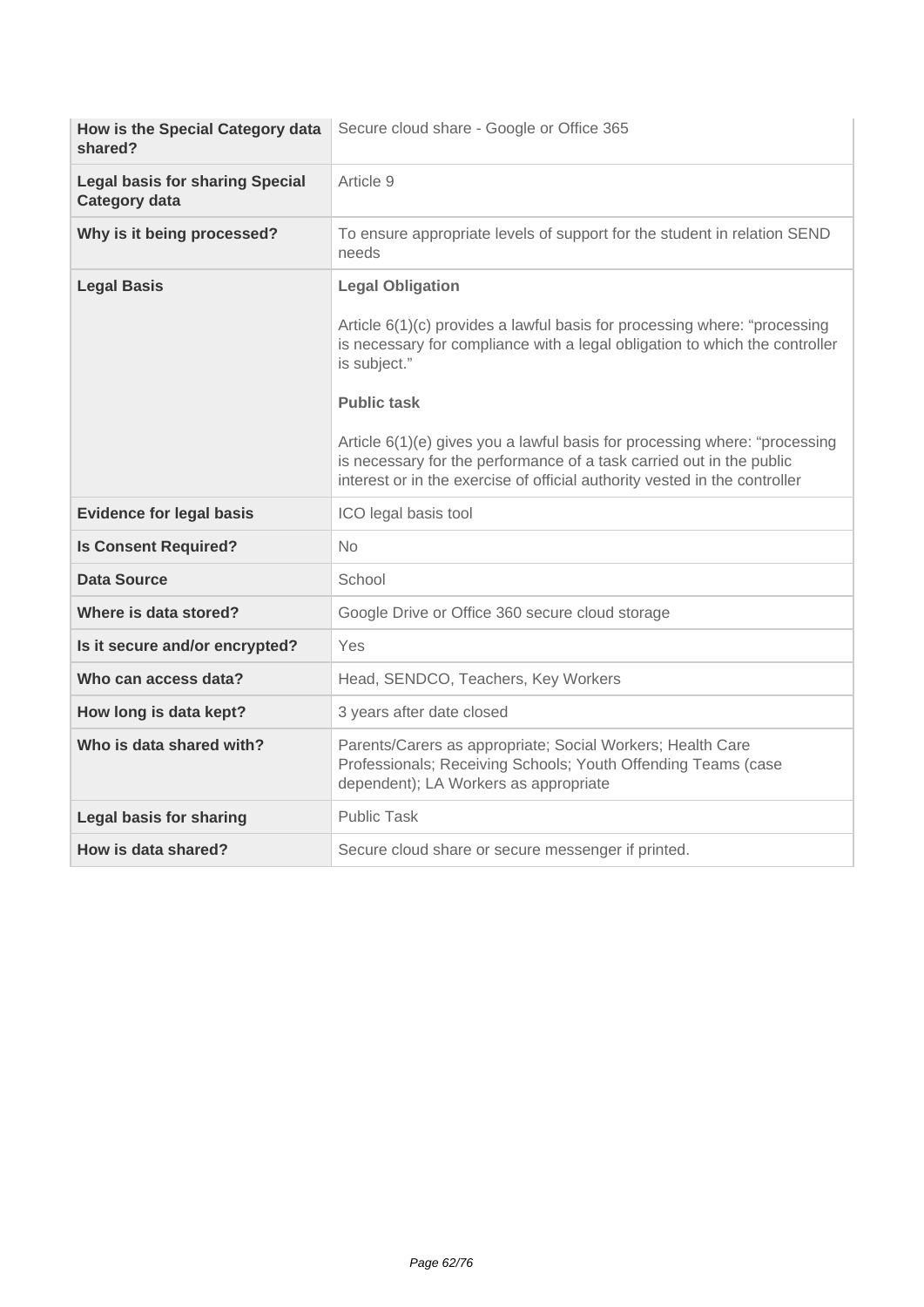| | |
|---|---|
| **How is the Special Category data shared?** | Secure cloud share - Google or Office 365 |
| **Legal basis for sharing Special Category data** | Article 9 |
| **Why is it being processed?** | To ensure appropriate levels of support for the student in relation SEND needs |
| **Legal Basis** | **Legal Obligation**<br><br>Article 6(1)(c) provides a lawful basis for processing where: "processing is necessary for compliance with a legal obligation to which the controller is subject."<br><br>**Public task**<br><br>Article 6(1)(e) gives you a lawful basis for processing where: "processing is necessary for the performance of a task carried out in the public interest or in the exercise of official authority vested in the controller |
| **Evidence for legal basis** | ICO legal basis tool |
| **Is Consent Required?** | No |
| **Data Source** | School |
| **Where is data stored?** | Google Drive or Office 360 secure cloud storage |
| **Is it secure and/or encrypted?** | Yes |
| **Who can access data?** | Head, SENDCO, Teachers, Key Workers |
| **How long is data kept?** | 3 years after date closed |
| **Who is data shared with?** | Parents/Carers as appropriate; Social Workers; Health Care Professionals; Receiving Schools; Youth Offending Teams (case dependent); LA Workers as appropriate |
| **Legal basis for sharing** | Public Task |
| **How is data shared?** | Secure cloud share or secure messenger if printed. |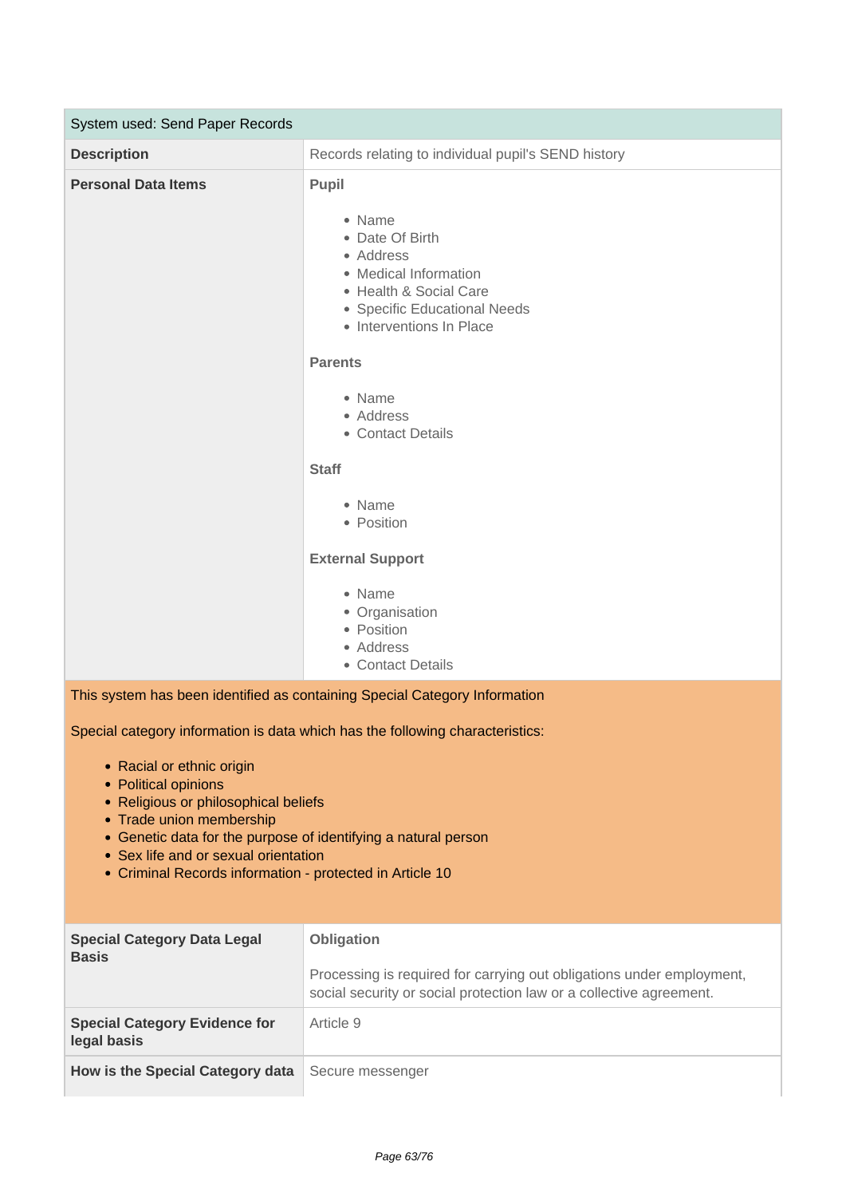| System used: Send Paper Records | |
|---|---|
| **Description** | Records relating to individual pupil's SEND history |
| **Personal Data Items** | **Pupil**<br><br>• Name<br>• Date Of Birth<br>• Address<br>• Medical Information<br>• Health & Social Care<br>• Specific Educational Needs<br>• Interventions In Place<br><br>**Parents**<br><br>• Name<br>• Address<br>• Contact Details<br><br>**Staff**<br><br>• Name<br>• Position<br><br>**External Support**<br><br>• Name<br>• Organisation<br>• Position<br>• Address<br>• Contact Details |

This system has been identified as containing Special Category Information

Special category information is data which has the following characteristics:

- Racial or ethnic origin
- Political opinions
- Religious or philosophical beliefs
- Trade union membership
- Genetic data for the purpose of identifying a natural person
- Sex life and or sexual orientation
- Criminal Records information - protected in Article 10

| | |
|---|---|
| **Special Category Data Legal Basis** | **Obligation**<br><br>Processing is required for carrying out obligations under employment, social security or social protection law or a collective agreement. |
| **Special Category Evidence for legal basis** | Article 9 |
| **How is the Special Category data** | Secure messenger |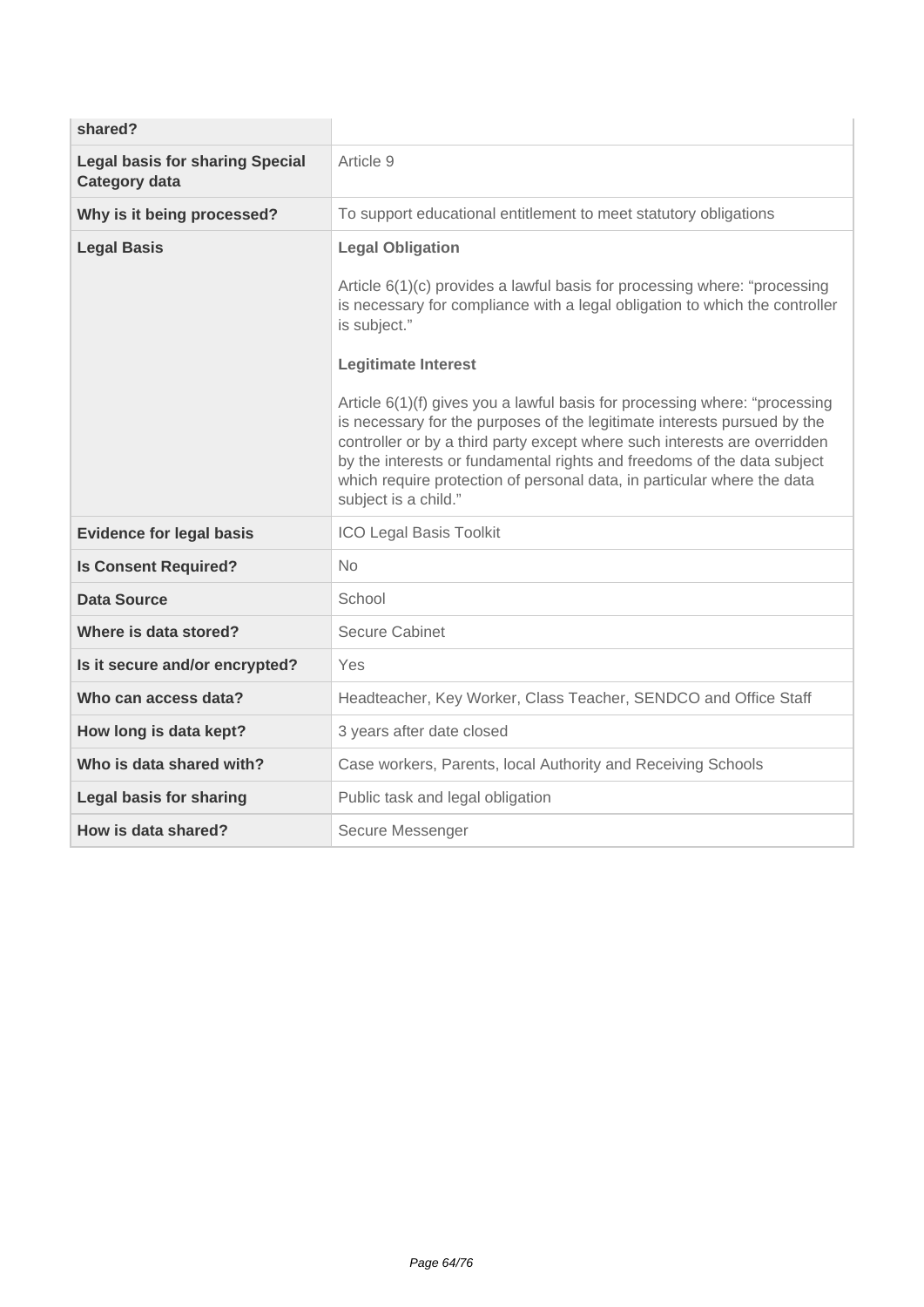| | |
|---|---|
| **shared?** | |
| **Legal basis for sharing Special Category data** | Article 9 |
| **Why is it being processed?** | To support educational entitlement to meet statutory obligations |
| **Legal Basis** | **Legal Obligation**<br><br>Article 6(1)(c) provides a lawful basis for processing where: "processing is necessary for compliance with a legal obligation to which the controller is subject."<br><br>**Legitimate Interest**<br><br>Article 6(1)(f) gives you a lawful basis for processing where: "processing is necessary for the purposes of the legitimate interests pursued by the controller or by a third party except where such interests are overridden by the interests or fundamental rights and freedoms of the data subject which require protection of personal data, in particular where the data subject is a child." |
| **Evidence for legal basis** | ICO Legal Basis Toolkit |
| **Is Consent Required?** | No |
| **Data Source** | School |
| **Where is data stored?** | Secure Cabinet |
| **Is it secure and/or encrypted?** | Yes |
| **Who can access data?** | Headteacher, Key Worker, Class Teacher, SENDCO and Office Staff |
| **How long is data kept?** | 3 years after date closed |
| **Who is data shared with?** | Case workers, Parents, local Authority and Receiving Schools |
| **Legal basis for sharing** | Public task and legal obligation |
| **How is data shared?** | Secure Messenger |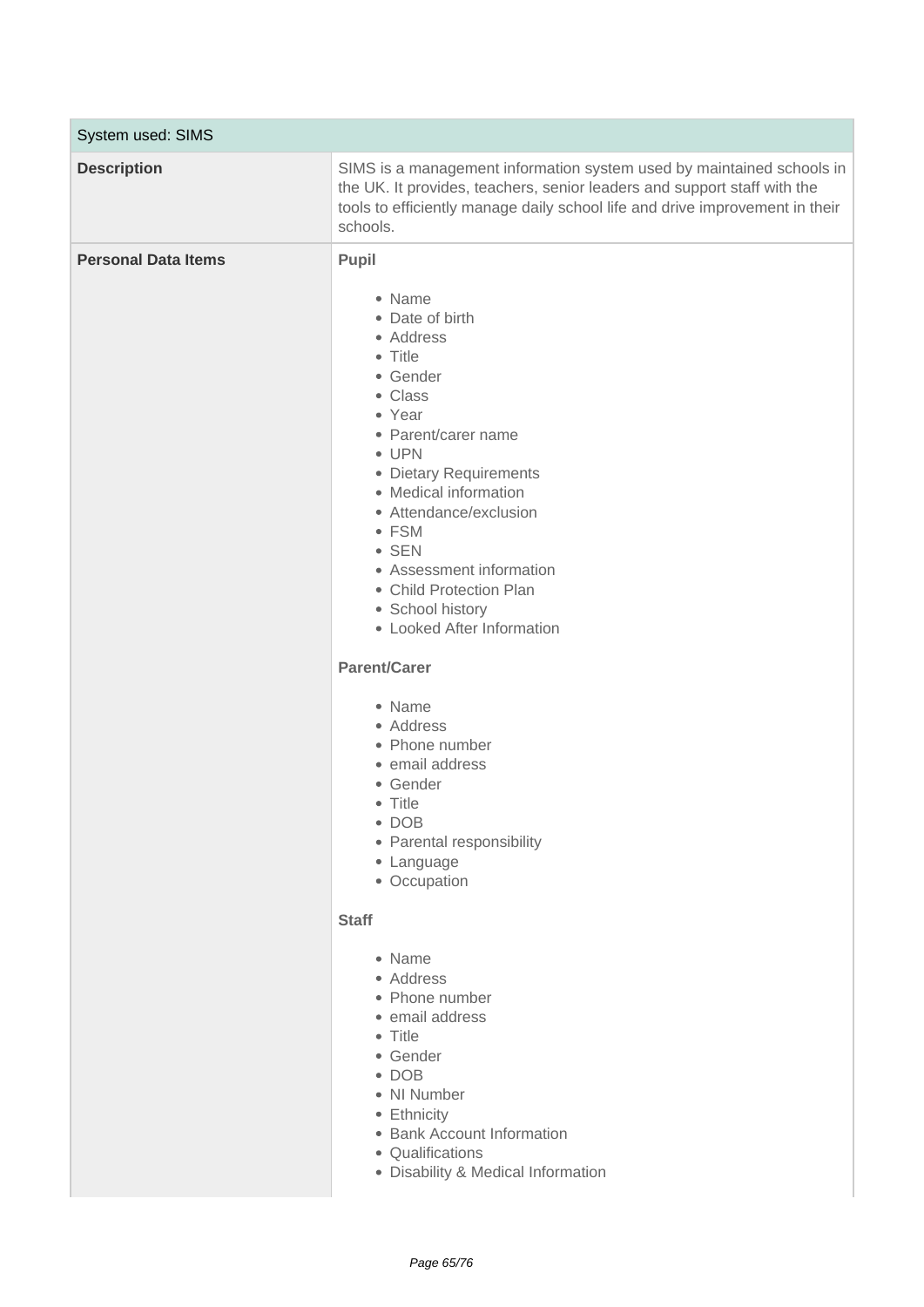| System used: SIMS | |
|---|---|
| **Description** | SIMS is a management information system used by maintained schools in the UK. It provides, teachers, senior leaders and support staff with the tools to efficiently manage daily school life and drive improvement in their schools. |
| **Personal Data Items** | **Pupil**<br><br>• Name<br>• Date of birth<br>• Address<br>• Title<br>• Gender<br>• Class<br>• Year<br>• Parent/carer name<br>• UPN<br>• Dietary Requirements<br>• Medical information<br>• Attendance/exclusion<br>• FSM<br>• SEN<br>• Assessment information<br>• Child Protection Plan<br>• School history<br>• Looked After Information<br><br>**Parent/Carer**<br><br>• Name<br>• Address<br>• Phone number<br>• email address<br>• Gender<br>• Title<br>• DOB<br>• Parental responsibility<br>• Language<br>• Occupation<br><br>**Staff**<br><br>• Name<br>• Address<br>• Phone number<br>• email address<br>• Title<br>• Gender<br>• DOB<br>• NI Number<br>• Ethnicity<br>• Bank Account Information<br>• Qualifications<br>• Disability & Medical Information |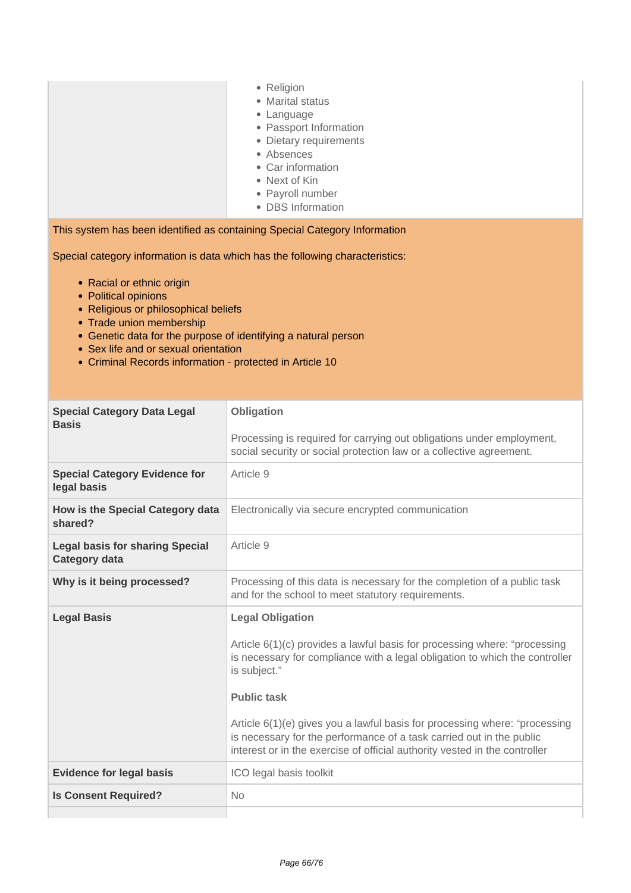|  |  |
|---|---|
|  | • Religion<br>• Marital status<br>• Language<br>• Passport Information<br>• Dietary requirements<br>• Absences<br>• Car information<br>• Next of Kin<br>• Payroll number<br>• DBS Information |

This system has been identified as containing Special Category Information

Special category information is data which has the following characteristics:

- Racial or ethnic origin
- Political opinions
- Religious or philosophical beliefs
- Trade union membership
- Genetic data for the purpose of identifying a natural person
- Sex life and or sexual orientation
- Criminal Records information - protected in Article 10

|  |  |
|---|---|
| **Special Category Data Legal Basis** | **Obligation**<br><br>Processing is required for carrying out obligations under employment, social security or social protection law or a collective agreement. |
| **Special Category Evidence for legal basis** | Article 9 |
| **How is the Special Category data shared?** | Electronically via secure encrypted communication |
| **Legal basis for sharing Special Category data** | Article 9 |
| **Why is it being processed?** | Processing of this data is necessary for the completion of a public task and for the school to meet statutory requirements. |
| **Legal Basis** | **Legal Obligation**<br><br>Article 6(1)(c) provides a lawful basis for processing where: "processing is necessary for compliance with a legal obligation to which the controller is subject."<br><br>**Public task**<br><br>Article 6(1)(e) gives you a lawful basis for processing where: "processing is necessary for the performance of a task carried out in the public interest or in the exercise of official authority vested in the controller |
| **Evidence for legal basis** | ICO legal basis toolkit |
| **Is Consent Required?** | No |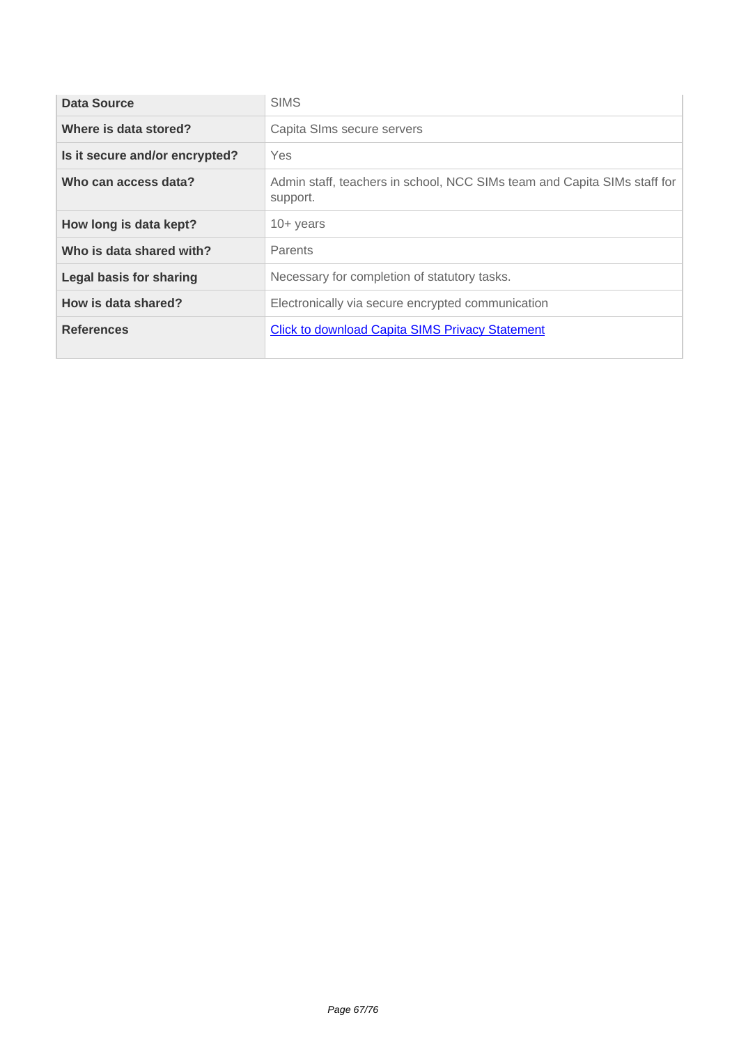| Data Source | SIMS |
|---|---|
| Where is data stored? | Capita SIms secure servers |
| Is it secure and/or encrypted? | Yes |
| Who can access data? | Admin staff, teachers in school, NCC SIMs team and Capita SIMs staff for support. |
| How long is data kept? | 10+ years |
| Who is data shared with? | Parents |
| Legal basis for sharing | Necessary for completion of statutory tasks. |
| How is data shared? | Electronically via secure encrypted communication |
| References | Click to download Capita SIMS Privacy Statement |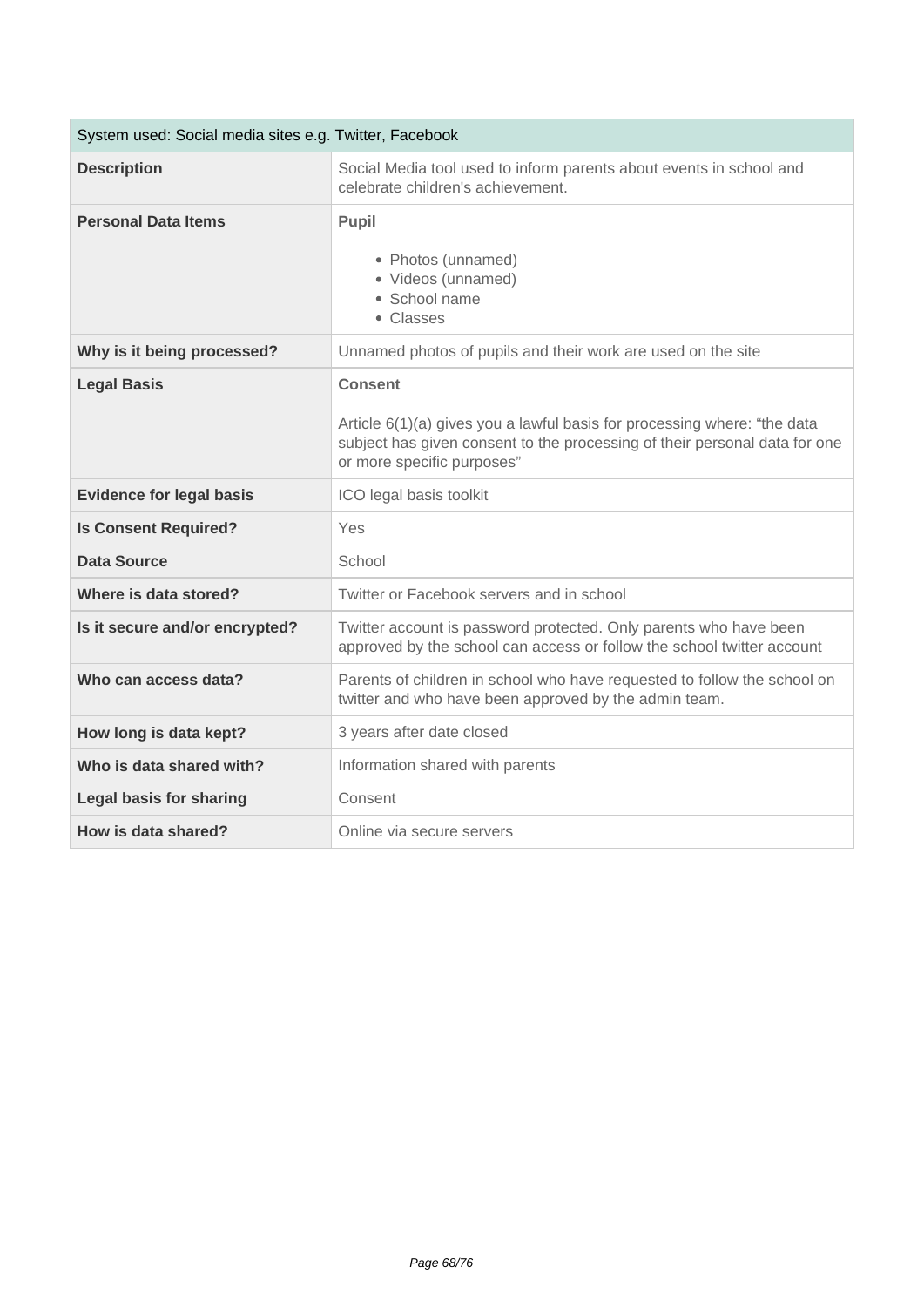| System used: Social media sites e.g. Twitter, Facebook | |
|---|---|
| **Description** | Social Media tool used to inform parents about events in school and celebrate children's achievement. |
| **Personal Data Items** | **Pupil**<br><br>• Photos (unnamed)<br>• Videos (unnamed)<br>• School name<br>• Classes |
| **Why is it being processed?** | Unnamed photos of pupils and their work are used on the site |
| **Legal Basis** | **Consent**<br><br>Article 6(1)(a) gives you a lawful basis for processing where: "the data subject has given consent to the processing of their personal data for one or more specific purposes" |
| **Evidence for legal basis** | ICO legal basis toolkit |
| **Is Consent Required?** | Yes |
| **Data Source** | School |
| **Where is data stored?** | Twitter or Facebook servers and in school |
| **Is it secure and/or encrypted?** | Twitter account is password protected. Only parents who have been approved by the school can access or follow the school twitter account |
| **Who can access data?** | Parents of children in school who have requested to follow the school on twitter and who have been approved by the admin team. |
| **How long is data kept?** | 3 years after date closed |
| **Who is data shared with?** | Information shared with parents |
| **Legal basis for sharing** | Consent |
| **How is data shared?** | Online via secure servers |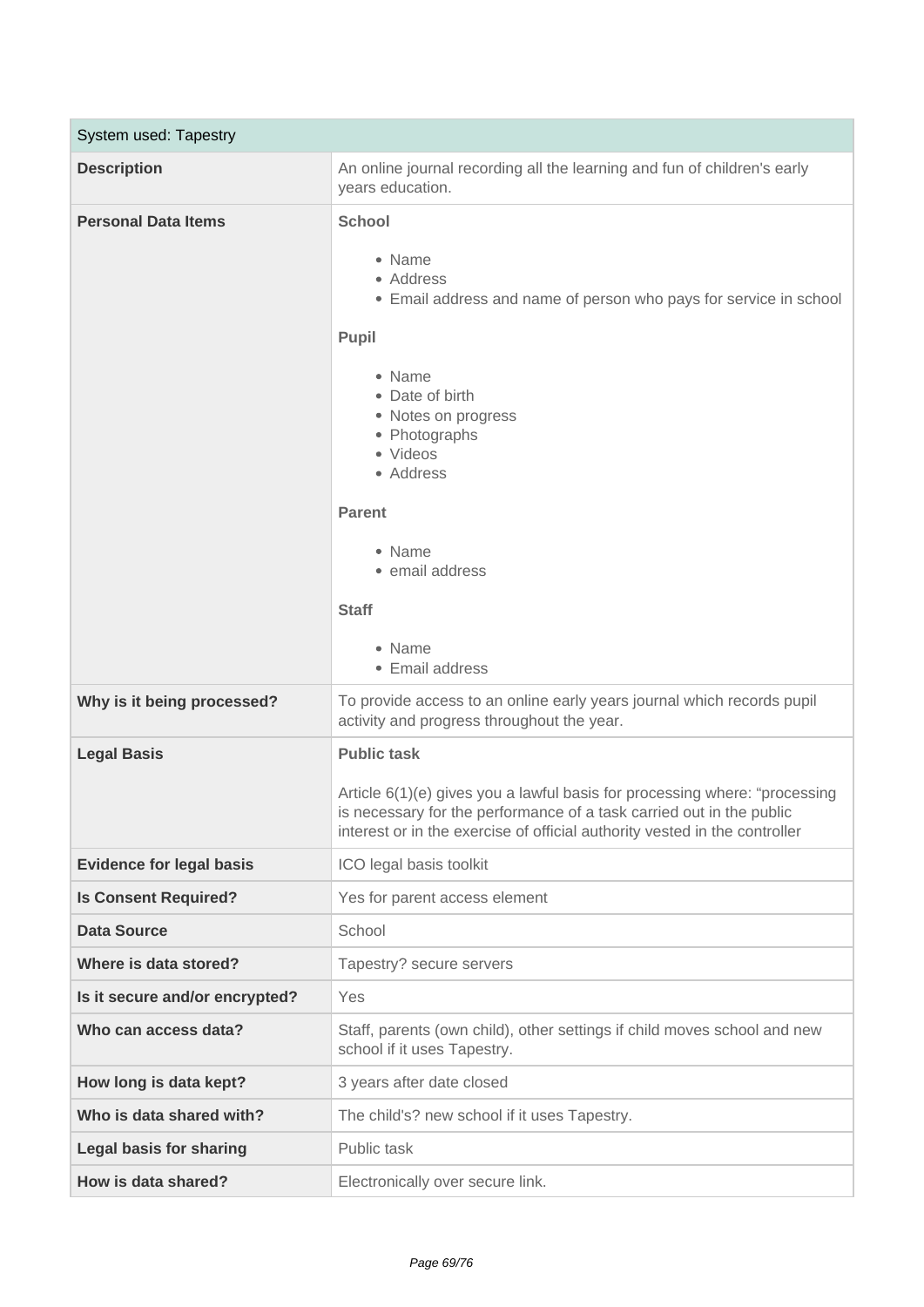| System used: Tapestry | |
|---|---|
| **Description** | An online journal recording all the learning and fun of children's early years education. |
| **Personal Data Items** | **School**<br><br>• Name<br>• Address<br>• Email address and name of person who pays for service in school<br><br>**Pupil**<br><br>• Name<br>• Date of birth<br>• Notes on progress<br>• Photographs<br>• Videos<br>• Address<br><br>**Parent**<br><br>• Name<br>• email address<br><br>**Staff**<br><br>• Name<br>• Email address |
| **Why is it being processed?** | To provide access to an online early years journal which records pupil activity and progress throughout the year. |
| **Legal Basis** | **Public task**<br><br>Article 6(1)(e) gives you a lawful basis for processing where: "processing is necessary for the performance of a task carried out in the public interest or in the exercise of official authority vested in the controller |
| **Evidence for legal basis** | ICO legal basis toolkit |
| **Is Consent Required?** | Yes for parent access element |
| **Data Source** | School |
| **Where is data stored?** | Tapestry? secure servers |
| **Is it secure and/or encrypted?** | Yes |
| **Who can access data?** | Staff, parents (own child), other settings if child moves school and new school if it uses Tapestry. |
| **How long is data kept?** | 3 years after date closed |
| **Who is data shared with?** | The child's? new school if it uses Tapestry. |
| **Legal basis for sharing** | Public task |
| **How is data shared?** | Electronically over secure link. |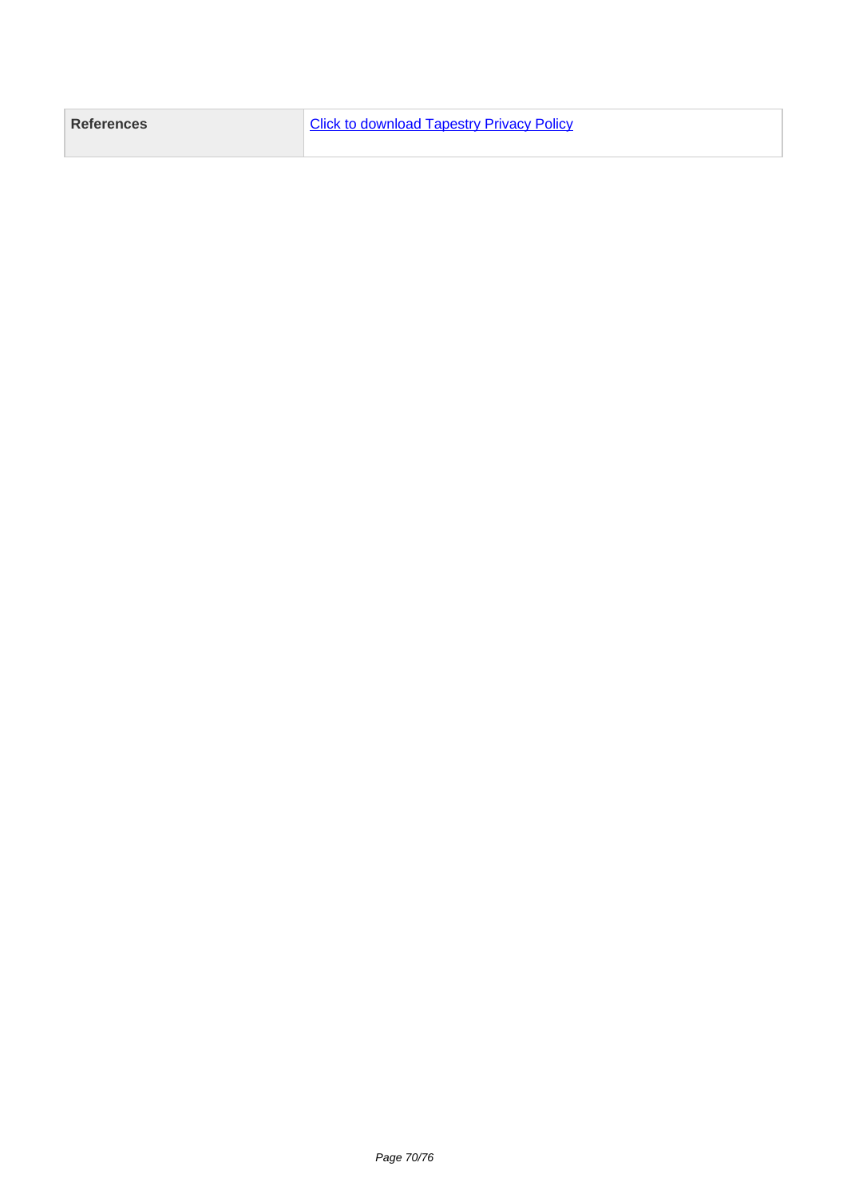| **References** | Click to download Tapestry Privacy Policy |
| --- | --- |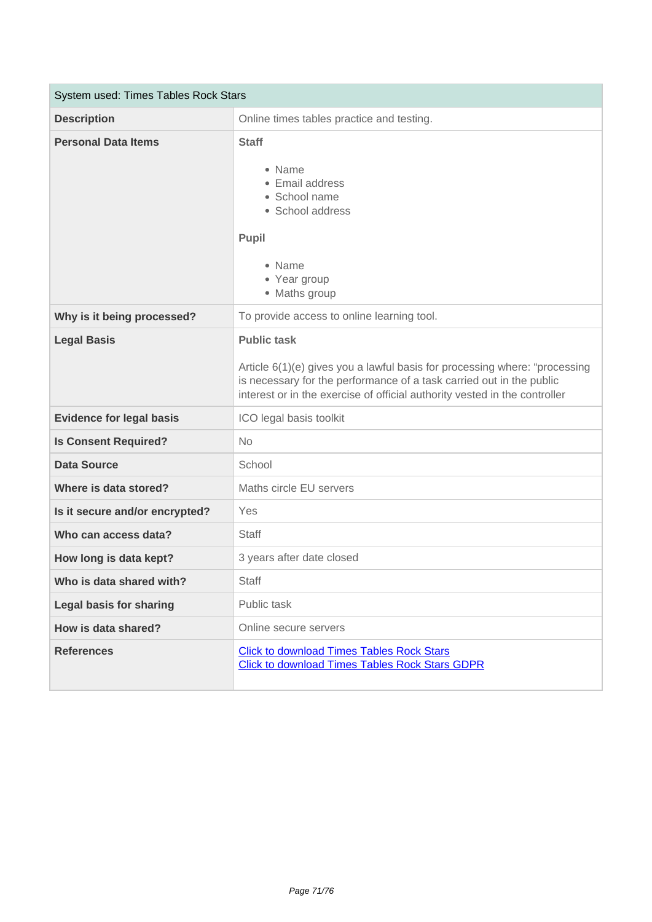| System used: Times Tables Rock Stars | |
|---|---|
| **Description** | Online times tables practice and testing. |
| **Personal Data Items** | **Staff**<br><br>• Name<br>• Email address<br>• School name<br>• School address<br><br>**Pupil**<br><br>• Name<br>• Year group<br>• Maths group |
| **Why is it being processed?** | To provide access to online learning tool. |
| **Legal Basis** | **Public task**<br><br>Article 6(1)(e) gives you a lawful basis for processing where: "processing is necessary for the performance of a task carried out in the public interest or in the exercise of official authority vested in the controller |
| **Evidence for legal basis** | ICO legal basis toolkit |
| **Is Consent Required?** | No |
| **Data Source** | School |
| **Where is data stored?** | Maths circle EU servers |
| **Is it secure and/or encrypted?** | Yes |
| **Who can access data?** | Staff |
| **How long is data kept?** | 3 years after date closed |
| **Who is data shared with?** | Staff |
| **Legal basis for sharing** | Public task |
| **How is data shared?** | Online secure servers |
| **References** | Click to download Times Tables Rock Stars<br>Click to download Times Tables Rock Stars GDPR |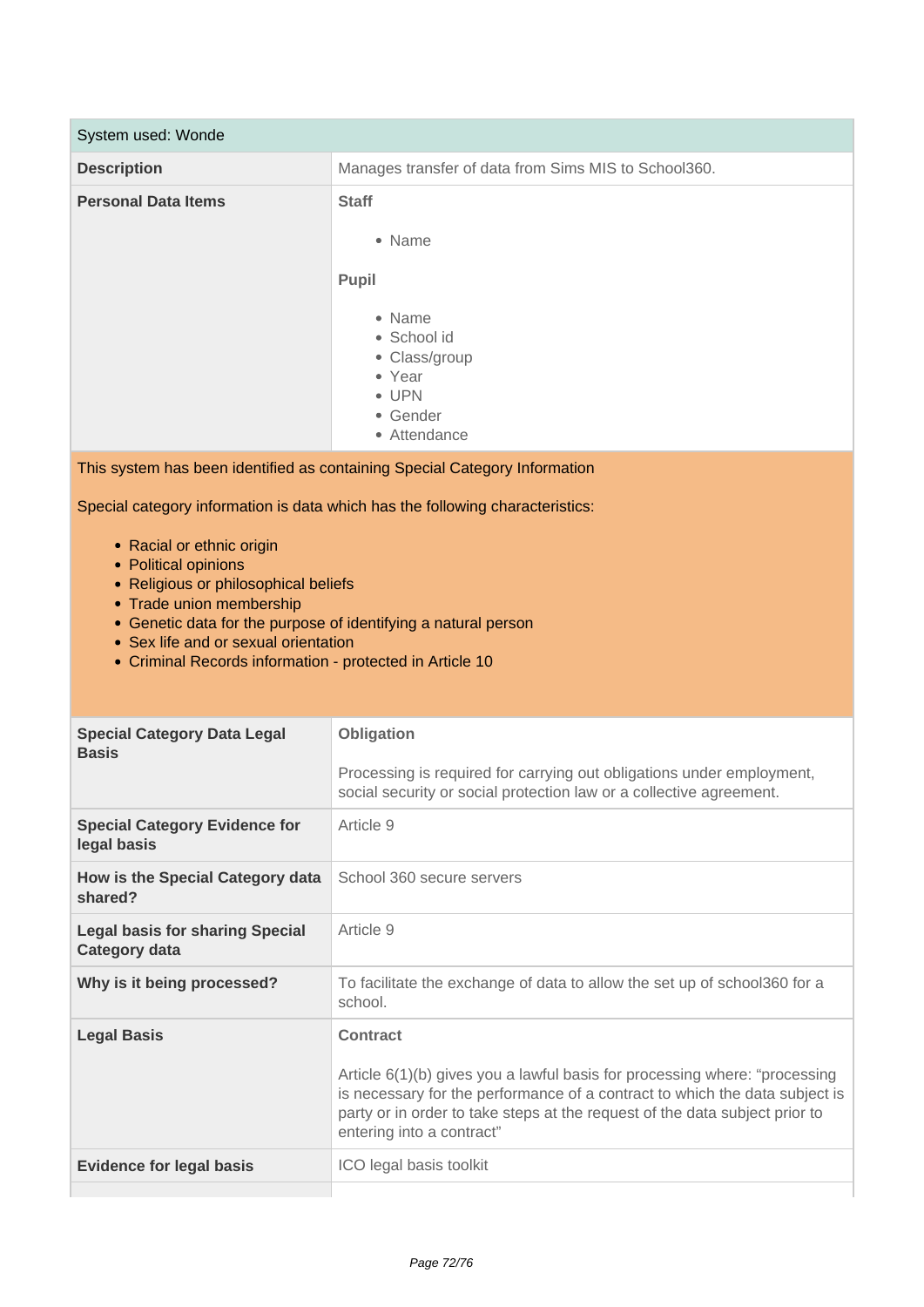| System used: Wonde | |
|---|---|
| **Description** | Manages transfer of data from Sims MIS to School360. |
| **Personal Data Items** | **Staff**<br><br>• Name<br><br>**Pupil**<br><br>• Name<br>• School id<br>• Class/group<br>• Year<br>• UPN<br>• Gender<br>• Attendance |

This system has been identified as containing Special Category Information

Special category information is data which has the following characteristics:

- Racial or ethnic origin
- Political opinions
- Religious or philosophical beliefs
- Trade union membership
- Genetic data for the purpose of identifying a natural person
- Sex life and or sexual orientation
- Criminal Records information - protected in Article 10

| | |
|---|---|
| **Special Category Data Legal Basis** | **Obligation**<br><br>Processing is required for carrying out obligations under employment, social security or social protection law or a collective agreement. |
| **Special Category Evidence for legal basis** | Article 9 |
| **How is the Special Category data shared?** | School 360 secure servers |
| **Legal basis for sharing Special Category data** | Article 9 |
| **Why is it being processed?** | To facilitate the exchange of data to allow the set up of school360 for a school. |
| **Legal Basis** | **Contract**<br><br>Article 6(1)(b) gives you a lawful basis for processing where: "processing is necessary for the performance of a contract to which the data subject is party or in order to take steps at the request of the data subject prior to entering into a contract" |
| **Evidence for legal basis** | ICO legal basis toolkit |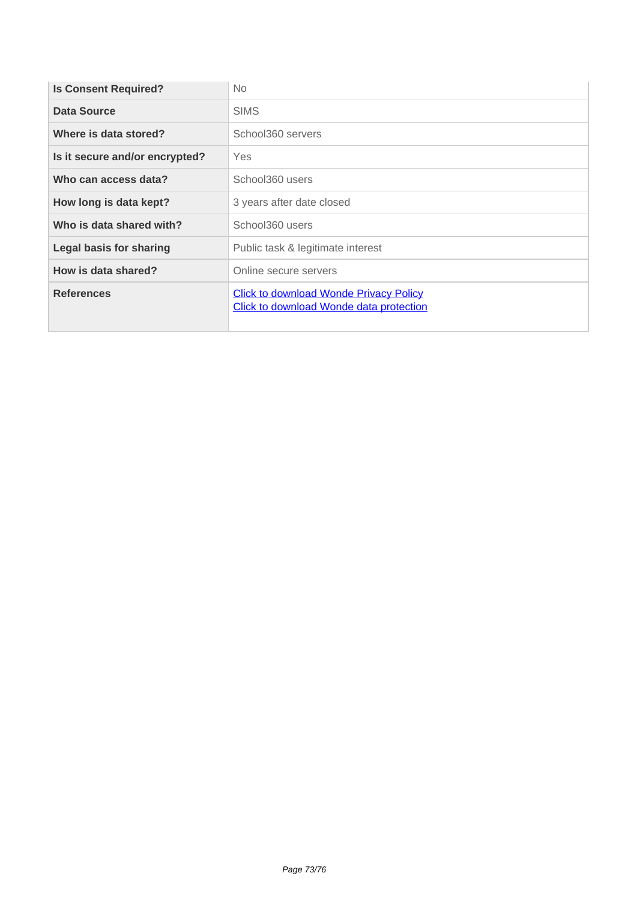| Is Consent Required? | No |
|---|---|
| Data Source | SIMS |
| Where is data stored? | School360 servers |
| Is it secure and/or encrypted? | Yes |
| Who can access data? | School360 users |
| How long is data kept? | 3 years after date closed |
| Who is data shared with? | School360 users |
| Legal basis for sharing | Public task & legitimate interest |
| How is data shared? | Online secure servers |
| References | Click to download Wonde Privacy Policy<br>Click to download Wonde data protection |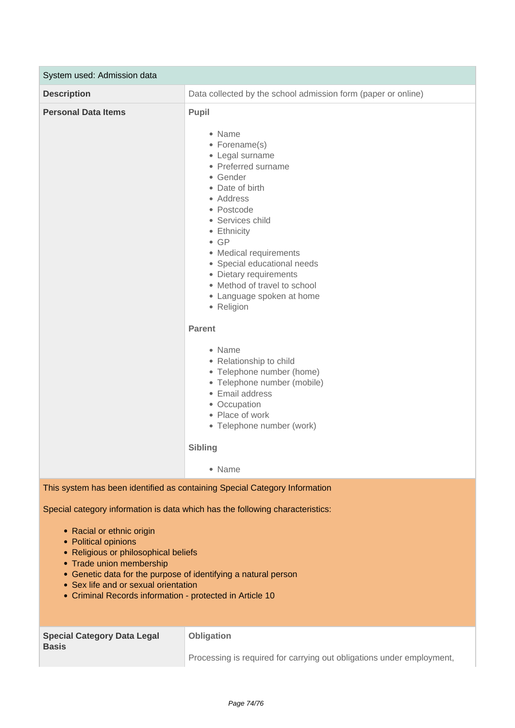| System used: Admission data | |
|---|---|
| **Description** | Data collected by the school admission form (paper or online) |
| **Personal Data Items** | **Pupil**<br><br>• Name<br>• Forename(s)<br>• Legal surname<br>• Preferred surname<br>• Gender<br>• Date of birth<br>• Address<br>• Postcode<br>• Services child<br>• Ethnicity<br>• GP<br>• Medical requirements<br>• Special educational needs<br>• Dietary requirements<br>• Method of travel to school<br>• Language spoken at home<br>• Religion<br><br>**Parent**<br><br>• Name<br>• Relationship to child<br>• Telephone number (home)<br>• Telephone number (mobile)<br>• Email address<br>• Occupation<br>• Place of work<br>• Telephone number (work)<br><br>**Sibling**<br><br>• Name |

This system has been identified as containing Special Category Information

Special category information is data which has the following characteristics:

- Racial or ethnic origin
- Political opinions
- Religious or philosophical beliefs
- Trade union membership
- Genetic data for the purpose of identifying a natural person
- Sex life and or sexual orientation
- Criminal Records information - protected in Article 10

| **Special Category Data Legal Basis** | **Obligation**<br><br>Processing is required for carrying out obligations under employment, |
|---|---|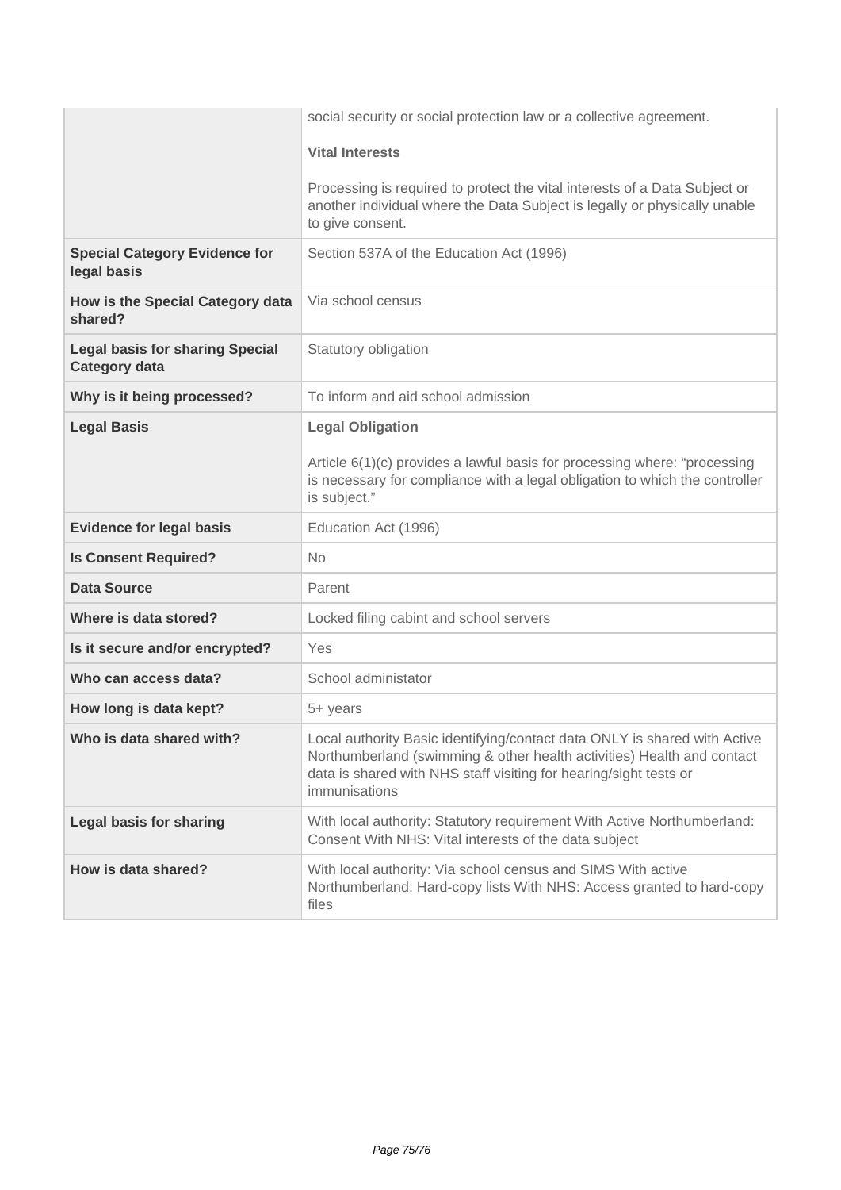| | |
|---|---|
| | social security or social protection law or a collective agreement.<br><br>**Vital Interests**<br><br>Processing is required to protect the vital interests of a Data Subject or another individual where the Data Subject is legally or physically unable to give consent. |
| **Special Category Evidence for legal basis** | Section 537A of the Education Act (1996) |
| **How is the Special Category data shared?** | Via school census |
| **Legal basis for sharing Special Category data** | Statutory obligation |
| **Why is it being processed?** | To inform and aid school admission |
| **Legal Basis** | **Legal Obligation**<br><br>Article 6(1)(c) provides a lawful basis for processing where: "processing is necessary for compliance with a legal obligation to which the controller is subject." |
| **Evidence for legal basis** | Education Act (1996) |
| **Is Consent Required?** | No |
| **Data Source** | Parent |
| **Where is data stored?** | Locked filing cabint and school servers |
| **Is it secure and/or encrypted?** | Yes |
| **Who can access data?** | School administator |
| **How long is data kept?** | 5+ years |
| **Who is data shared with?** | Local authority Basic identifying/contact data ONLY is shared with Active Northumberland (swimming & other health activities) Health and contact data is shared with NHS staff visiting for hearing/sight tests or immunisations |
| **Legal basis for sharing** | With local authority: Statutory requirement With Active Northumberland: Consent With NHS: Vital interests of the data subject |
| **How is data shared?** | With local authority: Via school census and SIMS With active Northumberland: Hard-copy lists With NHS: Access granted to hard-copy files |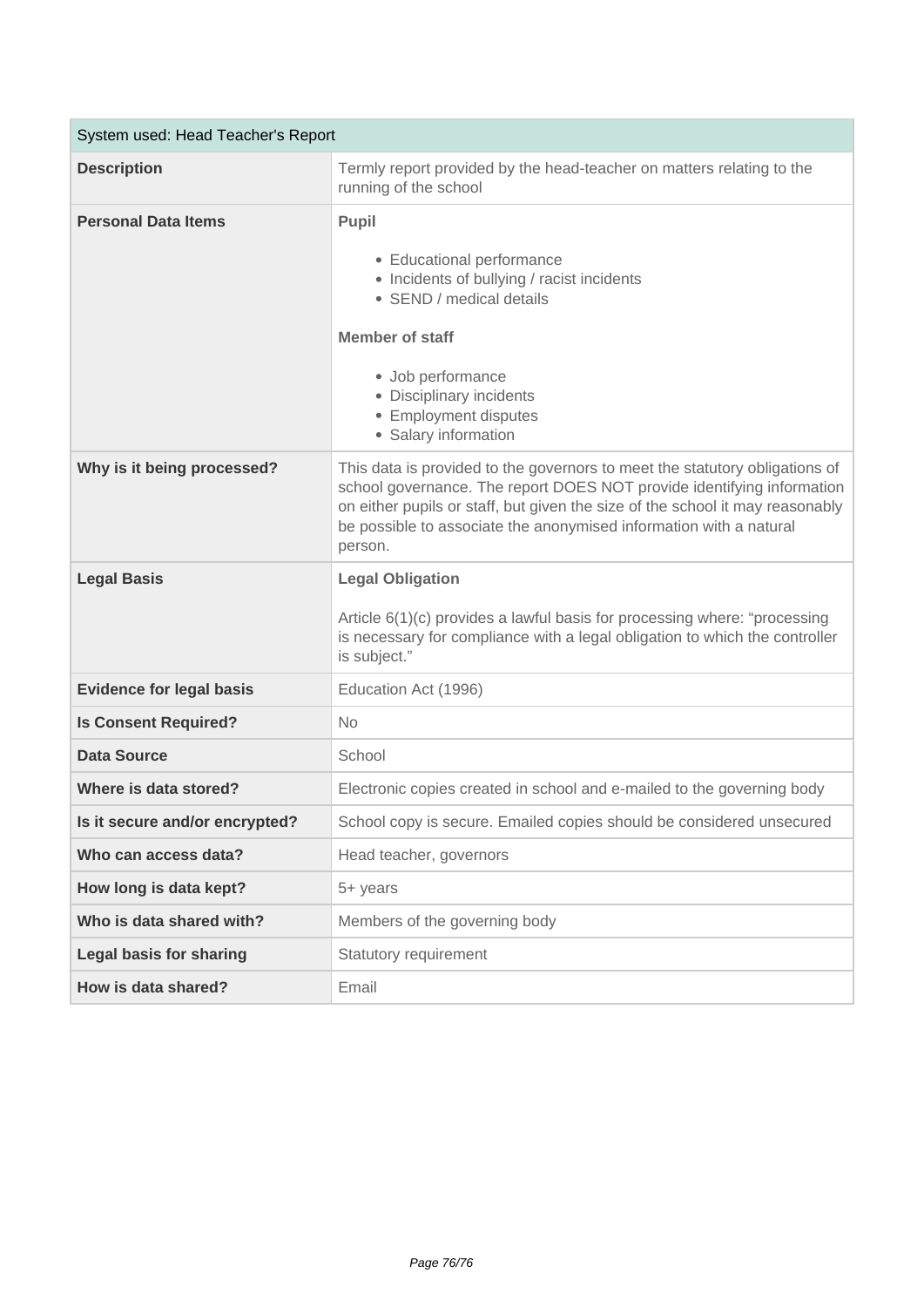| System used: Head Teacher's Report | |
|---|---|
| **Description** | Termly report provided by the head-teacher on matters relating to the running of the school |
| **Personal Data Items** | **Pupil**<br><br>• Educational performance<br>• Incidents of bullying / racist incidents<br>• SEND / medical details<br><br>**Member of staff**<br><br>• Job performance<br>• Disciplinary incidents<br>• Employment disputes<br>• Salary information |
| **Why is it being processed?** | This data is provided to the governors to meet the statutory obligations of school governance. The report DOES NOT provide identifying information on either pupils or staff, but given the size of the school it may reasonably be possible to associate the anonymised information with a natural person. |
| **Legal Basis** | **Legal Obligation**<br><br>Article 6(1)(c) provides a lawful basis for processing where: "processing is necessary for compliance with a legal obligation to which the controller is subject." |
| **Evidence for legal basis** | Education Act (1996) |
| **Is Consent Required?** | No |
| **Data Source** | School |
| **Where is data stored?** | Electronic copies created in school and e-mailed to the governing body |
| **Is it secure and/or encrypted?** | School copy is secure. Emailed copies should be considered unsecured |
| **Who can access data?** | Head teacher, governors |
| **How long is data kept?** | 5+ years |
| **Who is data shared with?** | Members of the governing body |
| **Legal basis for sharing** | Statutory requirement |
| **How is data shared?** | Email |